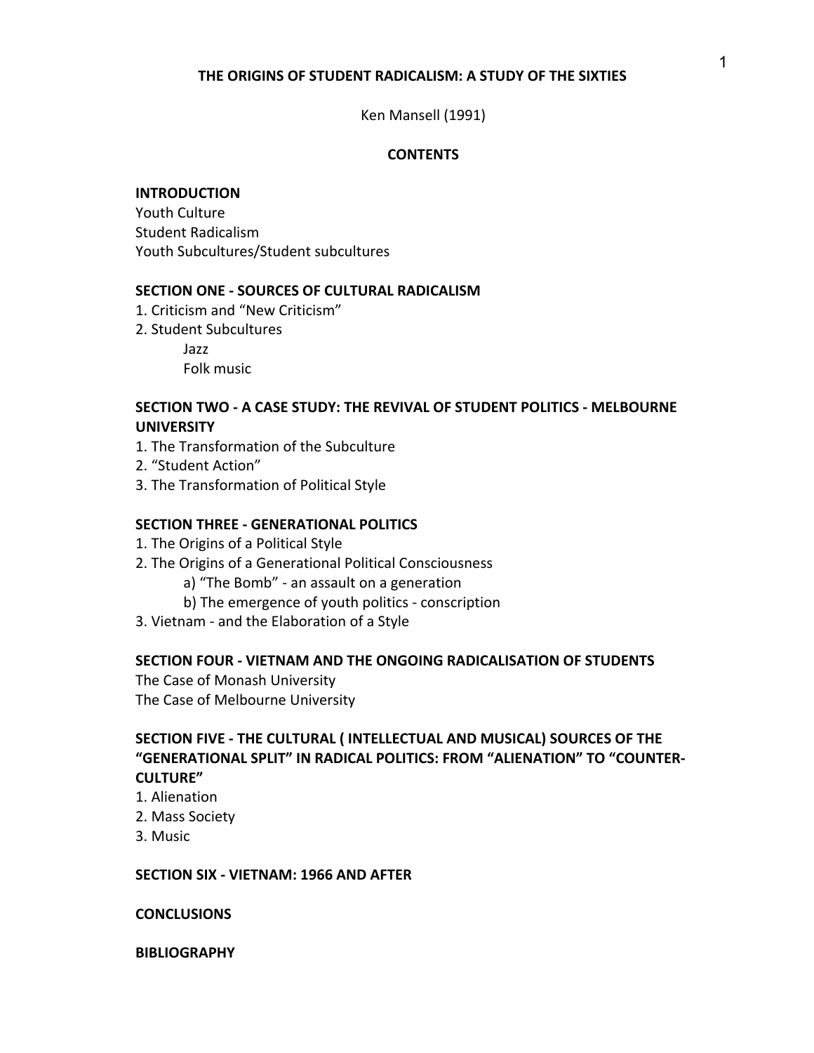# THE ORIGINS OF STUDENT RADICALISM: A STUDY OF THE SIXTIES

Ken Mansell (1991)

## CONTENTS

**INTRODUCTION**

Youth Culture
Student Radicalism
Youth Subcultures/Student subcultures

**SECTION ONE - SOURCES OF CULTURAL RADICALISM**

1. Criticism and "New Criticism"
2. Student Subcultures
    - Jazz
    - Folk music

**SECTION TWO - A CASE STUDY: THE REVIVAL OF STUDENT POLITICS - MELBOURNE UNIVERSITY**

1. The Transformation of the Subculture
2. "Student Action"
3. The Transformation of Political Style

**SECTION THREE - GENERATIONAL POLITICS**

1. The Origins of a Political Style
2. The Origins of a Generational Political Consciousness
    - a) "The Bomb" - an assault on a generation
    - b) The emergence of youth politics - conscription
3. Vietnam - and the Elaboration of a Style

**SECTION FOUR - VIETNAM AND THE ONGOING RADICALISATION OF STUDENTS**

The Case of Monash University
The Case of Melbourne University

**SECTION FIVE - THE CULTURAL ( INTELLECTUAL AND MUSICAL) SOURCES OF THE "GENERATIONAL SPLIT" IN RADICAL POLITICS: FROM "ALIENATION" TO "COUNTER-CULTURE"**

1. Alienation
2. Mass Society
3. Music

**SECTION SIX - VIETNAM: 1966 AND AFTER**

**CONCLUSIONS**

**BIBLIOGRAPHY**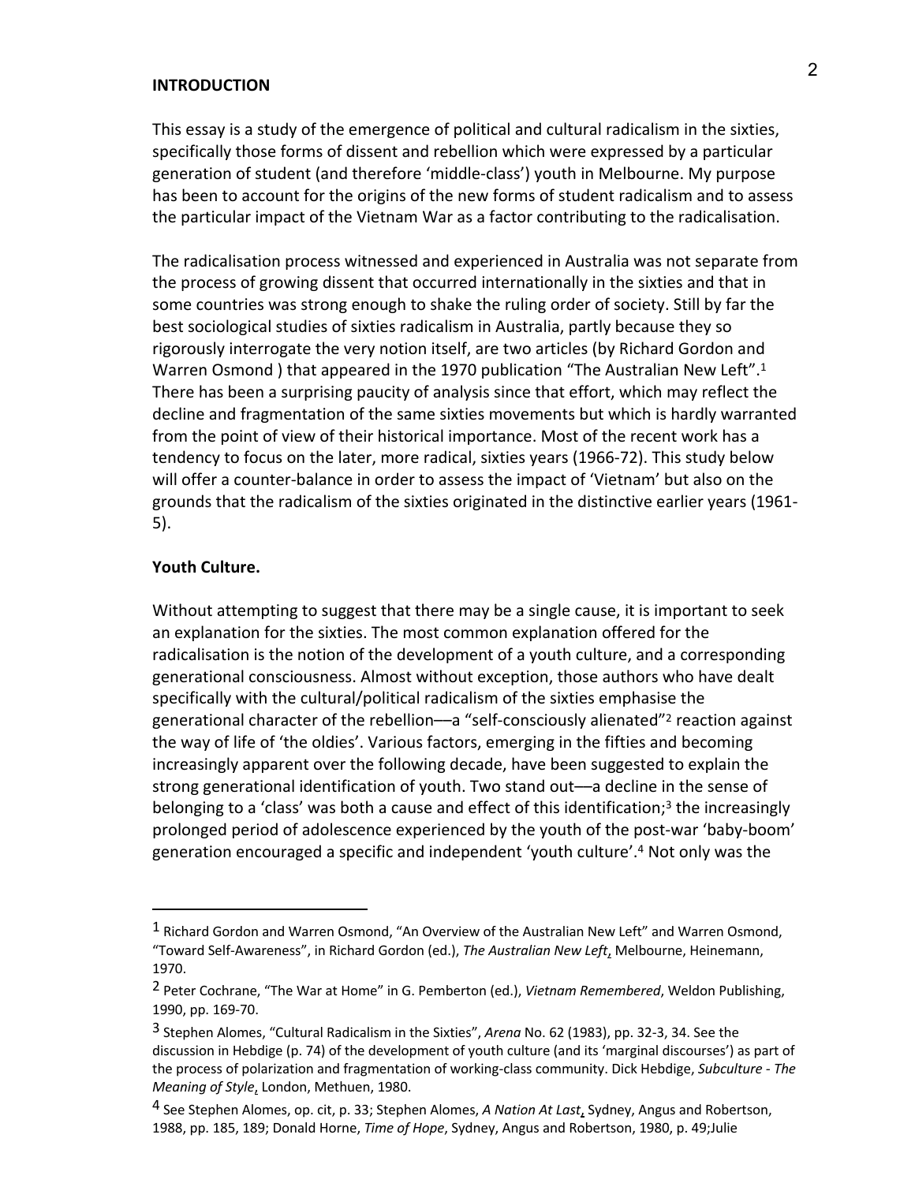## INTRODUCTION

This essay is a study of the emergence of political and cultural radicalism in the sixties, specifically those forms of dissent and rebellion which were expressed by a particular generation of student (and therefore 'middle-class') youth in Melbourne. My purpose has been to account for the origins of the new forms of student radicalism and to assess the particular impact of the Vietnam War as a factor contributing to the radicalisation.

The radicalisation process witnessed and experienced in Australia was not separate from the process of growing dissent that occurred internationally in the sixties and that in some countries was strong enough to shake the ruling order of society. Still by far the best sociological studies of sixties radicalism in Australia, partly because they so rigorously interrogate the very notion itself, are two articles (by Richard Gordon and Warren Osmond ) that appeared in the 1970 publication "The Australian New Left".[1] There has been a surprising paucity of analysis since that effort, which may reflect the decline and fragmentation of the same sixties movements but which is hardly warranted from the point of view of their historical importance. Most of the recent work has a tendency to focus on the later, more radical, sixties years (1966-72). This study below will offer a counter-balance in order to assess the impact of 'Vietnam' but also on the grounds that the radicalism of the sixties originated in the distinctive earlier years (1961-5).

### Youth Culture.

Without attempting to suggest that there may be a single cause, it is important to seek an explanation for the sixties. The most common explanation offered for the radicalisation is the notion of the development of a youth culture, and a corresponding generational consciousness. Almost without exception, those authors who have dealt specifically with the cultural/political radicalism of the sixties emphasise the generational character of the rebellion—a "self-consciously alienated"[2] reaction against the way of life of 'the oldies'. Various factors, emerging in the fifties and becoming increasingly apparent over the following decade, have been suggested to explain the strong generational identification of youth. Two stand out—a decline in the sense of belonging to a 'class' was both a cause and effect of this identification;[3] the increasingly prolonged period of adolescence experienced by the youth of the post-war 'baby-boom' generation encouraged a specific and independent 'youth culture'.[4] Not only was the

---

[1] Richard Gordon and Warren Osmond, "An Overview of the Australian New Left" and Warren Osmond, "Toward Self-Awareness", in Richard Gordon (ed.), *The Australian New Left*, Melbourne, Heinemann, 1970.

[2] Peter Cochrane, "The War at Home" in G. Pemberton (ed.), *Vietnam Remembered*, Weldon Publishing, 1990, pp. 169-70.

[3] Stephen Alomes, "Cultural Radicalism in the Sixties", *Arena* No. 62 (1983), pp. 32-3, 34. See the discussion in Hebdige (p. 74) of the development of youth culture (and its 'marginal discourses') as part of the process of polarization and fragmentation of working-class community. Dick Hebdige, *Subculture - The Meaning of Style*, London, Methuen, 1980.

[4] See Stephen Alomes, op. cit, p. 33; Stephen Alomes, *A Nation At Last*, Sydney, Angus and Robertson, 1988, pp. 185, 189; Donald Horne, *Time of Hope*, Sydney, Angus and Robertson, 1980, p. 49;Julie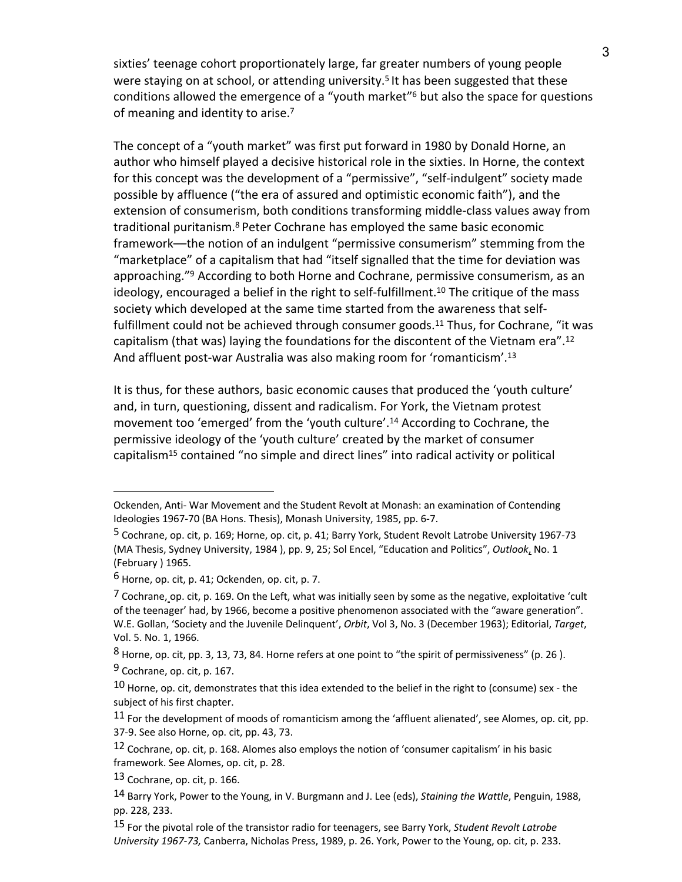sixties' teenage cohort proportionately large, far greater numbers of young people were staying on at school, or attending university.[5] It has been suggested that these conditions allowed the emergence of a "youth market"[6] but also the space for questions of meaning and identity to arise.[7]

The concept of a "youth market" was first put forward in 1980 by Donald Horne, an author who himself played a decisive historical role in the sixties. In Horne, the context for this concept was the development of a "permissive", "self-indulgent" society made possible by affluence ("the era of assured and optimistic economic faith"), and the extension of consumerism, both conditions transforming middle-class values away from traditional puritanism.[8] Peter Cochrane has employed the same basic economic framework—the notion of an indulgent "permissive consumerism" stemming from the "marketplace" of a capitalism that had "itself signalled that the time for deviation was approaching."[9] According to both Horne and Cochrane, permissive consumerism, as an ideology, encouraged a belief in the right to self-fulfillment.[10] The critique of the mass society which developed at the same time started from the awareness that self-fulfillment could not be achieved through consumer goods.[11] Thus, for Cochrane, "it was capitalism (that was) laying the foundations for the discontent of the Vietnam era".[12] And affluent post-war Australia was also making room for 'romanticism'.[13]

It is thus, for these authors, basic economic causes that produced the 'youth culture' and, in turn, questioning, dissent and radicalism. For York, the Vietnam protest movement too 'emerged' from the 'youth culture'.[14] According to Cochrane, the permissive ideology of the 'youth culture' created by the market of consumer capitalism[15] contained "no simple and direct lines" into radical activity or political

---

Ockenden, Anti- War Movement and the Student Revolt at Monash: an examination of Contending Ideologies 1967-70 (BA Hons. Thesis), Monash University, 1985, pp. 6-7.

[5] Cochrane, op. cit, p. 169; Horne, op. cit, p. 41; Barry York, Student Revolt Latrobe University 1967-73 (MA Thesis, Sydney University, 1984 ), pp. 9, 25; Sol Encel, "Education and Politics", *Outlook*, No. 1 (February ) 1965.

[6] Horne, op. cit, p. 41; Ockenden, op. cit, p. 7.

[7] Cochrane, op. cit, p. 169. On the Left, what was initially seen by some as the negative, exploitative 'cult of the teenager' had, by 1966, become a positive phenomenon associated with the "aware generation". W.E. Gollan, 'Society and the Juvenile Delinquent', *Orbit*, Vol 3, No. 3 (December 1963); Editorial, *Target*, Vol. 5. No. 1, 1966.

[8] Horne, op. cit, pp. 3, 13, 73, 84. Horne refers at one point to "the spirit of permissiveness" (p. 26 ).

[9] Cochrane, op. cit, p. 167.

[10] Horne, op. cit, demonstrates that this idea extended to the belief in the right to (consume) sex - the subject of his first chapter.

[11] For the development of moods of romanticism among the 'affluent alienated', see Alomes, op. cit, pp. 37-9. See also Horne, op. cit, pp. 43, 73.

[12] Cochrane, op. cit, p. 168. Alomes also employs the notion of 'consumer capitalism' in his basic framework. See Alomes, op. cit, p. 28.

[13] Cochrane, op. cit, p. 166.

[14] Barry York, Power to the Young, in V. Burgmann and J. Lee (eds), *Staining the Wattle*, Penguin, 1988, pp. 228, 233.

[15] For the pivotal role of the transistor radio for teenagers, see Barry York, *Student Revolt Latrobe University 1967-73,* Canberra, Nicholas Press, 1989, p. 26. York, Power to the Young, op. cit, p. 233.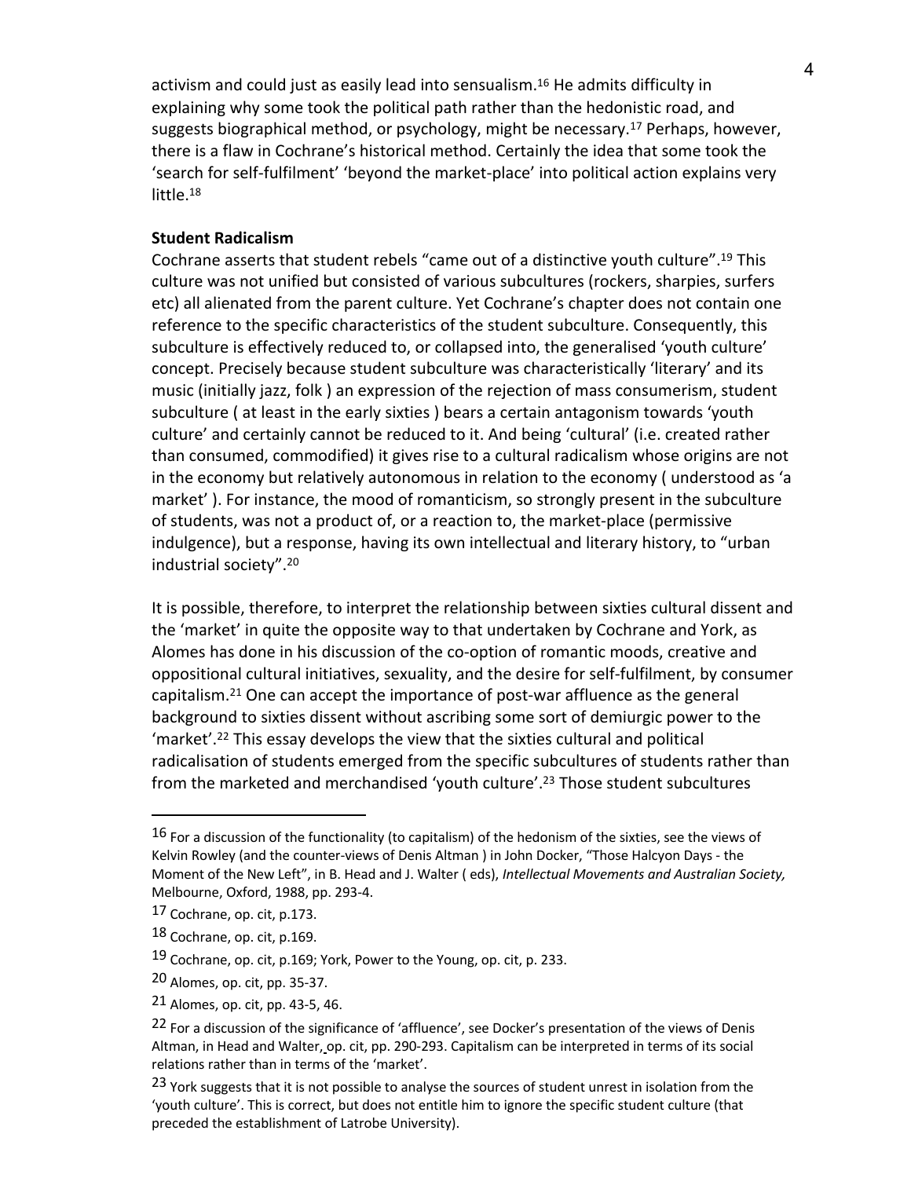activism and could just as easily lead into sensualism.[16] He admits difficulty in explaining why some took the political path rather than the hedonistic road, and suggests biographical method, or psychology, might be necessary.[17] Perhaps, however, there is a flaw in Cochrane's historical method. Certainly the idea that some took the 'search for self-fulfilment' 'beyond the market-place' into political action explains very little.[18]

**Student Radicalism**

Cochrane asserts that student rebels "came out of a distinctive youth culture".[19] This culture was not unified but consisted of various subcultures (rockers, sharpies, surfers etc) all alienated from the parent culture. Yet Cochrane's chapter does not contain one reference to the specific characteristics of the student subculture. Consequently, this subculture is effectively reduced to, or collapsed into, the generalised 'youth culture' concept. Precisely because student subculture was characteristically 'literary' and its music (initially jazz, folk ) an expression of the rejection of mass consumerism, student subculture ( at least in the early sixties ) bears a certain antagonism towards 'youth culture' and certainly cannot be reduced to it. And being 'cultural' (i.e. created rather than consumed, commodified) it gives rise to a cultural radicalism whose origins are not in the economy but relatively autonomous in relation to the economy ( understood as 'a market' ). For instance, the mood of romanticism, so strongly present in the subculture of students, was not a product of, or a reaction to, the market-place (permissive indulgence), but a response, having its own intellectual and literary history, to "urban industrial society".[20]

It is possible, therefore, to interpret the relationship between sixties cultural dissent and the 'market' in quite the opposite way to that undertaken by Cochrane and York, as Alomes has done in his discussion of the co-option of romantic moods, creative and oppositional cultural initiatives, sexuality, and the desire for self-fulfilment, by consumer capitalism.[21] One can accept the importance of post-war affluence as the general background to sixties dissent without ascribing some sort of demiurgic power to the 'market'.[22] This essay develops the view that the sixties cultural and political radicalisation of students emerged from the specific subcultures of students rather than from the marketed and merchandised 'youth culture'.[23] Those student subcultures

---

16 For a discussion of the functionality (to capitalism) of the hedonism of the sixties, see the views of Kelvin Rowley (and the counter-views of Denis Altman ) in John Docker, "Those Halcyon Days - the Moment of the New Left", in B. Head and J. Walter ( eds), *Intellectual Movements and Australian Society,* Melbourne, Oxford, 1988, pp. 293-4.

17 Cochrane, op. cit, p.173.

18 Cochrane, op. cit, p.169.

19 Cochrane, op. cit, p.169; York, Power to the Young, op. cit, p. 233.

20 Alomes, op. cit, pp. 35-37.

21 Alomes, op. cit, pp. 43-5, 46.

22 For a discussion of the significance of 'affluence', see Docker's presentation of the views of Denis Altman, in Head and Walter, op. cit, pp. 290-293. Capitalism can be interpreted in terms of its social relations rather than in terms of the 'market'.

23 York suggests that it is not possible to analyse the sources of student unrest in isolation from the 'youth culture'. This is correct, but does not entitle him to ignore the specific student culture (that preceded the establishment of Latrobe University).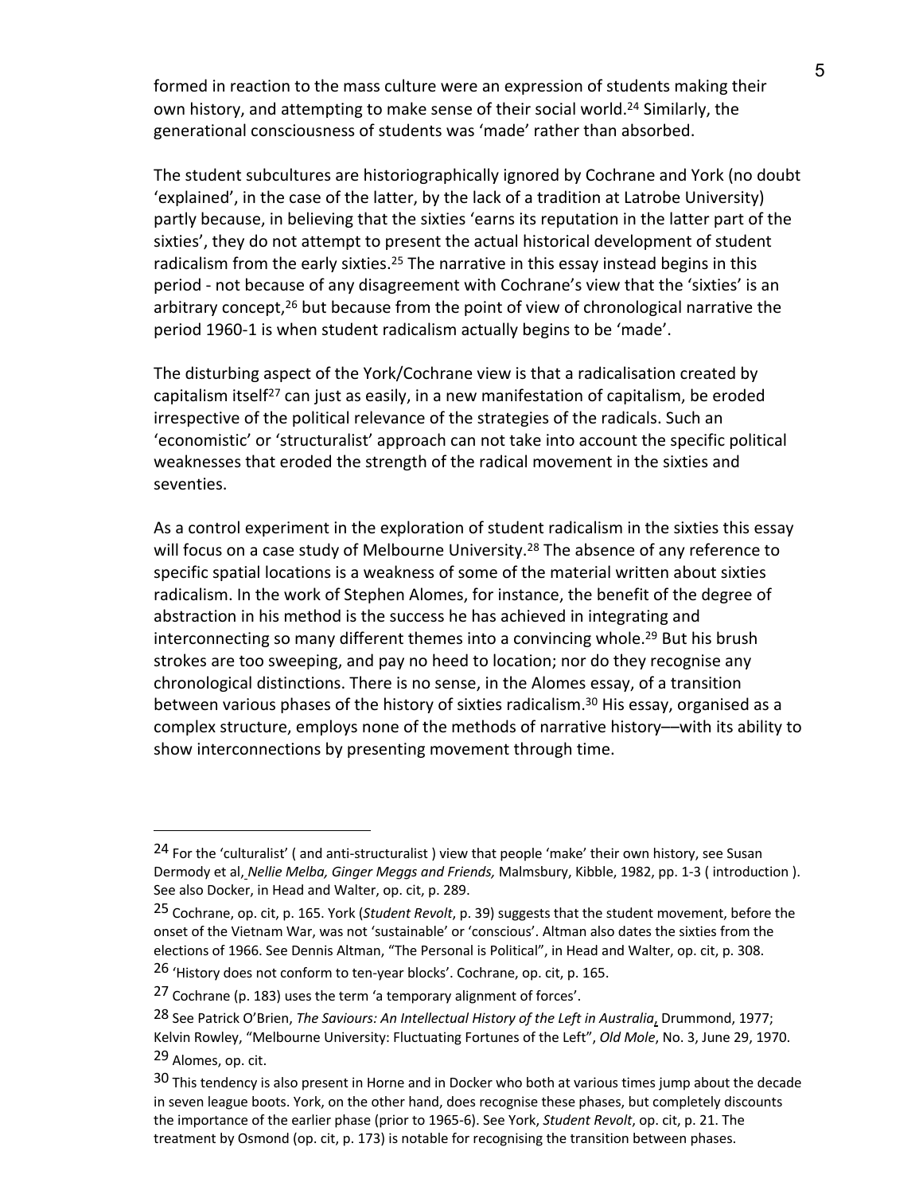formed in reaction to the mass culture were an expression of students making their own history, and attempting to make sense of their social world.[24] Similarly, the generational consciousness of students was 'made' rather than absorbed.

The student subcultures are historiographically ignored by Cochrane and York (no doubt 'explained', in the case of the latter, by the lack of a tradition at Latrobe University) partly because, in believing that the sixties 'earns its reputation in the latter part of the sixties', they do not attempt to present the actual historical development of student radicalism from the early sixties.[25] The narrative in this essay instead begins in this period - not because of any disagreement with Cochrane's view that the 'sixties' is an arbitrary concept,[26] but because from the point of view of chronological narrative the period 1960-1 is when student radicalism actually begins to be 'made'.

The disturbing aspect of the York/Cochrane view is that a radicalisation created by capitalism itself[27] can just as easily, in a new manifestation of capitalism, be eroded irrespective of the political relevance of the strategies of the radicals. Such an 'economistic' or 'structuralist' approach can not take into account the specific political weaknesses that eroded the strength of the radical movement in the sixties and seventies.

As a control experiment in the exploration of student radicalism in the sixties this essay will focus on a case study of Melbourne University.[28] The absence of any reference to specific spatial locations is a weakness of some of the material written about sixties radicalism. In the work of Stephen Alomes, for instance, the benefit of the degree of abstraction in his method is the success he has achieved in integrating and interconnecting so many different themes into a convincing whole.[29] But his brush strokes are too sweeping, and pay no heed to location; nor do they recognise any chronological distinctions. There is no sense, in the Alomes essay, of a transition between various phases of the history of sixties radicalism.[30] His essay, organised as a complex structure, employs none of the methods of narrative history—with its ability to show interconnections by presenting movement through time.

---

[24] For the 'culturalist' ( and anti-structuralist ) view that people 'make' their own history, see Susan Dermody et al, *Nellie Melba, Ginger Meggs and Friends,* Malmsbury, Kibble, 1982, pp. 1-3 ( introduction ). See also Docker, in Head and Walter, op. cit, p. 289.

[25] Cochrane, op. cit, p. 165. York (*Student Revolt*, p. 39) suggests that the student movement, before the onset of the Vietnam War, was not 'sustainable' or 'conscious'. Altman also dates the sixties from the elections of 1966. See Dennis Altman, "The Personal is Political", in Head and Walter, op. cit, p. 308.

[26] 'History does not conform to ten-year blocks'. Cochrane, op. cit, p. 165.

[27] Cochrane (p. 183) uses the term 'a temporary alignment of forces'.

[28] See Patrick O'Brien, *The Saviours: An Intellectual History of the Left in Australia*, Drummond, 1977; Kelvin Rowley, "Melbourne University: Fluctuating Fortunes of the Left", *Old Mole*, No. 3, June 29, 1970.

[29] Alomes, op. cit.

[30] This tendency is also present in Horne and in Docker who both at various times jump about the decade in seven league boots. York, on the other hand, does recognise these phases, but completely discounts the importance of the earlier phase (prior to 1965-6). See York, *Student Revolt*, op. cit, p. 21. The treatment by Osmond (op. cit, p. 173) is notable for recognising the transition between phases.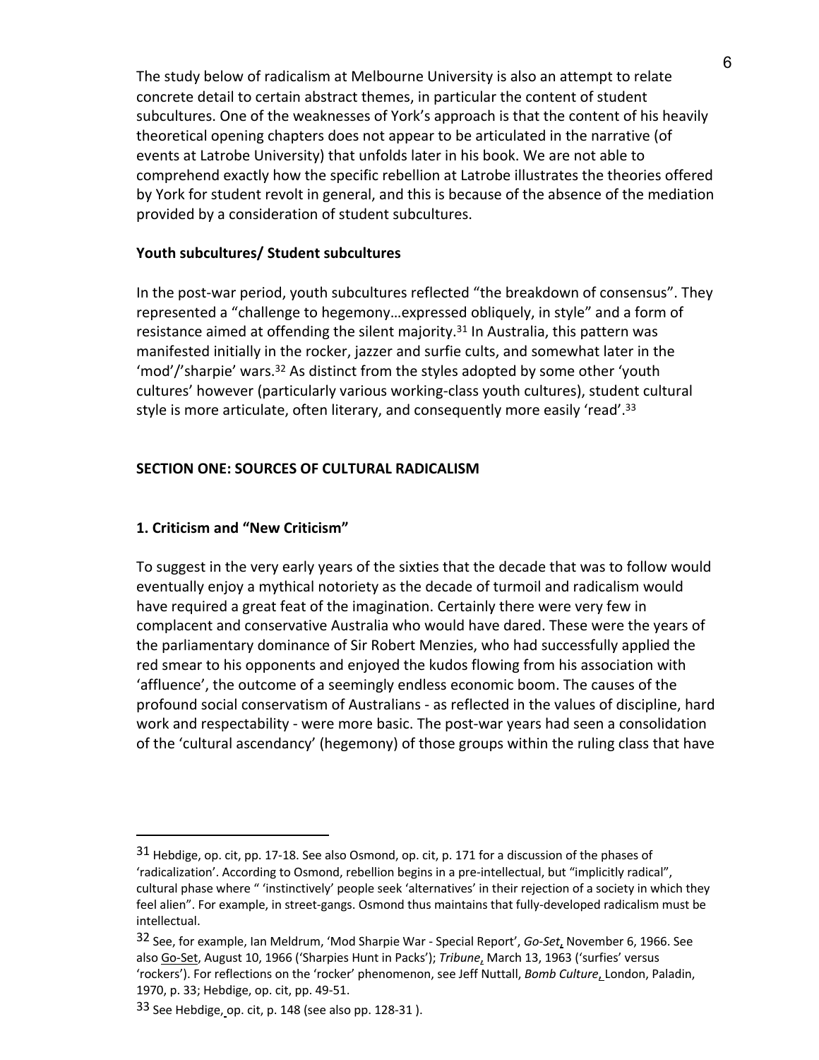The study below of radicalism at Melbourne University is also an attempt to relate concrete detail to certain abstract themes, in particular the content of student subcultures. One of the weaknesses of York's approach is that the content of his heavily theoretical opening chapters does not appear to be articulated in the narrative (of events at Latrobe University) that unfolds later in his book. We are not able to comprehend exactly how the specific rebellion at Latrobe illustrates the theories offered by York for student revolt in general, and this is because of the absence of the mediation provided by a consideration of student subcultures.

**Youth subcultures/ Student subcultures**

In the post-war period, youth subcultures reflected "the breakdown of consensus". They represented a "challenge to hegemony…expressed obliquely, in style" and a form of resistance aimed at offending the silent majority.[31] In Australia, this pattern was manifested initially in the rocker, jazzer and surfie cults, and somewhat later in the 'mod'/'sharpie' wars.[32] As distinct from the styles adopted by some other 'youth cultures' however (particularly various working-class youth cultures), student cultural style is more articulate, often literary, and consequently more easily 'read'.[33]

## SECTION ONE: SOURCES OF CULTURAL RADICALISM

### 1. Criticism and "New Criticism"

To suggest in the very early years of the sixties that the decade that was to follow would eventually enjoy a mythical notoriety as the decade of turmoil and radicalism would have required a great feat of the imagination. Certainly there were very few in complacent and conservative Australia who would have dared. These were the years of the parliamentary dominance of Sir Robert Menzies, who had successfully applied the red smear to his opponents and enjoyed the kudos flowing from his association with 'affluence', the outcome of a seemingly endless economic boom. The causes of the profound social conservatism of Australians - as reflected in the values of discipline, hard work and respectability - were more basic. The post-war years had seen a consolidation of the 'cultural ascendancy' (hegemony) of those groups within the ruling class that have

---

[31] Hebdige, op. cit, pp. 17-18. See also Osmond, op. cit, p. 171 for a discussion of the phases of 'radicalization'. According to Osmond, rebellion begins in a pre-intellectual, but "implicitly radical", cultural phase where " 'instinctively' people seek 'alternatives' in their rejection of a society in which they feel alien". For example, in street-gangs. Osmond thus maintains that fully-developed radicalism must be intellectual.

[32] See, for example, Ian Meldrum, 'Mod Sharpie War - Special Report', *Go-Set*, November 6, 1966. See also Go-Set, August 10, 1966 ('Sharpies Hunt in Packs'); *Tribune*, March 13, 1963 ('surfies' versus 'rockers'). For reflections on the 'rocker' phenomenon, see Jeff Nuttall, *Bomb Culture*, London, Paladin, 1970, p. 33; Hebdige, op. cit, pp. 49-51.

[33] See Hebdige, op. cit, p. 148 (see also pp. 128-31 ).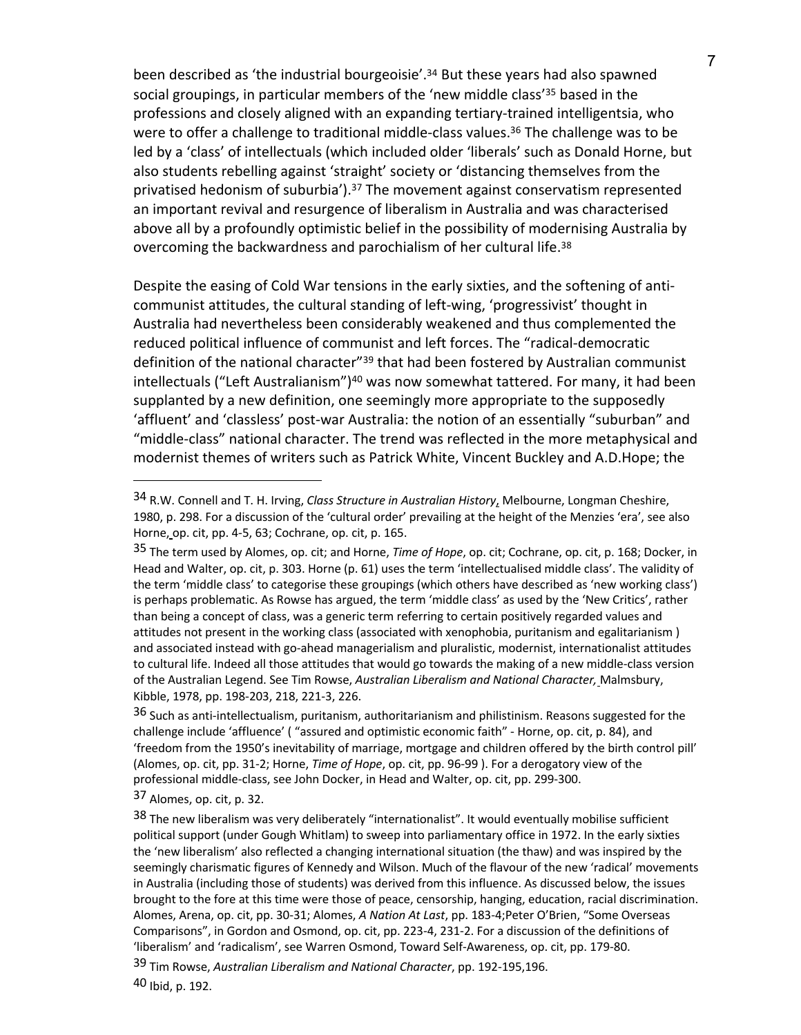been described as 'the industrial bourgeoisie'.[34] But these years had also spawned social groupings, in particular members of the 'new middle class'[35] based in the professions and closely aligned with an expanding tertiary-trained intelligentsia, who were to offer a challenge to traditional middle-class values.[36] The challenge was to be led by a 'class' of intellectuals (which included older 'liberals' such as Donald Horne, but also students rebelling against 'straight' society or 'distancing themselves from the privatised hedonism of suburbia').[37] The movement against conservatism represented an important revival and resurgence of liberalism in Australia and was characterised above all by a profoundly optimistic belief in the possibility of modernising Australia by overcoming the backwardness and parochialism of her cultural life.[38]

Despite the easing of Cold War tensions in the early sixties, and the softening of anti-communist attitudes, the cultural standing of left-wing, 'progressivist' thought in Australia had nevertheless been considerably weakened and thus complemented the reduced political influence of communist and left forces. The "radical-democratic definition of the national character"[39] that had been fostered by Australian communist intellectuals ("Left Australianism")[40] was now somewhat tattered. For many, it had been supplanted by a new definition, one seemingly more appropriate to the supposedly 'affluent' and 'classless' post-war Australia: the notion of an essentially "suburban" and "middle-class" national character. The trend was reflected in the more metaphysical and modernist themes of writers such as Patrick White, Vincent Buckley and A.D.Hope; the

---

[34] R.W. Connell and T. H. Irving, *Class Structure in Australian History*, Melbourne, Longman Cheshire, 1980, p. 298. For a discussion of the 'cultural order' prevailing at the height of the Menzies 'era', see also Horne, op. cit, pp. 4-5, 63; Cochrane, op. cit, p. 165.

[35] The term used by Alomes, op. cit; and Horne, *Time of Hope*, op. cit; Cochrane, op. cit, p. 168; Docker, in Head and Walter, op. cit, p. 303. Horne (p. 61) uses the term 'intellectualised middle class'. The validity of the term 'middle class' to categorise these groupings (which others have described as 'new working class') is perhaps problematic. As Rowse has argued, the term 'middle class' as used by the 'New Critics', rather than being a concept of class, was a generic term referring to certain positively regarded values and attitudes not present in the working class (associated with xenophobia, puritanism and egalitarianism ) and associated instead with go-ahead managerialism and pluralistic, modernist, internationalist attitudes to cultural life. Indeed all those attitudes that would go towards the making of a new middle-class version of the Australian Legend. See Tim Rowse, *Australian Liberalism and National Character,* Malmsbury, Kibble, 1978, pp. 198-203, 218, 221-3, 226.

[36] Such as anti-intellectualism, puritanism, authoritarianism and philistinism. Reasons suggested for the challenge include 'affluence' ( "assured and optimistic economic faith" - Horne, op. cit, p. 84), and 'freedom from the 1950's inevitability of marriage, mortgage and children offered by the birth control pill' (Alomes, op. cit, pp. 31-2; Horne, *Time of Hope*, op. cit, pp. 96-99 ). For a derogatory view of the professional middle-class, see John Docker, in Head and Walter, op. cit, pp. 299-300.

[37] Alomes, op. cit, p. 32.

[38] The new liberalism was very deliberately "internationalist". It would eventually mobilise sufficient political support (under Gough Whitlam) to sweep into parliamentary office in 1972. In the early sixties the 'new liberalism' also reflected a changing international situation (the thaw) and was inspired by the seemingly charismatic figures of Kennedy and Wilson. Much of the flavour of the new 'radical' movements in Australia (including those of students) was derived from this influence. As discussed below, the issues brought to the fore at this time were those of peace, censorship, hanging, education, racial discrimination. Alomes, Arena, op. cit, pp. 30-31; Alomes, *A Nation At Last*, pp. 183-4;Peter O'Brien, "Some Overseas Comparisons", in Gordon and Osmond, op. cit, pp. 223-4, 231-2. For a discussion of the definitions of 'liberalism' and 'radicalism', see Warren Osmond, Toward Self-Awareness, op. cit, pp. 179-80.

[39] Tim Rowse, *Australian Liberalism and National Character*, pp. 192-195,196.

[40] Ibid, p. 192.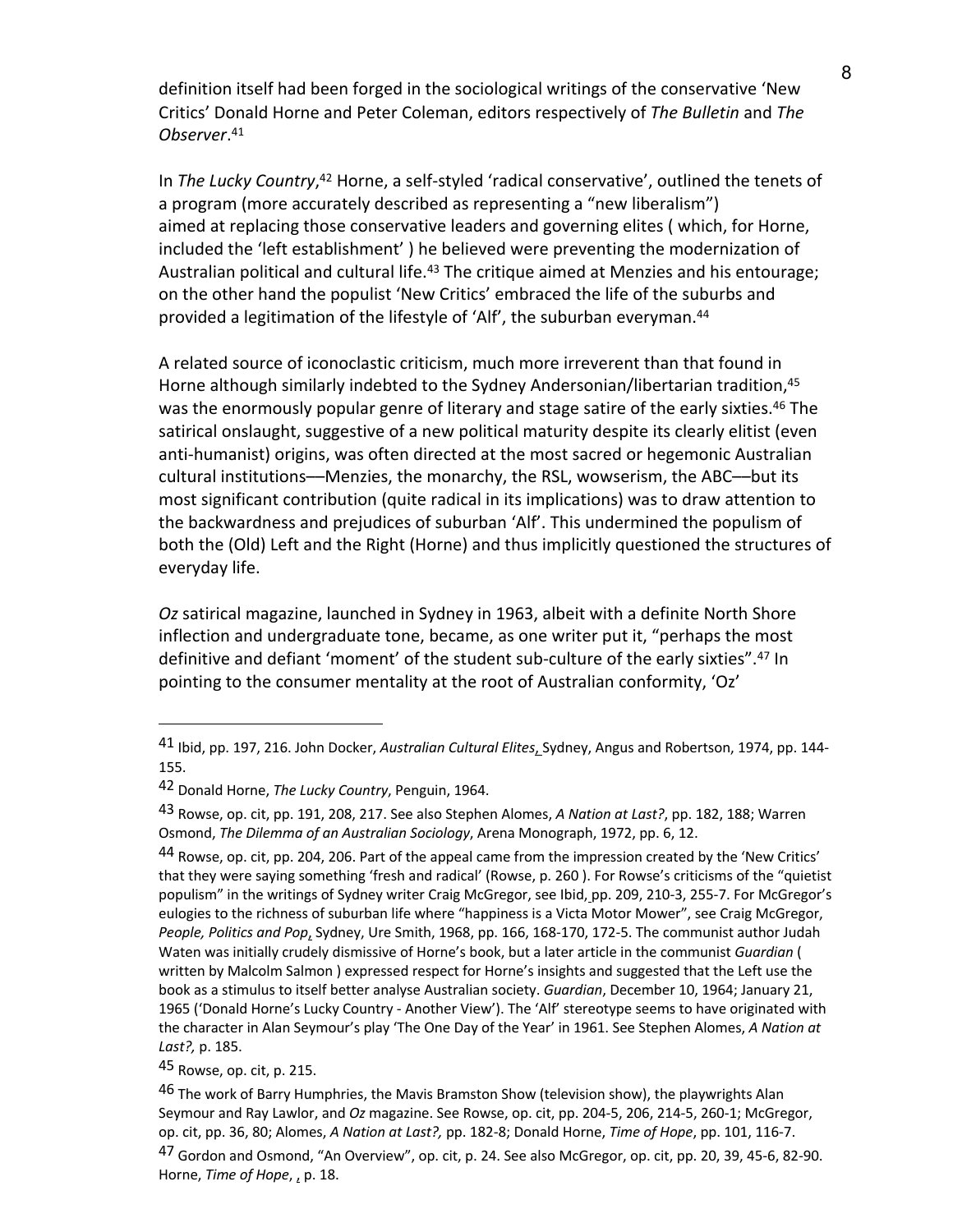definition itself had been forged in the sociological writings of the conservative 'New Critics' Donald Horne and Peter Coleman, editors respectively of *The Bulletin* and *The Observer*.[41]

In *The Lucky Country*,[42] Horne, a self-styled 'radical conservative', outlined the tenets of a program (more accurately described as representing a "new liberalism") aimed at replacing those conservative leaders and governing elites ( which, for Horne, included the 'left establishment' ) he believed were preventing the modernization of Australian political and cultural life.[43] The critique aimed at Menzies and his entourage; on the other hand the populist 'New Critics' embraced the life of the suburbs and provided a legitimation of the lifestyle of 'Alf', the suburban everyman.[44]

A related source of iconoclastic criticism, much more irreverent than that found in Horne although similarly indebted to the Sydney Andersonian/libertarian tradition,[45] was the enormously popular genre of literary and stage satire of the early sixties.[46] The satirical onslaught, suggestive of a new political maturity despite its clearly elitist (even anti-humanist) origins, was often directed at the most sacred or hegemonic Australian cultural institutions––Menzies, the monarchy, the RSL, wowserism, the ABC––but its most significant contribution (quite radical in its implications) was to draw attention to the backwardness and prejudices of suburban 'Alf'. This undermined the populism of both the (Old) Left and the Right (Horne) and thus implicitly questioned the structures of everyday life.

*Oz* satirical magazine, launched in Sydney in 1963, albeit with a definite North Shore inflection and undergraduate tone, became, as one writer put it, "perhaps the most definitive and defiant 'moment' of the student sub-culture of the early sixties".[47] In pointing to the consumer mentality at the root of Australian conformity, 'Oz'

---

41 Ibid, pp. 197, 216. John Docker, *Australian Cultural Elites*, Sydney, Angus and Robertson, 1974, pp. 144-155.

42 Donald Horne, *The Lucky Country*, Penguin, 1964.

43 Rowse, op. cit, pp. 191, 208, 217. See also Stephen Alomes, *A Nation at Last?*, pp. 182, 188; Warren Osmond, *The Dilemma of an Australian Sociology*, Arena Monograph, 1972, pp. 6, 12.

44 Rowse, op. cit, pp. 204, 206. Part of the appeal came from the impression created by the 'New Critics' that they were saying something 'fresh and radical' (Rowse, p. 260 ). For Rowse's criticisms of the "quietist populism" in the writings of Sydney writer Craig McGregor, see Ibid, pp. 209, 210-3, 255-7. For McGregor's eulogies to the richness of suburban life where "happiness is a Victa Motor Mower", see Craig McGregor, *People, Politics and Pop*, Sydney, Ure Smith, 1968, pp. 166, 168-170, 172-5. The communist author Judah Waten was initially crudely dismissive of Horne's book, but a later article in the communist *Guardian* ( written by Malcolm Salmon ) expressed respect for Horne's insights and suggested that the Left use the book as a stimulus to itself better analyse Australian society. *Guardian*, December 10, 1964; January 21, 1965 ('Donald Horne's Lucky Country - Another View'). The 'Alf' stereotype seems to have originated with the character in Alan Seymour's play 'The One Day of the Year' in 1961. See Stephen Alomes, *A Nation at Last?,* p. 185.

45 Rowse, op. cit, p. 215.

46 The work of Barry Humphries, the Mavis Bramston Show (television show), the playwrights Alan Seymour and Ray Lawlor, and *Oz* magazine. See Rowse, op. cit, pp. 204-5, 206, 214-5, 260-1; McGregor, op. cit, pp. 36, 80; Alomes, *A Nation at Last?,* pp. 182-8; Donald Horne, *Time of Hope*, pp. 101, 116-7.

47 Gordon and Osmond, "An Overview", op. cit, p. 24. See also McGregor, op. cit, pp. 20, 39, 45-6, 82-90. Horne, *Time of Hope*, , p. 18.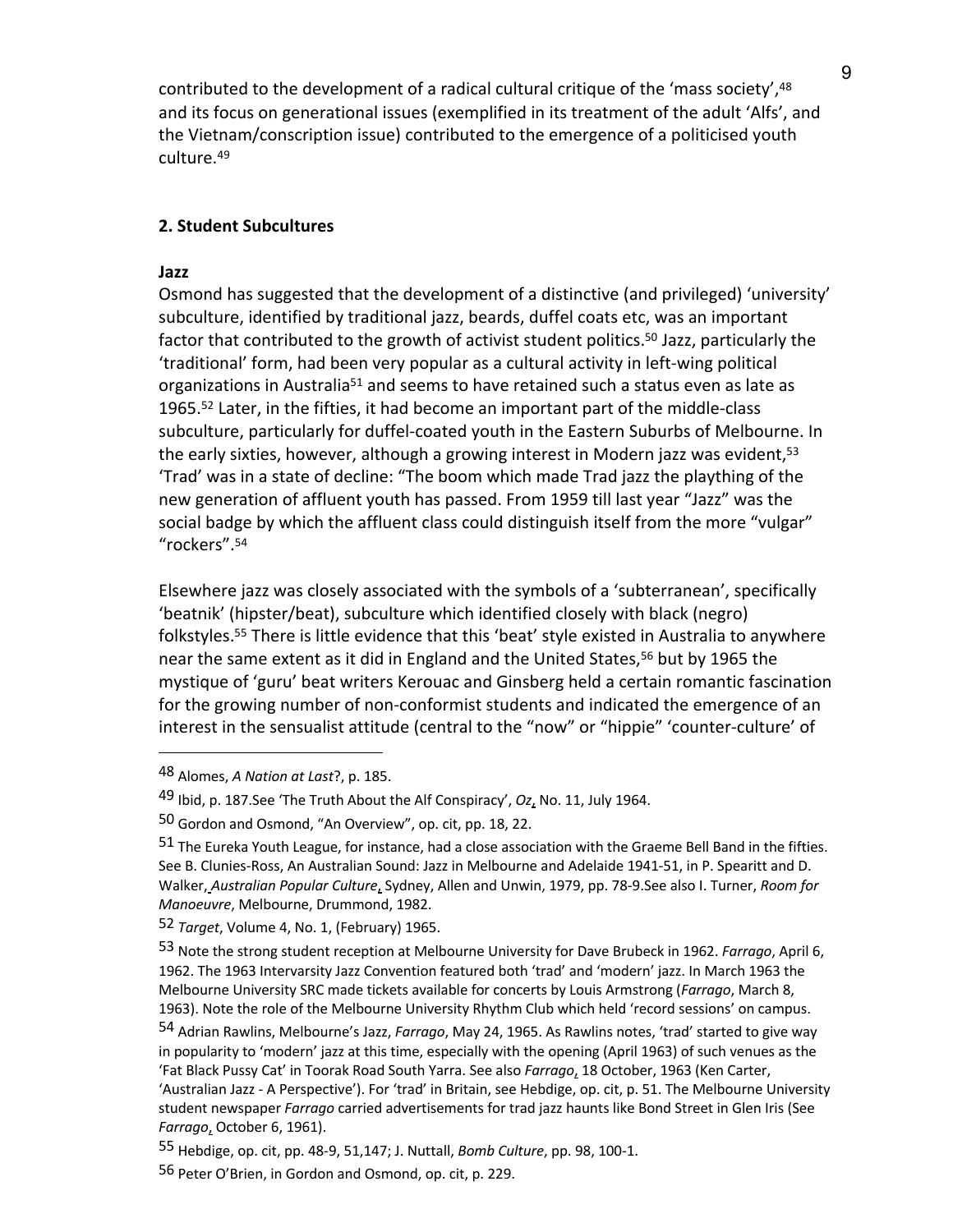contributed to the development of a radical cultural critique of the 'mass society',[48] and its focus on generational issues (exemplified in its treatment of the adult 'Alfs', and the Vietnam/conscription issue) contributed to the emergence of a politicised youth culture.[49]

## 2. Student Subcultures

### Jazz

Osmond has suggested that the development of a distinctive (and privileged) 'university' subculture, identified by traditional jazz, beards, duffel coats etc, was an important factor that contributed to the growth of activist student politics.[50] Jazz, particularly the 'traditional' form, had been very popular as a cultural activity in left-wing political organizations in Australia[51] and seems to have retained such a status even as late as 1965.[52] Later, in the fifties, it had become an important part of the middle-class subculture, particularly for duffel-coated youth in the Eastern Suburbs of Melbourne. In the early sixties, however, although a growing interest in Modern jazz was evident,[53] 'Trad' was in a state of decline: "The boom which made Trad jazz the plaything of the new generation of affluent youth has passed. From 1959 till last year "Jazz" was the social badge by which the affluent class could distinguish itself from the more "vulgar" "rockers".[54]

Elsewhere jazz was closely associated with the symbols of a 'subterranean', specifically 'beatnik' (hipster/beat), subculture which identified closely with black (negro) folkstyles.[55] There is little evidence that this 'beat' style existed in Australia to anywhere near the same extent as it did in England and the United States,[56] but by 1965 the mystique of 'guru' beat writers Kerouac and Ginsberg held a certain romantic fascination for the growing number of non-conformist students and indicated the emergence of an interest in the sensualist attitude (central to the "now" or "hippie" 'counter-culture' of

---

48 Alomes, *A Nation at Last*?, p. 185.

49 Ibid, p. 187.See 'The Truth About the Alf Conspiracy', *Oz*, No. 11, July 1964.

50 Gordon and Osmond, "An Overview", op. cit, pp. 18, 22.

51 The Eureka Youth League, for instance, had a close association with the Graeme Bell Band in the fifties. See B. Clunies-Ross, An Australian Sound: Jazz in Melbourne and Adelaide 1941-51, in P. Spearitt and D. Walker, *Australian Popular Culture*, Sydney, Allen and Unwin, 1979, pp. 78-9.See also I. Turner, *Room for Manoeuvre*, Melbourne, Drummond, 1982.

52 *Target*, Volume 4, No. 1, (February) 1965.

53 Note the strong student reception at Melbourne University for Dave Brubeck in 1962. *Farrago*, April 6, 1962. The 1963 Intervarsity Jazz Convention featured both 'trad' and 'modern' jazz. In March 1963 the Melbourne University SRC made tickets available for concerts by Louis Armstrong (*Farrago*, March 8, 1963). Note the role of the Melbourne University Rhythm Club which held 'record sessions' on campus.

54 Adrian Rawlins, Melbourne's Jazz, *Farrago*, May 24, 1965. As Rawlins notes, 'trad' started to give way in popularity to 'modern' jazz at this time, especially with the opening (April 1963) of such venues as the 'Fat Black Pussy Cat' in Toorak Road South Yarra. See also *Farrago*, 18 October, 1963 (Ken Carter, 'Australian Jazz - A Perspective'). For 'trad' in Britain, see Hebdige, op. cit, p. 51. The Melbourne University student newspaper *Farrago* carried advertisements for trad jazz haunts like Bond Street in Glen Iris (See *Farrago*, October 6, 1961).

55 Hebdige, op. cit, pp. 48-9, 51,147; J. Nuttall, *Bomb Culture*, pp. 98, 100-1.

56 Peter O'Brien, in Gordon and Osmond, op. cit, p. 229.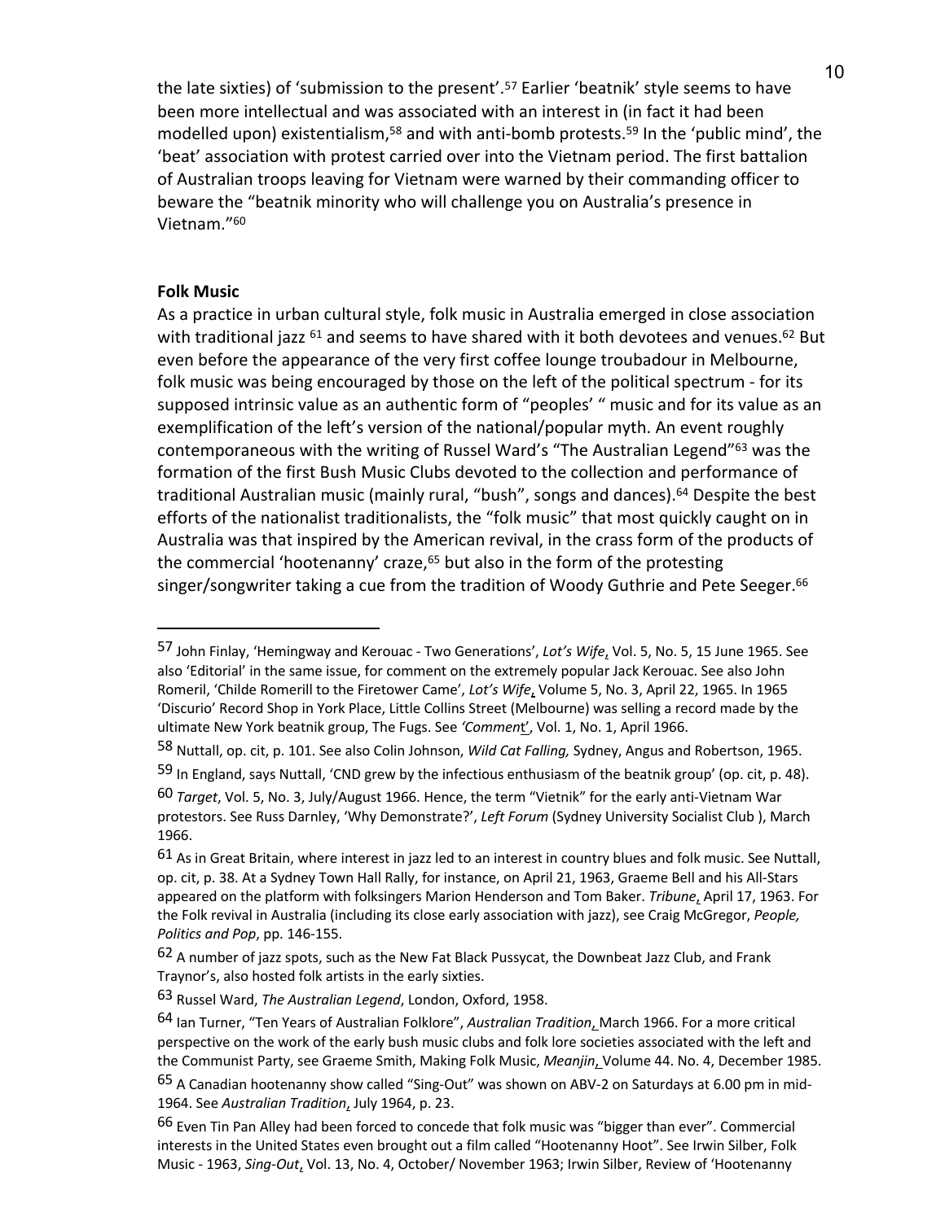the late sixties) of 'submission to the present'.[57] Earlier 'beatnik' style seems to have been more intellectual and was associated with an interest in (in fact it had been modelled upon) existentialism,[58] and with anti-bomb protests.[59] In the 'public mind', the 'beat' association with protest carried over into the Vietnam period. The first battalion of Australian troops leaving for Vietnam were warned by their commanding officer to beware the "beatnik minority who will challenge you on Australia's presence in Vietnam."[60]

**Folk Music**

As a practice in urban cultural style, folk music in Australia emerged in close association with traditional jazz [61] and seems to have shared with it both devotees and venues.[62] But even before the appearance of the very first coffee lounge troubadour in Melbourne, folk music was being encouraged by those on the left of the political spectrum - for its supposed intrinsic value as an authentic form of "peoples' " music and for its value as an exemplification of the left's version of the national/popular myth. An event roughly contemporaneous with the writing of Russel Ward's "The Australian Legend"[63] was the formation of the first Bush Music Clubs devoted to the collection and performance of traditional Australian music (mainly rural, "bush", songs and dances).[64] Despite the best efforts of the nationalist traditionalists, the "folk music" that most quickly caught on in Australia was that inspired by the American revival, in the crass form of the products of the commercial 'hootenanny' craze,[65] but also in the form of the protesting singer/songwriter taking a cue from the tradition of Woody Guthrie and Pete Seeger.[66]

---

57 John Finlay, 'Hemingway and Kerouac - Two Generations', *Lot's Wife*, Vol. 5, No. 5, 15 June 1965. See also 'Editorial' in the same issue, for comment on the extremely popular Jack Kerouac. See also John Romeril, 'Childe Romerill to the Firetower Came', *Lot's Wife*, Volume 5, No. 3, April 22, 1965. In 1965 'Discurio' Record Shop in York Place, Little Collins Street (Melbourne) was selling a record made by the ultimate New York beatnik group, The Fugs. See *'Comment'*, Vol. 1, No. 1, April 1966.

58 Nuttall, op. cit, p. 101. See also Colin Johnson, *Wild Cat Falling,* Sydney, Angus and Robertson, 1965.

59 In England, says Nuttall, 'CND grew by the infectious enthusiasm of the beatnik group' (op. cit, p. 48).

60 *Target*, Vol. 5, No. 3, July/August 1966. Hence, the term "Vietnik" for the early anti-Vietnam War protestors. See Russ Darnley, 'Why Demonstrate?', *Left Forum* (Sydney University Socialist Club ), March 1966.

61 As in Great Britain, where interest in jazz led to an interest in country blues and folk music. See Nuttall, op. cit, p. 38. At a Sydney Town Hall Rally, for instance, on April 21, 1963, Graeme Bell and his All-Stars appeared on the platform with folksingers Marion Henderson and Tom Baker. *Tribune*, April 17, 1963. For the Folk revival in Australia (including its close early association with jazz), see Craig McGregor, *People, Politics and Pop*, pp. 146-155.

62 A number of jazz spots, such as the New Fat Black Pussycat, the Downbeat Jazz Club, and Frank Traynor's, also hosted folk artists in the early sixties.

63 Russel Ward, *The Australian Legend*, London, Oxford, 1958.

64 Ian Turner, "Ten Years of Australian Folklore", *Australian Tradition*, March 1966. For a more critical perspective on the work of the early bush music clubs and folk lore societies associated with the left and the Communist Party, see Graeme Smith, Making Folk Music, *Meanjin*, Volume 44. No. 4, December 1985.

65 A Canadian hootenanny show called "Sing-Out" was shown on ABV-2 on Saturdays at 6.00 pm in mid-1964. See *Australian Tradition*, July 1964, p. 23.

66 Even Tin Pan Alley had been forced to concede that folk music was "bigger than ever". Commercial interests in the United States even brought out a film called "Hootenanny Hoot". See Irwin Silber, Folk Music - 1963, *Sing-Out*, Vol. 13, No. 4, October/ November 1963; Irwin Silber, Review of 'Hootenanny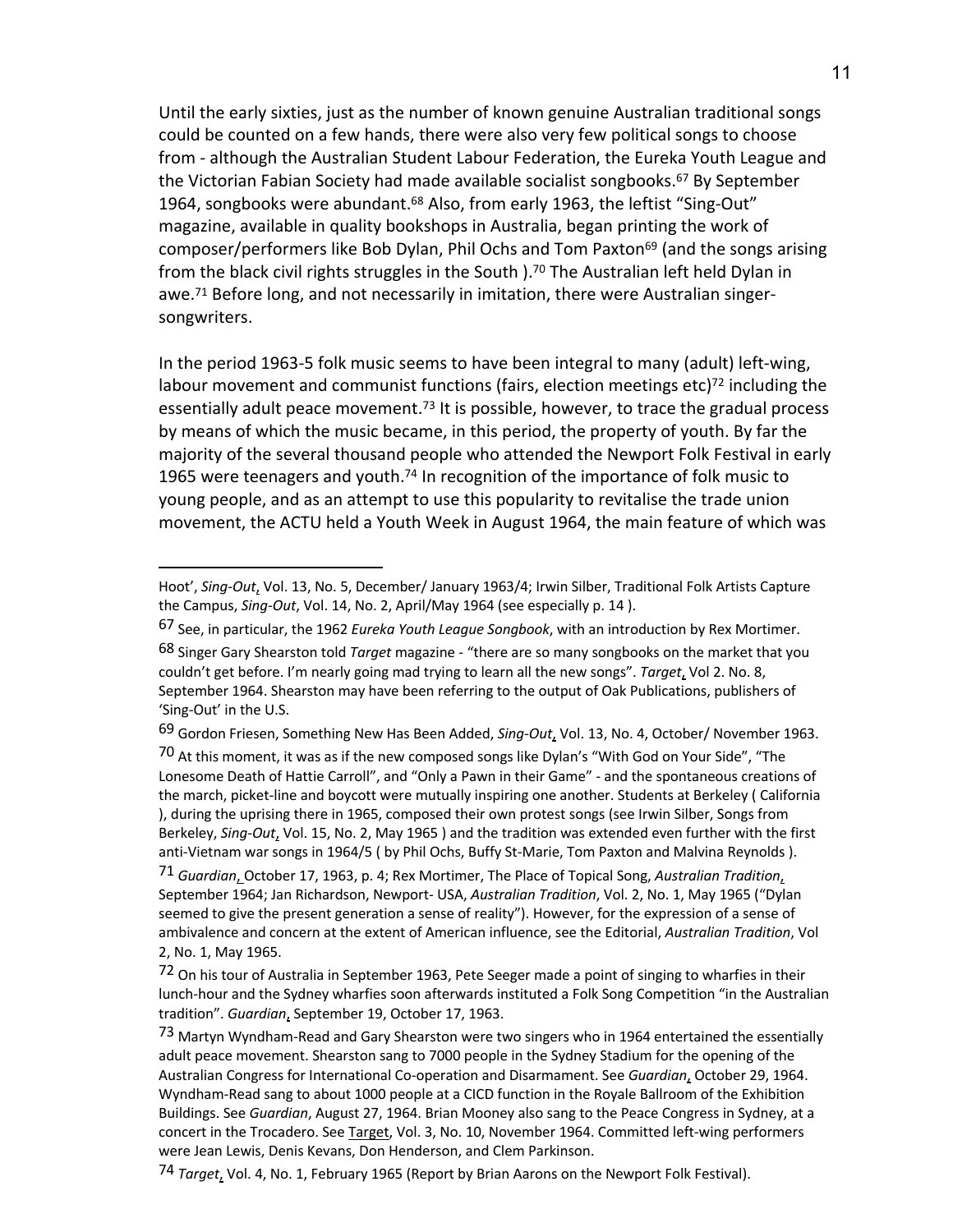Until the early sixties, just as the number of known genuine Australian traditional songs could be counted on a few hands, there were also very few political songs to choose from - although the Australian Student Labour Federation, the Eureka Youth League and the Victorian Fabian Society had made available socialist songbooks.[67] By September 1964, songbooks were abundant.[68] Also, from early 1963, the leftist "Sing-Out" magazine, available in quality bookshops in Australia, began printing the work of composer/performers like Bob Dylan, Phil Ochs and Tom Paxton[69] (and the songs arising from the black civil rights struggles in the South ).[70] The Australian left held Dylan in awe.[71] Before long, and not necessarily in imitation, there were Australian singer-songwriters.

In the period 1963-5 folk music seems to have been integral to many (adult) left-wing, labour movement and communist functions (fairs, election meetings etc)[72] including the essentially adult peace movement.[73] It is possible, however, to trace the gradual process by means of which the music became, in this period, the property of youth. By far the majority of the several thousand people who attended the Newport Folk Festival in early 1965 were teenagers and youth.[74] In recognition of the importance of folk music to young people, and as an attempt to use this popularity to revitalise the trade union movement, the ACTU held a Youth Week in August 1964, the main feature of which was

---

Hoot', *Sing-Out*, Vol. 13, No. 5, December/ January 1963/4; Irwin Silber, Traditional Folk Artists Capture the Campus, *Sing-Out*, Vol. 14, No. 2, April/May 1964 (see especially p. 14 ).

67 See, in particular, the 1962 *Eureka Youth League Songbook*, with an introduction by Rex Mortimer.

68 Singer Gary Shearston told *Target* magazine - "there are so many songbooks on the market that you couldn't get before. I'm nearly going mad trying to learn all the new songs". *Target*, Vol 2. No. 8, September 1964. Shearston may have been referring to the output of Oak Publications, publishers of 'Sing-Out' in the U.S.

69 Gordon Friesen, Something New Has Been Added, *Sing-Out*, Vol. 13, No. 4, October/ November 1963.

70 At this moment, it was as if the new composed songs like Dylan's "With God on Your Side", "The Lonesome Death of Hattie Carroll", and "Only a Pawn in their Game" - and the spontaneous creations of the march, picket-line and boycott were mutually inspiring one another. Students at Berkeley ( California ), during the uprising there in 1965, composed their own protest songs (see Irwin Silber, Songs from Berkeley, *Sing-Out*, Vol. 15, No. 2, May 1965 ) and the tradition was extended even further with the first anti-Vietnam war songs in 1964/5 ( by Phil Ochs, Buffy St-Marie, Tom Paxton and Malvina Reynolds ).

71 *Guardian*, October 17, 1963, p. 4; Rex Mortimer, The Place of Topical Song, *Australian Tradition*, September 1964; Jan Richardson, Newport- USA, *Australian Tradition*, Vol. 2, No. 1, May 1965 ("Dylan seemed to give the present generation a sense of reality"). However, for the expression of a sense of ambivalence and concern at the extent of American influence, see the Editorial, *Australian Tradition*, Vol 2, No. 1, May 1965.

72 On his tour of Australia in September 1963, Pete Seeger made a point of singing to wharfies in their lunch-hour and the Sydney wharfies soon afterwards instituted a Folk Song Competition "in the Australian tradition". *Guardian*, September 19, October 17, 1963.

73 Martyn Wyndham-Read and Gary Shearston were two singers who in 1964 entertained the essentially adult peace movement. Shearston sang to 7000 people in the Sydney Stadium for the opening of the Australian Congress for International Co-operation and Disarmament. See *Guardian*, October 29, 1964. Wyndham-Read sang to about 1000 people at a CICD function in the Royale Ballroom of the Exhibition Buildings. See *Guardian*, August 27, 1964. Brian Mooney also sang to the Peace Congress in Sydney, at a concert in the Trocadero. See Target, Vol. 3, No. 10, November 1964. Committed left-wing performers were Jean Lewis, Denis Kevans, Don Henderson, and Clem Parkinson.

74 *Target*, Vol. 4, No. 1, February 1965 (Report by Brian Aarons on the Newport Folk Festival).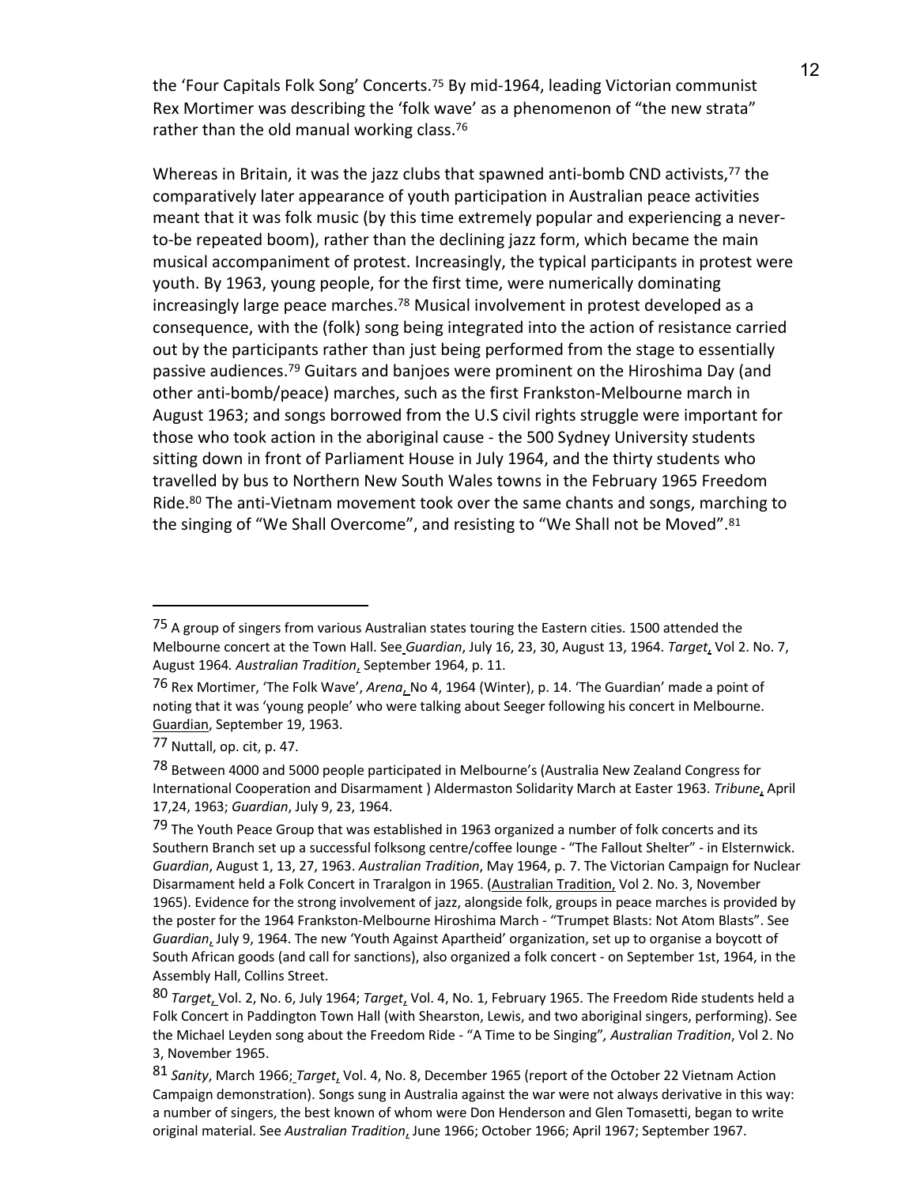the 'Four Capitals Folk Song' Concerts.[75] By mid-1964, leading Victorian communist Rex Mortimer was describing the 'folk wave' as a phenomenon of "the new strata" rather than the old manual working class.[76]

Whereas in Britain, it was the jazz clubs that spawned anti-bomb CND activists,[77] the comparatively later appearance of youth participation in Australian peace activities meant that it was folk music (by this time extremely popular and experiencing a never-to-be repeated boom), rather than the declining jazz form, which became the main musical accompaniment of protest. Increasingly, the typical participants in protest were youth. By 1963, young people, for the first time, were numerically dominating increasingly large peace marches.[78] Musical involvement in protest developed as a consequence, with the (folk) song being integrated into the action of resistance carried out by the participants rather than just being performed from the stage to essentially passive audiences.[79] Guitars and banjoes were prominent on the Hiroshima Day (and other anti-bomb/peace) marches, such as the first Frankston-Melbourne march in August 1963; and songs borrowed from the U.S civil rights struggle were important for those who took action in the aboriginal cause - the 500 Sydney University students sitting down in front of Parliament House in July 1964, and the thirty students who travelled by bus to Northern New South Wales towns in the February 1965 Freedom Ride.[80] The anti-Vietnam movement took over the same chants and songs, marching to the singing of "We Shall Overcome", and resisting to "We Shall not be Moved".[81]

---

75 A group of singers from various Australian states touring the Eastern cities. 1500 attended the Melbourne concert at the Town Hall. See *Guardian*, July 16, 23, 30, August 13, 1964. *Target*, Vol 2. No. 7, August 1964. *Australian Tradition*, September 1964, p. 11.

76 Rex Mortimer, 'The Folk Wave', *Arena*, No 4, 1964 (Winter), p. 14. 'The Guardian' made a point of noting that it was 'young people' who were talking about Seeger following his concert in Melbourne. Guardian, September 19, 1963.

77 Nuttall, op. cit, p. 47.

78 Between 4000 and 5000 people participated in Melbourne's (Australia New Zealand Congress for International Cooperation and Disarmament ) Aldermaston Solidarity March at Easter 1963. *Tribune*, April 17,24, 1963; *Guardian*, July 9, 23, 1964.

79 The Youth Peace Group that was established in 1963 organized a number of folk concerts and its Southern Branch set up a successful folksong centre/coffee lounge - "The Fallout Shelter" - in Elsternwick. *Guardian*, August 1, 13, 27, 1963. *Australian Tradition*, May 1964, p. 7. The Victorian Campaign for Nuclear Disarmament held a Folk Concert in Traralgon in 1965. (Australian Tradition, Vol 2. No. 3, November 1965). Evidence for the strong involvement of jazz, alongside folk, groups in peace marches is provided by the poster for the 1964 Frankston-Melbourne Hiroshima March - "Trumpet Blasts: Not Atom Blasts". See *Guardian*, July 9, 1964. The new 'Youth Against Apartheid' organization, set up to organise a boycott of South African goods (and call for sanctions), also organized a folk concert - on September 1st, 1964, in the Assembly Hall, Collins Street.

80 *Target*, Vol. 2, No. 6, July 1964; *Target*, Vol. 4, No. 1, February 1965. The Freedom Ride students held a Folk Concert in Paddington Town Hall (with Shearston, Lewis, and two aboriginal singers, performing). See the Michael Leyden song about the Freedom Ride - "A Time to be Singing", *Australian Tradition*, Vol 2. No 3, November 1965.

81 *Sanity*, March 1966; *Target*, Vol. 4, No. 8, December 1965 (report of the October 22 Vietnam Action Campaign demonstration). Songs sung in Australia against the war were not always derivative in this way: a number of singers, the best known of whom were Don Henderson and Glen Tomasetti, began to write original material. See *Australian Tradition*, June 1966; October 1966; April 1967; September 1967.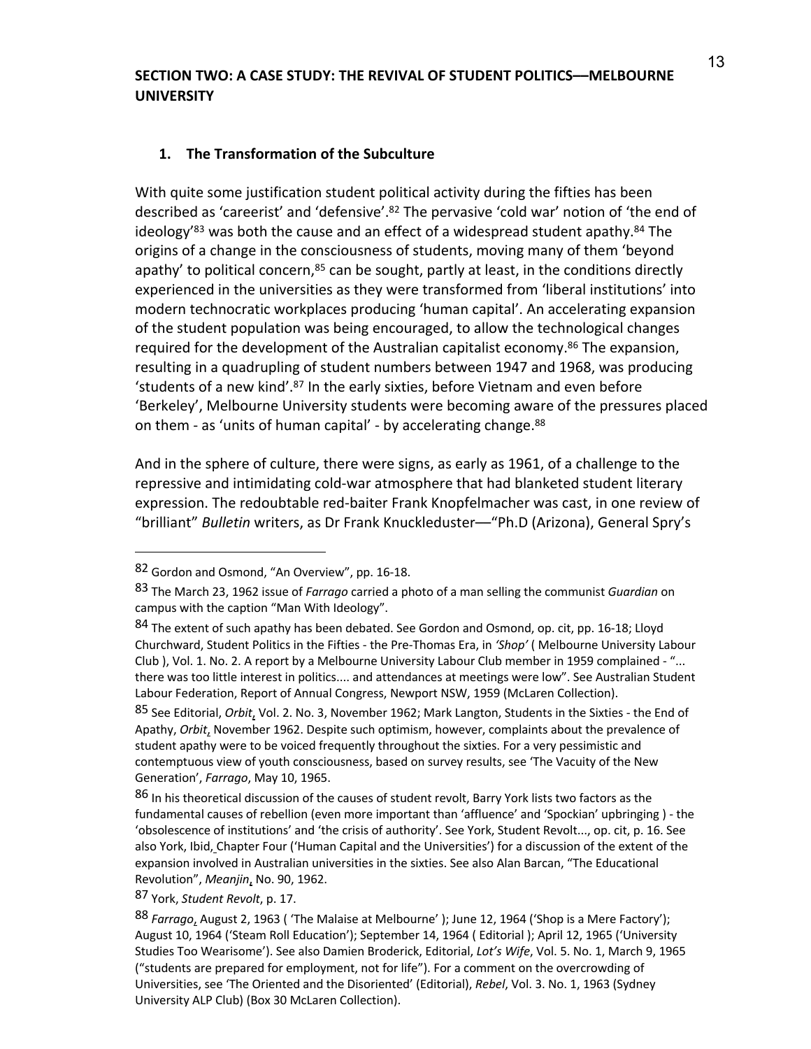## SECTION TWO: A CASE STUDY: THE REVIVAL OF STUDENT POLITICS—MELBOURNE UNIVERSITY

### 1. The Transformation of the Subculture

With quite some justification student political activity during the fifties has been described as 'careerist' and 'defensive'.[82] The pervasive 'cold war' notion of 'the end of ideology'[83] was both the cause and an effect of a widespread student apathy.[84] The origins of a change in the consciousness of students, moving many of them 'beyond apathy' to political concern,[85] can be sought, partly at least, in the conditions directly experienced in the universities as they were transformed from 'liberal institutions' into modern technocratic workplaces producing 'human capital'. An accelerating expansion of the student population was being encouraged, to allow the technological changes required for the development of the Australian capitalist economy.[86] The expansion, resulting in a quadrupling of student numbers between 1947 and 1968, was producing 'students of a new kind'.[87] In the early sixties, before Vietnam and even before 'Berkeley', Melbourne University students were becoming aware of the pressures placed on them - as 'units of human capital' - by accelerating change.[88]

And in the sphere of culture, there were signs, as early as 1961, of a challenge to the repressive and intimidating cold-war atmosphere that had blanketed student literary expression. The redoubtable red-baiter Frank Knopfelmacher was cast, in one review of "brilliant" *Bulletin* writers, as Dr Frank Knuckleduster—"Ph.D (Arizona), General Spry's

---

82 Gordon and Osmond, "An Overview", pp. 16-18.

83 The March 23, 1962 issue of *Farrago* carried a photo of a man selling the communist *Guardian* on campus with the caption "Man With Ideology".

84 The extent of such apathy has been debated. See Gordon and Osmond, op. cit, pp. 16-18; Lloyd Churchward, Student Politics in the Fifties - the Pre-Thomas Era, in *'Shop'* ( Melbourne University Labour Club ), Vol. 1. No. 2. A report by a Melbourne University Labour Club member in 1959 complained - "... there was too little interest in politics.... and attendances at meetings were low". See Australian Student Labour Federation, Report of Annual Congress, Newport NSW, 1959 (McLaren Collection).

85 See Editorial, *Orbit*, Vol. 2. No. 3, November 1962; Mark Langton, Students in the Sixties - the End of Apathy, *Orbit*, November 1962. Despite such optimism, however, complaints about the prevalence of student apathy were to be voiced frequently throughout the sixties. For a very pessimistic and contemptuous view of youth consciousness, based on survey results, see 'The Vacuity of the New Generation', *Farrago*, May 10, 1965.

86 In his theoretical discussion of the causes of student revolt, Barry York lists two factors as the fundamental causes of rebellion (even more important than 'affluence' and 'Spockian' upbringing ) - the 'obsolescence of institutions' and 'the crisis of authority'. See York, Student Revolt..., op. cit, p. 16. See also York, Ibid, Chapter Four ('Human Capital and the Universities') for a discussion of the extent of the expansion involved in Australian universities in the sixties. See also Alan Barcan, "The Educational Revolution", *Meanjin*, No. 90, 1962.

87 York, *Student Revolt*, p. 17.

88 *Farrago*, August 2, 1963 ( 'The Malaise at Melbourne' ); June 12, 1964 ('Shop is a Mere Factory'); August 10, 1964 ('Steam Roll Education'); September 14, 1964 ( Editorial ); April 12, 1965 ('University Studies Too Wearisome'). See also Damien Broderick, Editorial, *Lot's Wife*, Vol. 5. No. 1, March 9, 1965 ("students are prepared for employment, not for life"). For a comment on the overcrowding of Universities, see 'The Oriented and the Disoriented' (Editorial), *Rebel*, Vol. 3. No. 1, 1963 (Sydney University ALP Club) (Box 30 McLaren Collection).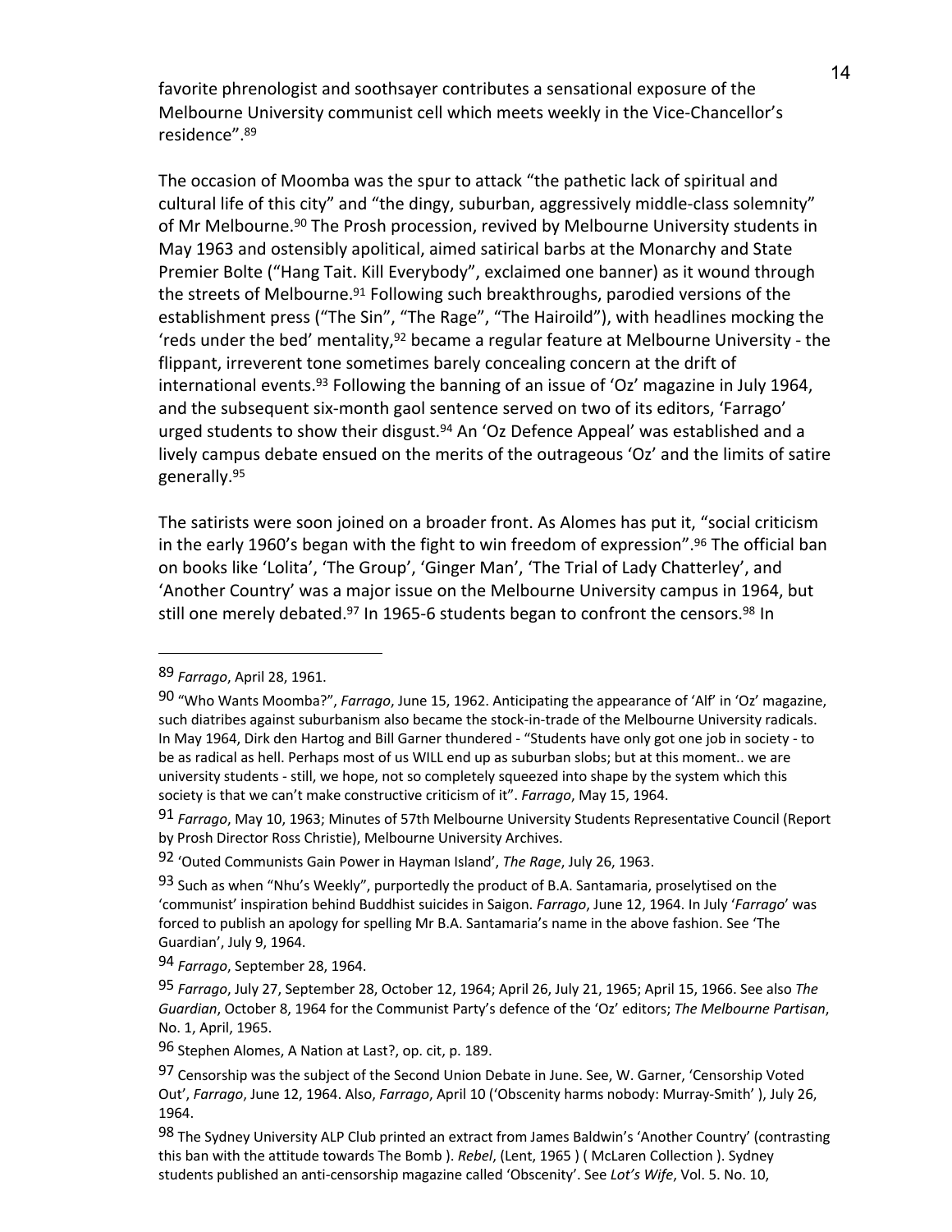favorite phrenologist and soothsayer contributes a sensational exposure of the Melbourne University communist cell which meets weekly in the Vice-Chancellor's residence".[89]

The occasion of Moomba was the spur to attack "the pathetic lack of spiritual and cultural life of this city" and "the dingy, suburban, aggressively middle-class solemnity" of Mr Melbourne.[90] The Prosh procession, revived by Melbourne University students in May 1963 and ostensibly apolitical, aimed satirical barbs at the Monarchy and State Premier Bolte ("Hang Tait. Kill Everybody", exclaimed one banner) as it wound through the streets of Melbourne.[91] Following such breakthroughs, parodied versions of the establishment press ("The Sin", "The Rage", "The Hairoild"), with headlines mocking the 'reds under the bed' mentality,[92] became a regular feature at Melbourne University - the flippant, irreverent tone sometimes barely concealing concern at the drift of international events.[93] Following the banning of an issue of 'Oz' magazine in July 1964, and the subsequent six-month gaol sentence served on two of its editors, 'Farrago' urged students to show their disgust.[94] An 'Oz Defence Appeal' was established and a lively campus debate ensued on the merits of the outrageous 'Oz' and the limits of satire generally.[95]

The satirists were soon joined on a broader front. As Alomes has put it, "social criticism in the early 1960's began with the fight to win freedom of expression".[96] The official ban on books like 'Lolita', 'The Group', 'Ginger Man', 'The Trial of Lady Chatterley', and 'Another Country' was a major issue on the Melbourne University campus in 1964, but still one merely debated.[97] In 1965-6 students began to confront the censors.[98] In

---

89 *Farrago*, April 28, 1961.

90 "Who Wants Moomba?", *Farrago*, June 15, 1962. Anticipating the appearance of 'Alf' in 'Oz' magazine, such diatribes against suburbanism also became the stock-in-trade of the Melbourne University radicals. In May 1964, Dirk den Hartog and Bill Garner thundered - "Students have only got one job in society - to be as radical as hell. Perhaps most of us WILL end up as suburban slobs; but at this moment.. we are university students - still, we hope, not so completely squeezed into shape by the system which this society is that we can't make constructive criticism of it". *Farrago*, May 15, 1964.

91 *Farrago*, May 10, 1963; Minutes of 57th Melbourne University Students Representative Council (Report by Prosh Director Ross Christie), Melbourne University Archives.

92 'Outed Communists Gain Power in Hayman Island', *The Rage*, July 26, 1963.

93 Such as when "Nhu's Weekly", purportedly the product of B.A. Santamaria, proselytised on the 'communist' inspiration behind Buddhist suicides in Saigon. *Farrago*, June 12, 1964. In July '*Farrago*' was forced to publish an apology for spelling Mr B.A. Santamaria's name in the above fashion. See 'The Guardian', July 9, 1964.

94 *Farrago*, September 28, 1964.

95 *Farrago*, July 27, September 28, October 12, 1964; April 26, July 21, 1965; April 15, 1966. See also *The Guardian*, October 8, 1964 for the Communist Party's defence of the 'Oz' editors; *The Melbourne Partisan*, No. 1, April, 1965.

96 Stephen Alomes, A Nation at Last?, op. cit, p. 189.

97 Censorship was the subject of the Second Union Debate in June. See, W. Garner, 'Censorship Voted Out', *Farrago*, June 12, 1964. Also, *Farrago*, April 10 ('Obscenity harms nobody: Murray-Smith' ), July 26, 1964.

98 The Sydney University ALP Club printed an extract from James Baldwin's 'Another Country' (contrasting this ban with the attitude towards The Bomb ). *Rebel*, (Lent, 1965 ) ( McLaren Collection ). Sydney students published an anti-censorship magazine called 'Obscenity'. See *Lot's Wife*, Vol. 5. No. 10,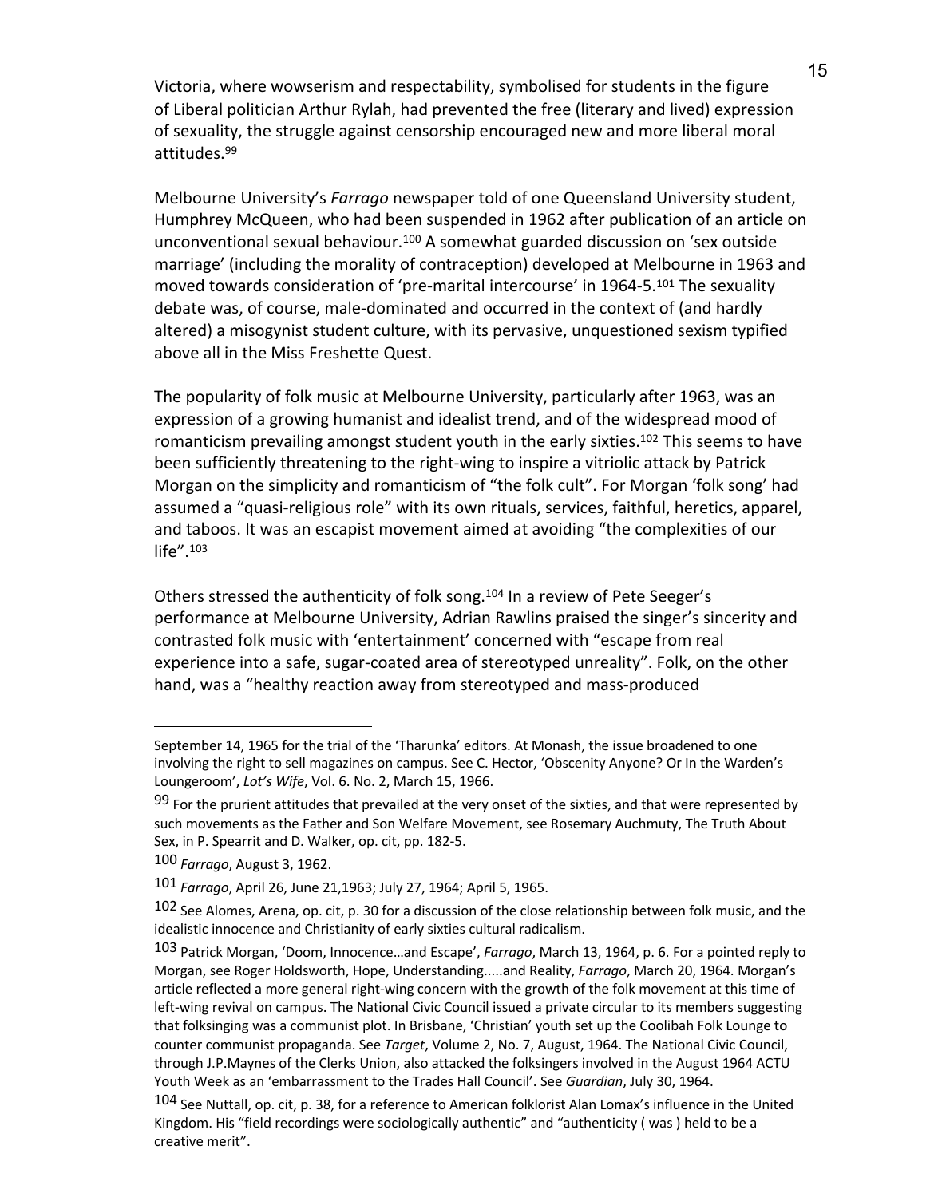Victoria, where wowserism and respectability, symbolised for students in the figure of Liberal politician Arthur Rylah, had prevented the free (literary and lived) expression of sexuality, the struggle against censorship encouraged new and more liberal moral attitudes.[99]

Melbourne University's *Farrago* newspaper told of one Queensland University student, Humphrey McQueen, who had been suspended in 1962 after publication of an article on unconventional sexual behaviour.[100] A somewhat guarded discussion on 'sex outside marriage' (including the morality of contraception) developed at Melbourne in 1963 and moved towards consideration of 'pre-marital intercourse' in 1964-5.[101] The sexuality debate was, of course, male-dominated and occurred in the context of (and hardly altered) a misogynist student culture, with its pervasive, unquestioned sexism typified above all in the Miss Freshette Quest.

The popularity of folk music at Melbourne University, particularly after 1963, was an expression of a growing humanist and idealist trend, and of the widespread mood of romanticism prevailing amongst student youth in the early sixties.[102] This seems to have been sufficiently threatening to the right-wing to inspire a vitriolic attack by Patrick Morgan on the simplicity and romanticism of "the folk cult". For Morgan 'folk song' had assumed a "quasi-religious role" with its own rituals, services, faithful, heretics, apparel, and taboos. It was an escapist movement aimed at avoiding "the complexities of our life".[103]

Others stressed the authenticity of folk song.[104] In a review of Pete Seeger's performance at Melbourne University, Adrian Rawlins praised the singer's sincerity and contrasted folk music with 'entertainment' concerned with "escape from real experience into a safe, sugar-coated area of stereotyped unreality". Folk, on the other hand, was a "healthy reaction away from stereotyped and mass-produced

---

September 14, 1965 for the trial of the 'Tharunka' editors. At Monash, the issue broadened to one involving the right to sell magazines on campus. See C. Hector, 'Obscenity Anyone? Or In the Warden's Loungeroom', *Lot's Wife*, Vol. 6. No. 2, March 15, 1966.

99 For the prurient attitudes that prevailed at the very onset of the sixties, and that were represented by such movements as the Father and Son Welfare Movement, see Rosemary Auchmuty, The Truth About Sex, in P. Spearrit and D. Walker, op. cit, pp. 182-5.

100 *Farrago*, August 3, 1962.

101 *Farrago*, April 26, June 21,1963; July 27, 1964; April 5, 1965.

102 See Alomes, Arena, op. cit, p. 30 for a discussion of the close relationship between folk music, and the idealistic innocence and Christianity of early sixties cultural radicalism.

103 Patrick Morgan, 'Doom, Innocence…and Escape', *Farrago*, March 13, 1964, p. 6. For a pointed reply to Morgan, see Roger Holdsworth, Hope, Understanding.....and Reality, *Farrago*, March 20, 1964. Morgan's article reflected a more general right-wing concern with the growth of the folk movement at this time of left-wing revival on campus. The National Civic Council issued a private circular to its members suggesting that folksinging was a communist plot. In Brisbane, 'Christian' youth set up the Coolibah Folk Lounge to counter communist propaganda. See *Target*, Volume 2, No. 7, August, 1964. The National Civic Council, through J.P.Maynes of the Clerks Union, also attacked the folksingers involved in the August 1964 ACTU Youth Week as an 'embarrassment to the Trades Hall Council'. See *Guardian*, July 30, 1964.

104 See Nuttall, op. cit, p. 38, for a reference to American folklorist Alan Lomax's influence in the United Kingdom. His "field recordings were sociologically authentic" and "authenticity ( was ) held to be a creative merit".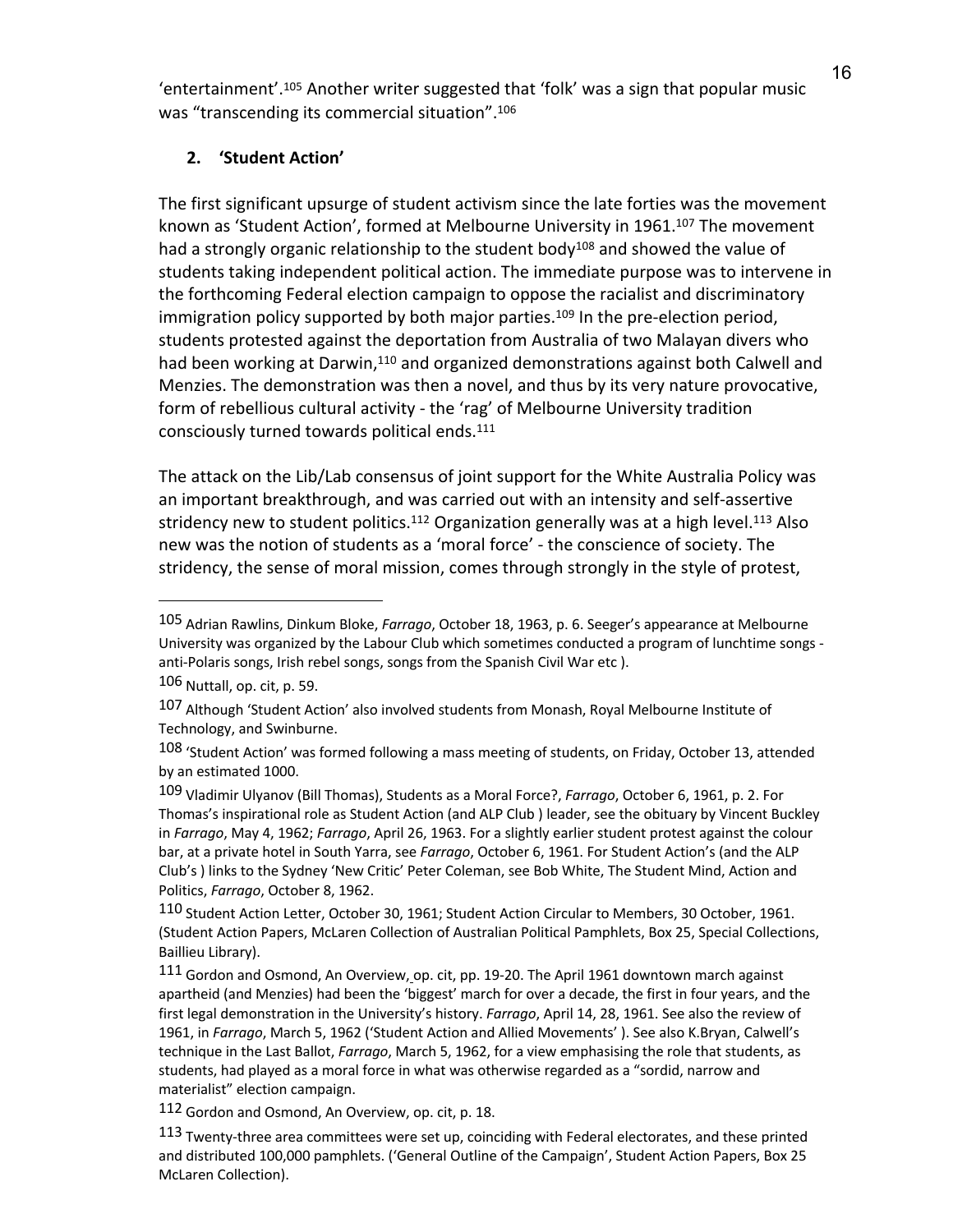'entertainment'.[105] Another writer suggested that 'folk' was a sign that popular music was "transcending its commercial situation".[106]

## 2. 'Student Action'

The first significant upsurge of student activism since the late forties was the movement known as 'Student Action', formed at Melbourne University in 1961.[107] The movement had a strongly organic relationship to the student body[108] and showed the value of students taking independent political action. The immediate purpose was to intervene in the forthcoming Federal election campaign to oppose the racialist and discriminatory immigration policy supported by both major parties.[109] In the pre-election period, students protested against the deportation from Australia of two Malayan divers who had been working at Darwin,[110] and organized demonstrations against both Calwell and Menzies. The demonstration was then a novel, and thus by its very nature provocative, form of rebellious cultural activity - the 'rag' of Melbourne University tradition consciously turned towards political ends.[111]

The attack on the Lib/Lab consensus of joint support for the White Australia Policy was an important breakthrough, and was carried out with an intensity and self-assertive stridency new to student politics.[112] Organization generally was at a high level.[113] Also new was the notion of students as a 'moral force' - the conscience of society. The stridency, the sense of moral mission, comes through strongly in the style of protest,

---

105 Adrian Rawlins, Dinkum Bloke, *Farrago*, October 18, 1963, p. 6. Seeger's appearance at Melbourne University was organized by the Labour Club which sometimes conducted a program of lunchtime songs - anti-Polaris songs, Irish rebel songs, songs from the Spanish Civil War etc ).

106 Nuttall, op. cit, p. 59.

107 Although 'Student Action' also involved students from Monash, Royal Melbourne Institute of Technology, and Swinburne.

108 'Student Action' was formed following a mass meeting of students, on Friday, October 13, attended by an estimated 1000.

109 Vladimir Ulyanov (Bill Thomas), Students as a Moral Force?, *Farrago*, October 6, 1961, p. 2. For Thomas's inspirational role as Student Action (and ALP Club ) leader, see the obituary by Vincent Buckley in *Farrago*, May 4, 1962; *Farrago*, April 26, 1963. For a slightly earlier student protest against the colour bar, at a private hotel in South Yarra, see *Farrago*, October 6, 1961. For Student Action's (and the ALP Club's ) links to the Sydney 'New Critic' Peter Coleman, see Bob White, The Student Mind, Action and Politics, *Farrago*, October 8, 1962.

110 Student Action Letter, October 30, 1961; Student Action Circular to Members, 30 October, 1961. (Student Action Papers, McLaren Collection of Australian Political Pamphlets, Box 25, Special Collections, Baillieu Library).

111 Gordon and Osmond, An Overview, op. cit, pp. 19-20. The April 1961 downtown march against apartheid (and Menzies) had been the 'biggest' march for over a decade, the first in four years, and the first legal demonstration in the University's history. *Farrago*, April 14, 28, 1961. See also the review of 1961, in *Farrago*, March 5, 1962 ('Student Action and Allied Movements' ). See also K.Bryan, Calwell's technique in the Last Ballot, *Farrago*, March 5, 1962, for a view emphasising the role that students, as students, had played as a moral force in what was otherwise regarded as a "sordid, narrow and materialist" election campaign.

112 Gordon and Osmond, An Overview, op. cit, p. 18.

113 Twenty-three area committees were set up, coinciding with Federal electorates, and these printed and distributed 100,000 pamphlets. ('General Outline of the Campaign', Student Action Papers, Box 25 McLaren Collection).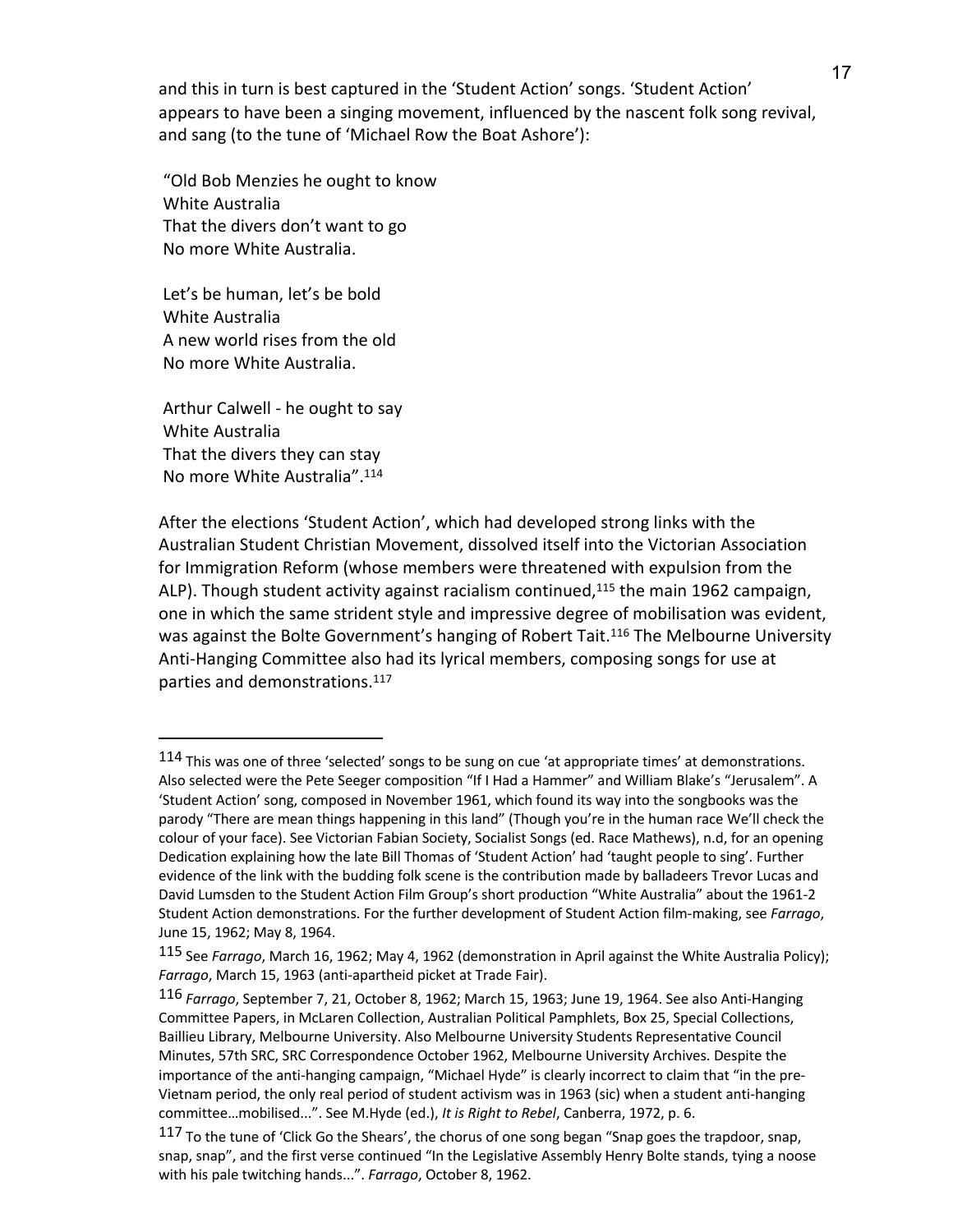and this in turn is best captured in the 'Student Action' songs. 'Student Action' appears to have been a singing movement, influenced by the nascent folk song revival, and sang (to the tune of 'Michael Row the Boat Ashore'):

"Old Bob Menzies he ought to know
White Australia
That the divers don't want to go
No more White Australia.

Let's be human, let's be bold
White Australia
A new world rises from the old
No more White Australia.

Arthur Calwell - he ought to say
White Australia
That the divers they can stay
No more White Australia".[114]

After the elections 'Student Action', which had developed strong links with the Australian Student Christian Movement, dissolved itself into the Victorian Association for Immigration Reform (whose members were threatened with expulsion from the ALP). Though student activity against racialism continued,[115] the main 1962 campaign, one in which the same strident style and impressive degree of mobilisation was evident, was against the Bolte Government's hanging of Robert Tait.[116] The Melbourne University Anti-Hanging Committee also had its lyrical members, composing songs for use at parties and demonstrations.[117]

---

[114] This was one of three 'selected' songs to be sung on cue 'at appropriate times' at demonstrations. Also selected were the Pete Seeger composition "If I Had a Hammer" and William Blake's "Jerusalem". A 'Student Action' song, composed in November 1961, which found its way into the songbooks was the parody "There are mean things happening in this land" (Though you're in the human race We'll check the colour of your face). See Victorian Fabian Society, Socialist Songs (ed. Race Mathews), n.d, for an opening Dedication explaining how the late Bill Thomas of 'Student Action' had 'taught people to sing'. Further evidence of the link with the budding folk scene is the contribution made by balladeers Trevor Lucas and David Lumsden to the Student Action Film Group's short production "White Australia" about the 1961-2 Student Action demonstrations. For the further development of Student Action film-making, see *Farrago*, June 15, 1962; May 8, 1964.

[115] See *Farrago*, March 16, 1962; May 4, 1962 (demonstration in April against the White Australia Policy); *Farrago*, March 15, 1963 (anti-apartheid picket at Trade Fair).

[116] *Farrago*, September 7, 21, October 8, 1962; March 15, 1963; June 19, 1964. See also Anti-Hanging Committee Papers, in McLaren Collection, Australian Political Pamphlets, Box 25, Special Collections, Baillieu Library, Melbourne University. Also Melbourne University Students Representative Council Minutes, 57th SRC, SRC Correspondence October 1962, Melbourne University Archives. Despite the importance of the anti-hanging campaign, "Michael Hyde" is clearly incorrect to claim that "in the pre-Vietnam period, the only real period of student activism was in 1963 (sic) when a student anti-hanging committee…mobilised...". See M.Hyde (ed.), *It is Right to Rebel*, Canberra, 1972, p. 6.

[117] To the tune of 'Click Go the Shears', the chorus of one song began "Snap goes the trapdoor, snap, snap, snap", and the first verse continued "In the Legislative Assembly Henry Bolte stands, tying a noose with his pale twitching hands...". *Farrago*, October 8, 1962.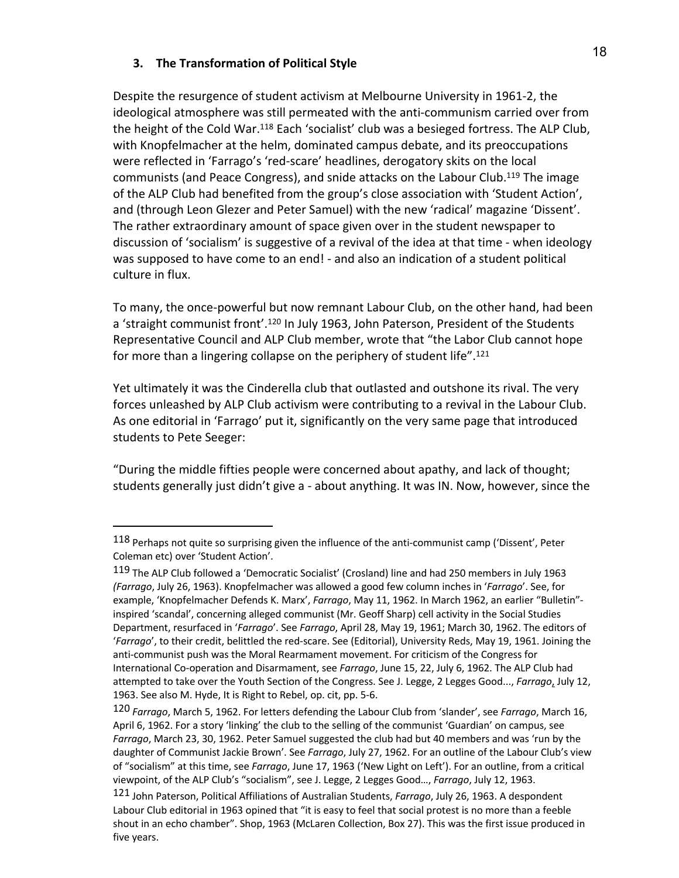## 3. The Transformation of Political Style

Despite the resurgence of student activism at Melbourne University in 1961-2, the ideological atmosphere was still permeated with the anti-communism carried over from the height of the Cold War.[118] Each 'socialist' club was a besieged fortress. The ALP Club, with Knopfelmacher at the helm, dominated campus debate, and its preoccupations were reflected in 'Farrago's 'red-scare' headlines, derogatory skits on the local communists (and Peace Congress), and snide attacks on the Labour Club.[119] The image of the ALP Club had benefited from the group's close association with 'Student Action', and (through Leon Glezer and Peter Samuel) with the new 'radical' magazine 'Dissent'. The rather extraordinary amount of space given over in the student newspaper to discussion of 'socialism' is suggestive of a revival of the idea at that time - when ideology was supposed to have come to an end! - and also an indication of a student political culture in flux.

To many, the once-powerful but now remnant Labour Club, on the other hand, had been a 'straight communist front'.[120] In July 1963, John Paterson, President of the Students Representative Council and ALP Club member, wrote that "the Labor Club cannot hope for more than a lingering collapse on the periphery of student life".[121]

Yet ultimately it was the Cinderella club that outlasted and outshone its rival. The very forces unleashed by ALP Club activism were contributing to a revival in the Labour Club. As one editorial in 'Farrago' put it, significantly on the very same page that introduced students to Pete Seeger:

"During the middle fifties people were concerned about apathy, and lack of thought; students generally just didn't give a - about anything. It was IN. Now, however, since the

---

[118] Perhaps not quite so surprising given the influence of the anti-communist camp ('Dissent', Peter Coleman etc) over 'Student Action'.

[119] The ALP Club followed a 'Democratic Socialist' (Crosland) line and had 250 members in July 1963 (*Farrago*, July 26, 1963). Knopfelmacher was allowed a good few column inches in '*Farrago*'. See, for example, 'Knopfelmacher Defends K. Marx', *Farrago*, May 11, 1962. In March 1962, an earlier "Bulletin"-inspired 'scandal', concerning alleged communist (Mr. Geoff Sharp) cell activity in the Social Studies Department, resurfaced in '*Farrago*'. See *Farrago*, April 28, May 19, 1961; March 30, 1962. The editors of '*Farrago*', to their credit, belittled the red-scare. See (Editorial), University Reds, May 19, 1961. Joining the anti-communist push was the Moral Rearmament movement. For criticism of the Congress for International Co-operation and Disarmament, see *Farrago*, June 15, 22, July 6, 1962. The ALP Club had attempted to take over the Youth Section of the Congress. See J. Legge, 2 Legges Good..., *Farrago*, July 12, 1963. See also M. Hyde, It is Right to Rebel, op. cit, pp. 5-6.

[120] *Farrago*, March 5, 1962. For letters defending the Labour Club from 'slander', see *Farrago*, March 16, April 6, 1962. For a story 'linking' the club to the selling of the communist 'Guardian' on campus, see *Farrago*, March 23, 30, 1962. Peter Samuel suggested the club had but 40 members and was 'run by the daughter of Communist Jackie Brown'. See *Farrago*, July 27, 1962. For an outline of the Labour Club's view of "socialism" at this time, see *Farrago*, June 17, 1963 ('New Light on Left'). For an outline, from a critical viewpoint, of the ALP Club's "socialism", see J. Legge, 2 Legges Good…, *Farrago*, July 12, 1963.

[121] John Paterson, Political Affiliations of Australian Students, *Farrago*, July 26, 1963. A despondent Labour Club editorial in 1963 opined that "it is easy to feel that social protest is no more than a feeble shout in an echo chamber". Shop, 1963 (McLaren Collection, Box 27). This was the first issue produced in five years.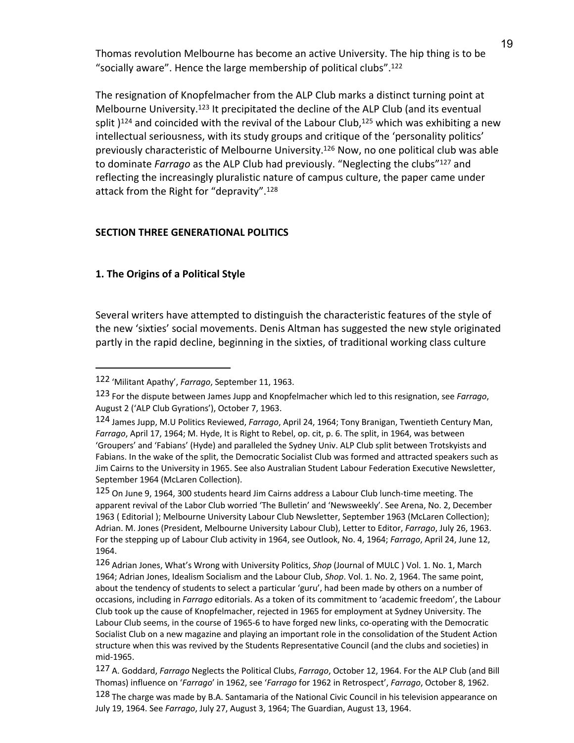Thomas revolution Melbourne has become an active University. The hip thing is to be "socially aware". Hence the large membership of political clubs".[122]

The resignation of Knopfelmacher from the ALP Club marks a distinct turning point at Melbourne University.[123] It precipitated the decline of the ALP Club (and its eventual split )[124] and coincided with the revival of the Labour Club,[125] which was exhibiting a new intellectual seriousness, with its study groups and critique of the 'personality politics' previously characteristic of Melbourne University.[126] Now, no one political club was able to dominate *Farrago* as the ALP Club had previously. "Neglecting the clubs"[127] and reflecting the increasingly pluralistic nature of campus culture, the paper came under attack from the Right for "depravity".[128]

## SECTION THREE GENERATIONAL POLITICS

### 1. The Origins of a Political Style

Several writers have attempted to distinguish the characteristic features of the style of the new 'sixties' social movements. Denis Altman has suggested the new style originated partly in the rapid decline, beginning in the sixties, of traditional working class culture

---

122 'Militant Apathy', *Farrago*, September 11, 1963.

123 For the dispute between James Jupp and Knopfelmacher which led to this resignation, see *Farrago*, August 2 ('ALP Club Gyrations'), October 7, 1963.

124 James Jupp, M.U Politics Reviewed, *Farrago*, April 24, 1964; Tony Branigan, Twentieth Century Man, *Farrago*, April 17, 1964; M. Hyde, It is Right to Rebel, op. cit, p. 6. The split, in 1964, was between 'Groupers' and 'Fabians' (Hyde) and paralleled the Sydney Univ. ALP Club split between Trotskyists and Fabians. In the wake of the split, the Democratic Socialist Club was formed and attracted speakers such as Jim Cairns to the University in 1965. See also Australian Student Labour Federation Executive Newsletter, September 1964 (McLaren Collection).

125 On June 9, 1964, 300 students heard Jim Cairns address a Labour Club lunch-time meeting. The apparent revival of the Labor Club worried 'The Bulletin' and 'Newsweekly'. See Arena, No. 2, December 1963 ( Editorial ); Melbourne University Labour Club Newsletter, September 1963 (McLaren Collection); Adrian. M. Jones (President, Melbourne University Labour Club), Letter to Editor, *Farrago*, July 26, 1963. For the stepping up of Labour Club activity in 1964, see Outlook, No. 4, 1964; *Farrago*, April 24, June 12, 1964.

126 Adrian Jones, What's Wrong with University Politics, *Shop* (Journal of MULC ) Vol. 1. No. 1, March 1964; Adrian Jones, Idealism Socialism and the Labour Club, *Shop*. Vol. 1. No. 2, 1964. The same point, about the tendency of students to select a particular 'guru', had been made by others on a number of occasions, including in *Farrago* editorials. As a token of its commitment to 'academic freedom', the Labour Club took up the cause of Knopfelmacher, rejected in 1965 for employment at Sydney University. The Labour Club seems, in the course of 1965-6 to have forged new links, co-operating with the Democratic Socialist Club on a new magazine and playing an important role in the consolidation of the Student Action structure when this was revived by the Students Representative Council (and the clubs and societies) in mid-1965.

127 A. Goddard, *Farrago* Neglects the Political Clubs, *Farrago*, October 12, 1964. For the ALP Club (and Bill Thomas) influence on '*Farrago*' in 1962, see '*Farrago* for 1962 in Retrospect', *Farrago*, October 8, 1962.

128 The charge was made by B.A. Santamaria of the National Civic Council in his television appearance on July 19, 1964. See *Farrago*, July 27, August 3, 1964; The Guardian, August 13, 1964.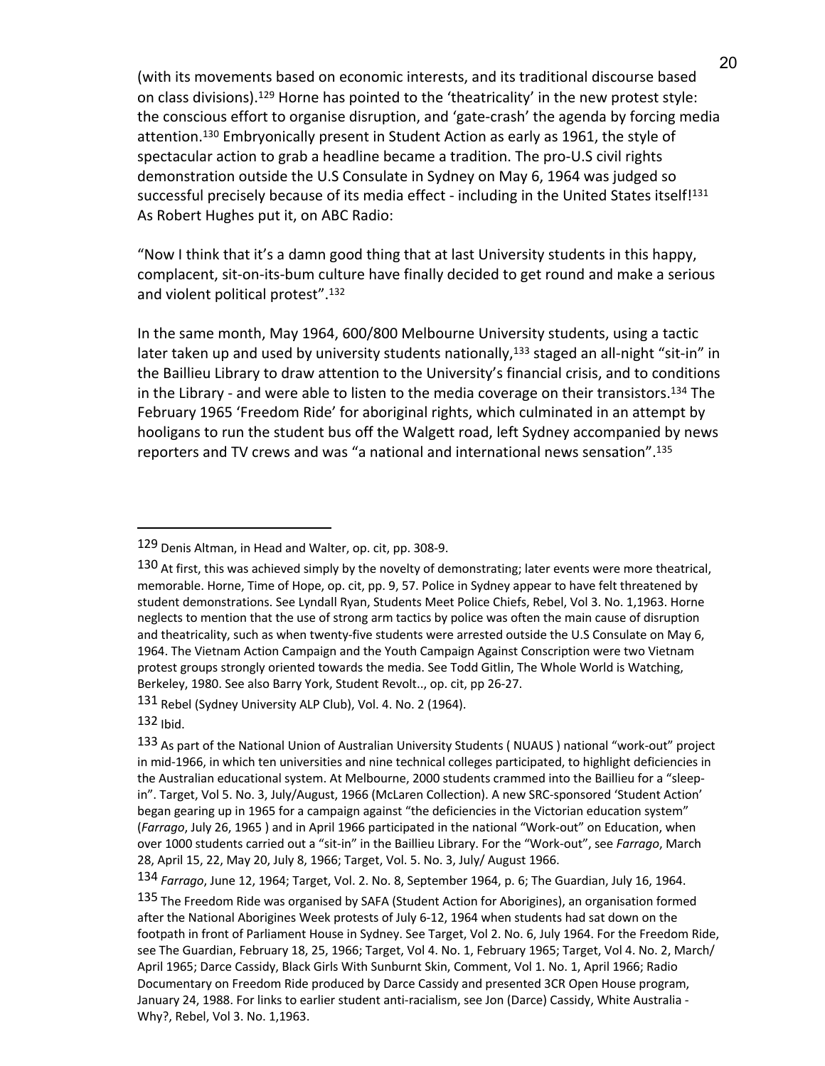(with its movements based on economic interests, and its traditional discourse based on class divisions).[129] Horne has pointed to the 'theatricality' in the new protest style: the conscious effort to organise disruption, and 'gate-crash' the agenda by forcing media attention.[130] Embryonically present in Student Action as early as 1961, the style of spectacular action to grab a headline became a tradition. The pro-U.S civil rights demonstration outside the U.S Consulate in Sydney on May 6, 1964 was judged so successful precisely because of its media effect - including in the United States itself![131] As Robert Hughes put it, on ABC Radio:

"Now I think that it's a damn good thing that at last University students in this happy, complacent, sit-on-its-bum culture have finally decided to get round and make a serious and violent political protest".[132]

In the same month, May 1964, 600/800 Melbourne University students, using a tactic later taken up and used by university students nationally,[133] staged an all-night "sit-in" in the Baillieu Library to draw attention to the University's financial crisis, and to conditions in the Library - and were able to listen to the media coverage on their transistors.[134] The February 1965 'Freedom Ride' for aboriginal rights, which culminated in an attempt by hooligans to run the student bus off the Walgett road, left Sydney accompanied by news reporters and TV crews and was "a national and international news sensation".[135]

---

129 Denis Altman, in Head and Walter, op. cit, pp. 308-9.

130 At first, this was achieved simply by the novelty of demonstrating; later events were more theatrical, memorable. Horne, Time of Hope, op. cit, pp. 9, 57. Police in Sydney appear to have felt threatened by student demonstrations. See Lyndall Ryan, Students Meet Police Chiefs, Rebel, Vol 3. No. 1,1963. Horne neglects to mention that the use of strong arm tactics by police was often the main cause of disruption and theatricality, such as when twenty-five students were arrested outside the U.S Consulate on May 6, 1964. The Vietnam Action Campaign and the Youth Campaign Against Conscription were two Vietnam protest groups strongly oriented towards the media. See Todd Gitlin, The Whole World is Watching, Berkeley, 1980. See also Barry York, Student Revolt.., op. cit, pp 26-27.

131 Rebel (Sydney University ALP Club), Vol. 4. No. 2 (1964).

132 Ibid.

133 As part of the National Union of Australian University Students ( NUAUS ) national "work-out" project in mid-1966, in which ten universities and nine technical colleges participated, to highlight deficiencies in the Australian educational system. At Melbourne, 2000 students crammed into the Baillieu for a "sleep-in". Target, Vol 5. No. 3, July/August, 1966 (McLaren Collection). A new SRC-sponsored 'Student Action' began gearing up in 1965 for a campaign against "the deficiencies in the Victorian education system" (*Farrago*, July 26, 1965 ) and in April 1966 participated in the national "Work-out" on Education, when over 1000 students carried out a "sit-in" in the Baillieu Library. For the "Work-out", see *Farrago*, March 28, April 15, 22, May 20, July 8, 1966; Target, Vol. 5. No. 3, July/ August 1966.

134 *Farrago*, June 12, 1964; Target, Vol. 2. No. 8, September 1964, p. 6; The Guardian, July 16, 1964.

135 The Freedom Ride was organised by SAFA (Student Action for Aborigines), an organisation formed after the National Aborigines Week protests of July 6-12, 1964 when students had sat down on the footpath in front of Parliament House in Sydney. See Target, Vol 2. No. 6, July 1964. For the Freedom Ride, see The Guardian, February 18, 25, 1966; Target, Vol 4. No. 1, February 1965; Target, Vol 4. No. 2, March/ April 1965; Darce Cassidy, Black Girls With Sunburnt Skin, Comment, Vol 1. No. 1, April 1966; Radio Documentary on Freedom Ride produced by Darce Cassidy and presented 3CR Open House program, January 24, 1988. For links to earlier student anti-racialism, see Jon (Darce) Cassidy, White Australia - Why?, Rebel, Vol 3. No. 1,1963.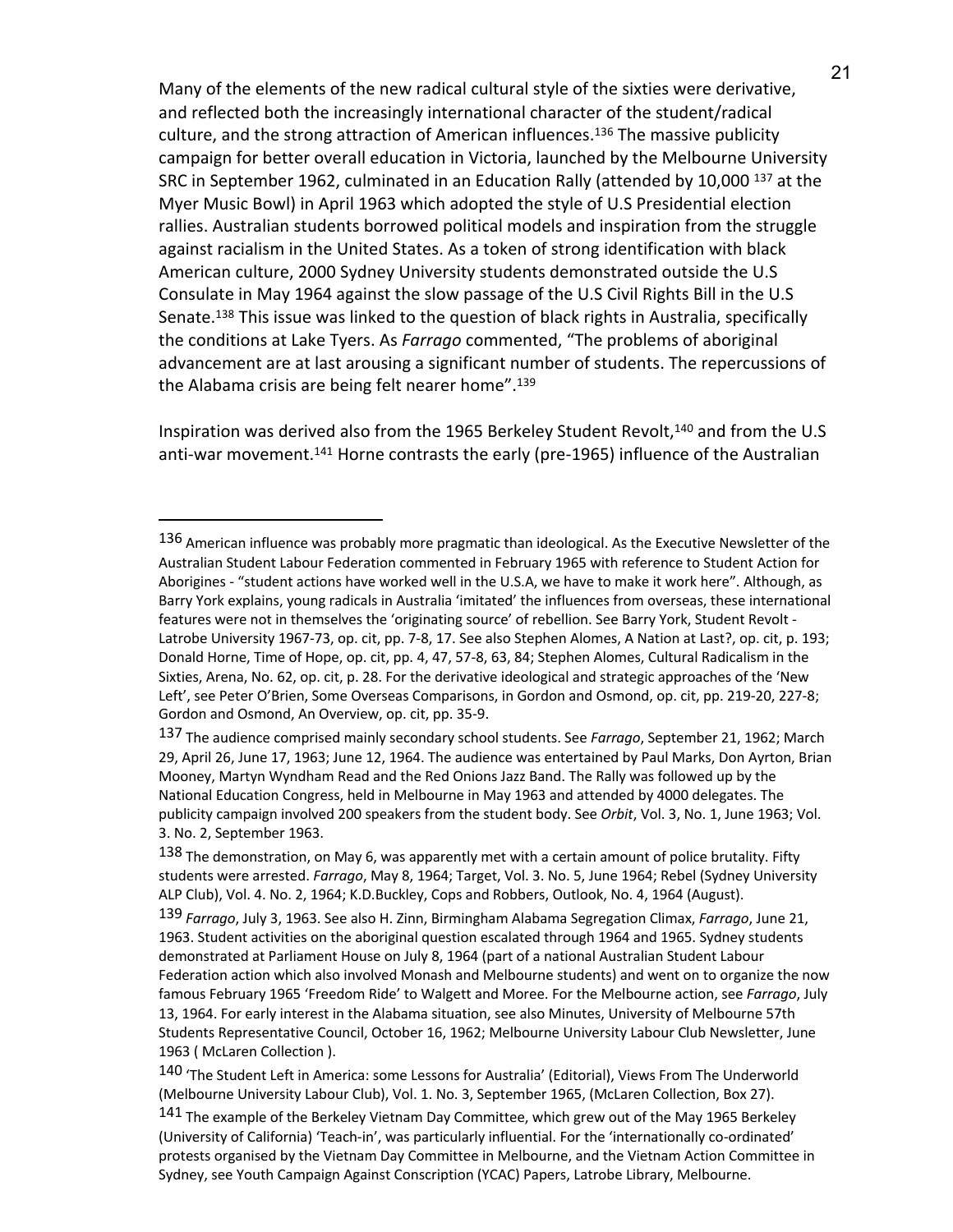Many of the elements of the new radical cultural style of the sixties were derivative, and reflected both the increasingly international character of the student/radical culture, and the strong attraction of American influences.[136] The massive publicity campaign for better overall education in Victoria, launched by the Melbourne University SRC in September 1962, culminated in an Education Rally (attended by 10,000 [137] at the Myer Music Bowl) in April 1963 which adopted the style of U.S Presidential election rallies. Australian students borrowed political models and inspiration from the struggle against racialism in the United States. As a token of strong identification with black American culture, 2000 Sydney University students demonstrated outside the U.S Consulate in May 1964 against the slow passage of the U.S Civil Rights Bill in the U.S Senate.[138] This issue was linked to the question of black rights in Australia, specifically the conditions at Lake Tyers. As *Farrago* commented, "The problems of aboriginal advancement are at last arousing a significant number of students. The repercussions of the Alabama crisis are being felt nearer home".[139]

Inspiration was derived also from the 1965 Berkeley Student Revolt,[140] and from the U.S anti-war movement.[141] Horne contrasts the early (pre-1965) influence of the Australian

---

[136] American influence was probably more pragmatic than ideological. As the Executive Newsletter of the Australian Student Labour Federation commented in February 1965 with reference to Student Action for Aborigines - "student actions have worked well in the U.S.A, we have to make it work here". Although, as Barry York explains, young radicals in Australia 'imitated' the influences from overseas, these international features were not in themselves the 'originating source' of rebellion. See Barry York, Student Revolt - Latrobe University 1967-73, op. cit, pp. 7-8, 17. See also Stephen Alomes, A Nation at Last?, op. cit, p. 193; Donald Horne, Time of Hope, op. cit, pp. 4, 47, 57-8, 63, 84; Stephen Alomes, Cultural Radicalism in the Sixties, Arena, No. 62, op. cit, p. 28. For the derivative ideological and strategic approaches of the 'New Left', see Peter O'Brien, Some Overseas Comparisons, in Gordon and Osmond, op. cit, pp. 219-20, 227-8; Gordon and Osmond, An Overview, op. cit, pp. 35-9.

[137] The audience comprised mainly secondary school students. See *Farrago*, September 21, 1962; March 29, April 26, June 17, 1963; June 12, 1964. The audience was entertained by Paul Marks, Don Ayrton, Brian Mooney, Martyn Wyndham Read and the Red Onions Jazz Band. The Rally was followed up by the National Education Congress, held in Melbourne in May 1963 and attended by 4000 delegates. The publicity campaign involved 200 speakers from the student body. See *Orbit*, Vol. 3, No. 1, June 1963; Vol. 3. No. 2, September 1963.

[138] The demonstration, on May 6, was apparently met with a certain amount of police brutality. Fifty students were arrested. *Farrago*, May 8, 1964; Target, Vol. 3. No. 5, June 1964; Rebel (Sydney University ALP Club), Vol. 4. No. 2, 1964; K.D.Buckley, Cops and Robbers, Outlook, No. 4, 1964 (August).

[139] *Farrago*, July 3, 1963. See also H. Zinn, Birmingham Alabama Segregation Climax, *Farrago*, June 21, 1963. Student activities on the aboriginal question escalated through 1964 and 1965. Sydney students demonstrated at Parliament House on July 8, 1964 (part of a national Australian Student Labour Federation action which also involved Monash and Melbourne students) and went on to organize the now famous February 1965 'Freedom Ride' to Walgett and Moree. For the Melbourne action, see *Farrago*, July 13, 1964. For early interest in the Alabama situation, see also Minutes, University of Melbourne 57th Students Representative Council, October 16, 1962; Melbourne University Labour Club Newsletter, June 1963 ( McLaren Collection ).

[140] 'The Student Left in America: some Lessons for Australia' (Editorial), Views From The Underworld (Melbourne University Labour Club), Vol. 1. No. 3, September 1965, (McLaren Collection, Box 27).

[141] The example of the Berkeley Vietnam Day Committee, which grew out of the May 1965 Berkeley (University of California) 'Teach-in', was particularly influential. For the 'internationally co-ordinated' protests organised by the Vietnam Day Committee in Melbourne, and the Vietnam Action Committee in Sydney, see Youth Campaign Against Conscription (YCAC) Papers, Latrobe Library, Melbourne.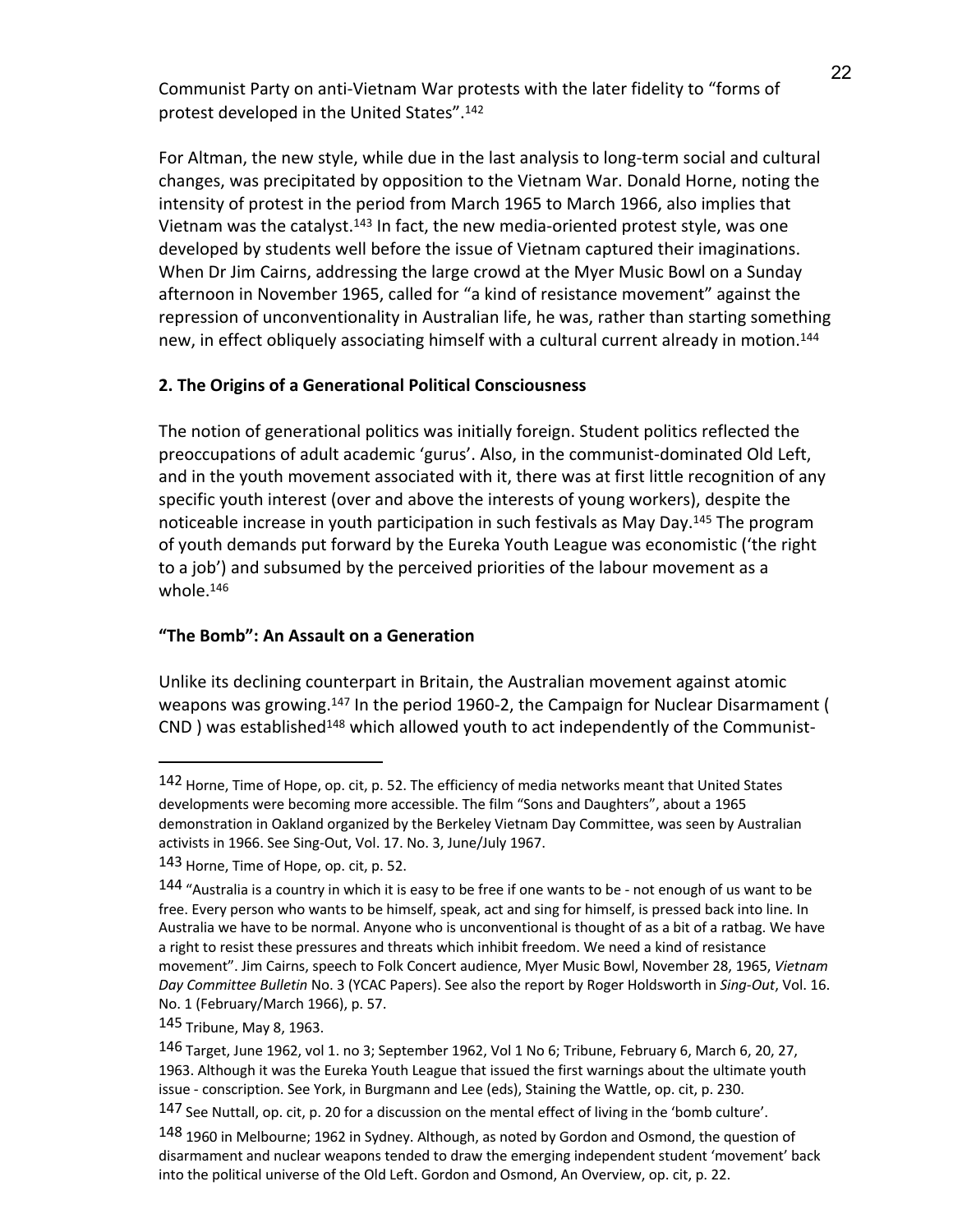Communist Party on anti-Vietnam War protests with the later fidelity to "forms of protest developed in the United States".[142]

For Altman, the new style, while due in the last analysis to long-term social and cultural changes, was precipitated by opposition to the Vietnam War. Donald Horne, noting the intensity of protest in the period from March 1965 to March 1966, also implies that Vietnam was the catalyst.[143] In fact, the new media-oriented protest style, was one developed by students well before the issue of Vietnam captured their imaginations. When Dr Jim Cairns, addressing the large crowd at the Myer Music Bowl on a Sunday afternoon in November 1965, called for "a kind of resistance movement" against the repression of unconventionality in Australian life, he was, rather than starting something new, in effect obliquely associating himself with a cultural current already in motion.[144]

**2. The Origins of a Generational Political Consciousness**

The notion of generational politics was initially foreign. Student politics reflected the preoccupations of adult academic 'gurus'. Also, in the communist-dominated Old Left, and in the youth movement associated with it, there was at first little recognition of any specific youth interest (over and above the interests of young workers), despite the noticeable increase in youth participation in such festivals as May Day.[145] The program of youth demands put forward by the Eureka Youth League was economistic ('the right to a job') and subsumed by the perceived priorities of the labour movement as a whole.[146]

**"The Bomb": An Assault on a Generation**

Unlike its declining counterpart in Britain, the Australian movement against atomic weapons was growing.[147] In the period 1960-2, the Campaign for Nuclear Disarmament ( CND ) was established[148] which allowed youth to act independently of the Communist-

---

142 Horne, Time of Hope, op. cit, p. 52. The efficiency of media networks meant that United States developments were becoming more accessible. The film "Sons and Daughters", about a 1965 demonstration in Oakland organized by the Berkeley Vietnam Day Committee, was seen by Australian activists in 1966. See Sing-Out, Vol. 17. No. 3, June/July 1967.

143 Horne, Time of Hope, op. cit, p. 52.

144 "Australia is a country in which it is easy to be free if one wants to be - not enough of us want to be free. Every person who wants to be himself, speak, act and sing for himself, is pressed back into line. In Australia we have to be normal. Anyone who is unconventional is thought of as a bit of a ratbag. We have a right to resist these pressures and threats which inhibit freedom. We need a kind of resistance movement". Jim Cairns, speech to Folk Concert audience, Myer Music Bowl, November 28, 1965, *Vietnam Day Committee Bulletin* No. 3 (YCAC Papers). See also the report by Roger Holdsworth in *Sing-Out*, Vol. 16. No. 1 (February/March 1966), p. 57.

145 Tribune, May 8, 1963.

146 Target, June 1962, vol 1. no 3; September 1962, Vol 1 No 6; Tribune, February 6, March 6, 20, 27, 1963. Although it was the Eureka Youth League that issued the first warnings about the ultimate youth issue - conscription. See York, in Burgmann and Lee (eds), Staining the Wattle, op. cit, p. 230.

147 See Nuttall, op. cit, p. 20 for a discussion on the mental effect of living in the 'bomb culture'.

148 1960 in Melbourne; 1962 in Sydney. Although, as noted by Gordon and Osmond, the question of disarmament and nuclear weapons tended to draw the emerging independent student 'movement' back into the political universe of the Old Left. Gordon and Osmond, An Overview, op. cit, p. 22.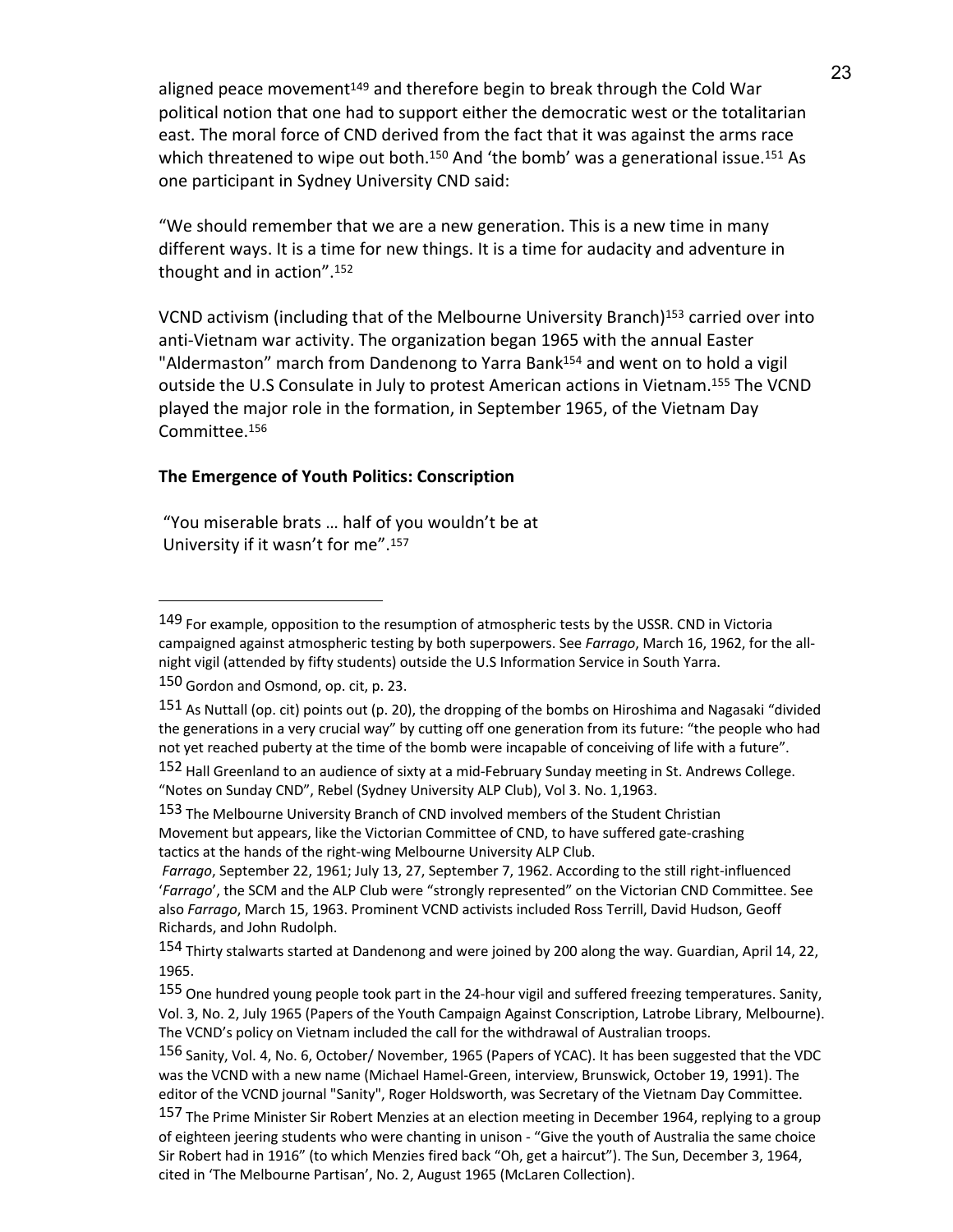aligned peace movement[149] and therefore begin to break through the Cold War political notion that one had to support either the democratic west or the totalitarian east. The moral force of CND derived from the fact that it was against the arms race which threatened to wipe out both.[150] And 'the bomb' was a generational issue.[151] As one participant in Sydney University CND said:

"We should remember that we are a new generation. This is a new time in many different ways. It is a time for new things. It is a time for audacity and adventure in thought and in action".[152]

VCND activism (including that of the Melbourne University Branch)[153] carried over into anti-Vietnam war activity. The organization began 1965 with the annual Easter "Aldermaston" march from Dandenong to Yarra Bank[154] and went on to hold a vigil outside the U.S Consulate in July to protest American actions in Vietnam.[155] The VCND played the major role in the formation, in September 1965, of the Vietnam Day Committee.[156]

### The Emergence of Youth Politics: Conscription

"You miserable brats … half of you wouldn't be at University if it wasn't for me".[157]

---

149 For example, opposition to the resumption of atmospheric tests by the USSR. CND in Victoria campaigned against atmospheric testing by both superpowers. See *Farrago*, March 16, 1962, for the all-night vigil (attended by fifty students) outside the U.S Information Service in South Yarra.

150 Gordon and Osmond, op. cit, p. 23.

151 As Nuttall (op. cit) points out (p. 20), the dropping of the bombs on Hiroshima and Nagasaki "divided the generations in a very crucial way" by cutting off one generation from its future: "the people who had not yet reached puberty at the time of the bomb were incapable of conceiving of life with a future".

152 Hall Greenland to an audience of sixty at a mid-February Sunday meeting in St. Andrews College. "Notes on Sunday CND", Rebel (Sydney University ALP Club), Vol 3. No. 1,1963.

153 The Melbourne University Branch of CND involved members of the Student Christian Movement but appears, like the Victorian Committee of CND, to have suffered gate-crashing tactics at the hands of the right-wing Melbourne University ALP Club. *Farrago*, September 22, 1961; July 13, 27, September 7, 1962. According to the still right-influenced '*Farrago*', the SCM and the ALP Club were "strongly represented" on the Victorian CND Committee. See also *Farrago*, March 15, 1963. Prominent VCND activists included Ross Terrill, David Hudson, Geoff Richards, and John Rudolph.

154 Thirty stalwarts started at Dandenong and were joined by 200 along the way. Guardian, April 14, 22, 1965.

155 One hundred young people took part in the 24-hour vigil and suffered freezing temperatures. Sanity, Vol. 3, No. 2, July 1965 (Papers of the Youth Campaign Against Conscription, Latrobe Library, Melbourne). The VCND's policy on Vietnam included the call for the withdrawal of Australian troops.

156 Sanity, Vol. 4, No. 6, October/ November, 1965 (Papers of YCAC). It has been suggested that the VDC was the VCND with a new name (Michael Hamel-Green, interview, Brunswick, October 19, 1991). The editor of the VCND journal "Sanity", Roger Holdsworth, was Secretary of the Vietnam Day Committee.

157 The Prime Minister Sir Robert Menzies at an election meeting in December 1964, replying to a group of eighteen jeering students who were chanting in unison - "Give the youth of Australia the same choice Sir Robert had in 1916" (to which Menzies fired back "Oh, get a haircut"). The Sun, December 3, 1964, cited in 'The Melbourne Partisan', No. 2, August 1965 (McLaren Collection).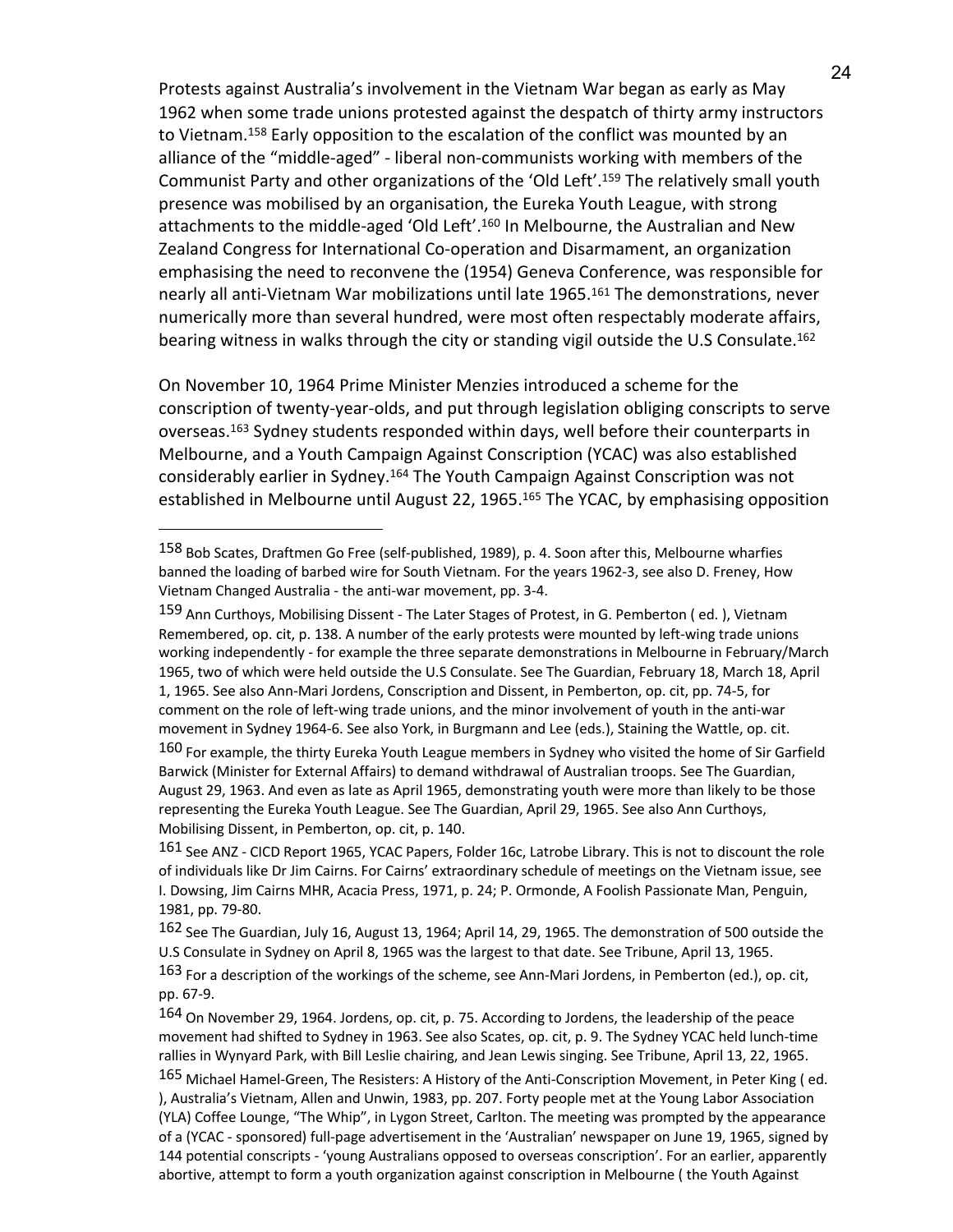Protests against Australia's involvement in the Vietnam War began as early as May 1962 when some trade unions protested against the despatch of thirty army instructors to Vietnam.[158] Early opposition to the escalation of the conflict was mounted by an alliance of the "middle-aged" - liberal non-communists working with members of the Communist Party and other organizations of the 'Old Left'.[159] The relatively small youth presence was mobilised by an organisation, the Eureka Youth League, with strong attachments to the middle-aged 'Old Left'.[160] In Melbourne, the Australian and New Zealand Congress for International Co-operation and Disarmament, an organization emphasising the need to reconvene the (1954) Geneva Conference, was responsible for nearly all anti-Vietnam War mobilizations until late 1965.[161] The demonstrations, never numerically more than several hundred, were most often respectably moderate affairs, bearing witness in walks through the city or standing vigil outside the U.S Consulate.[162]

On November 10, 1964 Prime Minister Menzies introduced a scheme for the conscription of twenty-year-olds, and put through legislation obliging conscripts to serve overseas.[163] Sydney students responded within days, well before their counterparts in Melbourne, and a Youth Campaign Against Conscription (YCAC) was also established considerably earlier in Sydney.[164] The Youth Campaign Against Conscription was not established in Melbourne until August 22, 1965.[165] The YCAC, by emphasising opposition

---

158 Bob Scates, Draftmen Go Free (self-published, 1989), p. 4. Soon after this, Melbourne wharfies banned the loading of barbed wire for South Vietnam. For the years 1962-3, see also D. Freney, How Vietnam Changed Australia - the anti-war movement, pp. 3-4.

159 Ann Curthoys, Mobilising Dissent - The Later Stages of Protest, in G. Pemberton ( ed. ), Vietnam Remembered, op. cit, p. 138. A number of the early protests were mounted by left-wing trade unions working independently - for example the three separate demonstrations in Melbourne in February/March 1965, two of which were held outside the U.S Consulate. See The Guardian, February 18, March 18, April 1, 1965. See also Ann-Mari Jordens, Conscription and Dissent, in Pemberton, op. cit, pp. 74-5, for comment on the role of left-wing trade unions, and the minor involvement of youth in the anti-war movement in Sydney 1964-6. See also York, in Burgmann and Lee (eds.), Staining the Wattle, op. cit.

160 For example, the thirty Eureka Youth League members in Sydney who visited the home of Sir Garfield Barwick (Minister for External Affairs) to demand withdrawal of Australian troops. See The Guardian, August 29, 1963. And even as late as April 1965, demonstrating youth were more than likely to be those representing the Eureka Youth League. See The Guardian, April 29, 1965. See also Ann Curthoys, Mobilising Dissent, in Pemberton, op. cit, p. 140.

161 See ANZ - CICD Report 1965, YCAC Papers, Folder 16c, Latrobe Library. This is not to discount the role of individuals like Dr Jim Cairns. For Cairns' extraordinary schedule of meetings on the Vietnam issue, see I. Dowsing, Jim Cairns MHR, Acacia Press, 1971, p. 24; P. Ormonde, A Foolish Passionate Man, Penguin, 1981, pp. 79-80.

162 See The Guardian, July 16, August 13, 1964; April 14, 29, 1965. The demonstration of 500 outside the U.S Consulate in Sydney on April 8, 1965 was the largest to that date. See Tribune, April 13, 1965.

163 For a description of the workings of the scheme, see Ann-Mari Jordens, in Pemberton (ed.), op. cit, pp. 67-9.

164 On November 29, 1964. Jordens, op. cit, p. 75. According to Jordens, the leadership of the peace movement had shifted to Sydney in 1963. See also Scates, op. cit, p. 9. The Sydney YCAC held lunch-time rallies in Wynyard Park, with Bill Leslie chairing, and Jean Lewis singing. See Tribune, April 13, 22, 1965.

165 Michael Hamel-Green, The Resisters: A History of the Anti-Conscription Movement, in Peter King ( ed. ), Australia's Vietnam, Allen and Unwin, 1983, pp. 207. Forty people met at the Young Labor Association (YLA) Coffee Lounge, "The Whip", in Lygon Street, Carlton. The meeting was prompted by the appearance of a (YCAC - sponsored) full-page advertisement in the 'Australian' newspaper on June 19, 1965, signed by 144 potential conscripts - 'young Australians opposed to overseas conscription'. For an earlier, apparently abortive, attempt to form a youth organization against conscription in Melbourne ( the Youth Against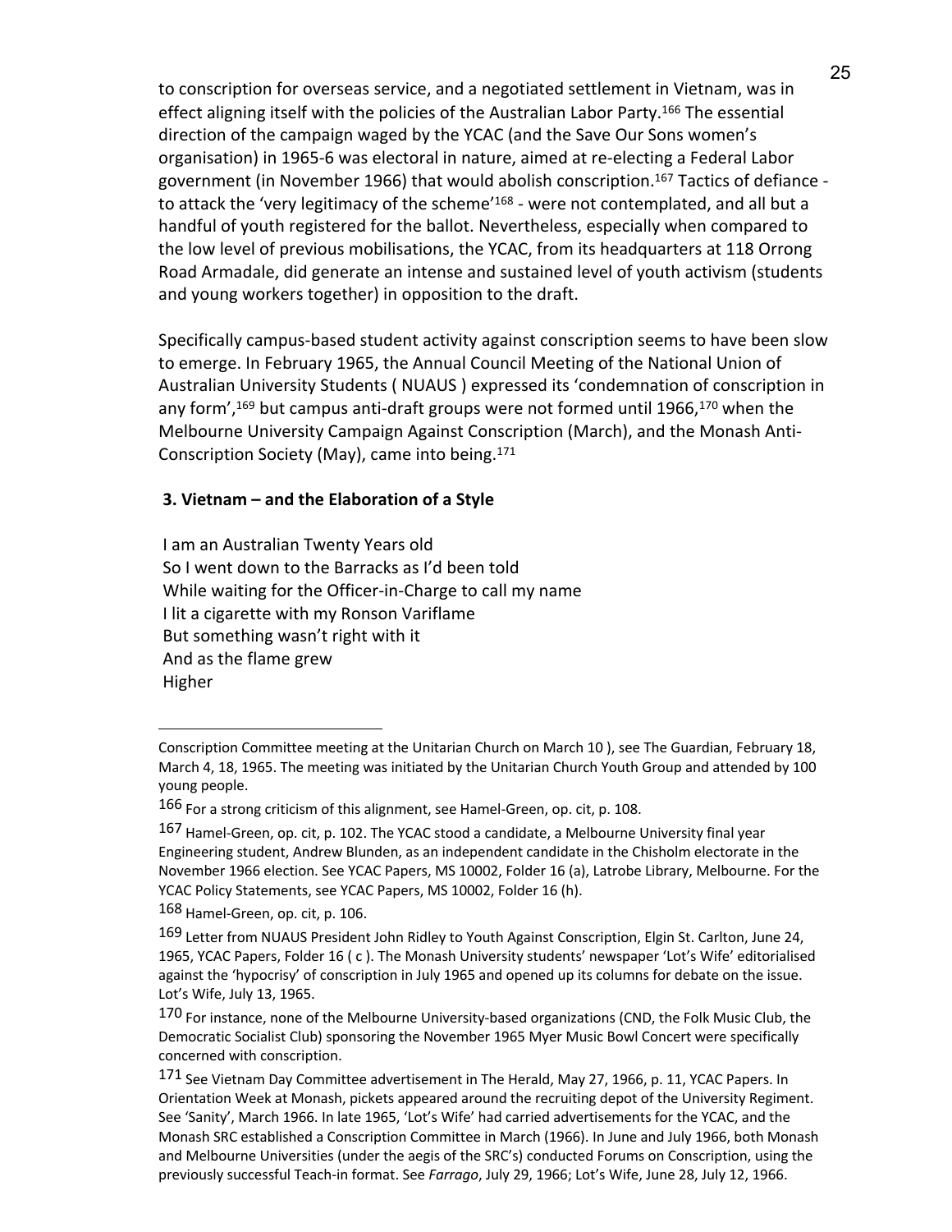to conscription for overseas service, and a negotiated settlement in Vietnam, was in effect aligning itself with the policies of the Australian Labor Party.[166] The essential direction of the campaign waged by the YCAC (and the Save Our Sons women's organisation) in 1965-6 was electoral in nature, aimed at re-electing a Federal Labor government (in November 1966) that would abolish conscription.[167] Tactics of defiance - to attack the 'very legitimacy of the scheme'[168] - were not contemplated, and all but a handful of youth registered for the ballot. Nevertheless, especially when compared to the low level of previous mobilisations, the YCAC, from its headquarters at 118 Orrong Road Armadale, did generate an intense and sustained level of youth activism (students and young workers together) in opposition to the draft.

Specifically campus-based student activity against conscription seems to have been slow to emerge. In February 1965, the Annual Council Meeting of the National Union of Australian University Students ( NUAUS ) expressed its 'condemnation of conscription in any form',[169] but campus anti-draft groups were not formed until 1966,[170] when the Melbourne University Campaign Against Conscription (March), and the Monash Anti-Conscription Society (May), came into being.[171]

### 3. Vietnam – and the Elaboration of a Style

I am an Australian Twenty Years old  
So I went down to the Barracks as I'd been told  
While waiting for the Officer-in-Charge to call my name  
I lit a cigarette with my Ronson Variflame  
But something wasn't right with it  
And as the flame grew  
Higher

---

Conscription Committee meeting at the Unitarian Church on March 10 ), see The Guardian, February 18, March 4, 18, 1965. The meeting was initiated by the Unitarian Church Youth Group and attended by 100 young people.

[166] For a strong criticism of this alignment, see Hamel-Green, op. cit, p. 108.

[167] Hamel-Green, op. cit, p. 102. The YCAC stood a candidate, a Melbourne University final year Engineering student, Andrew Blunden, as an independent candidate in the Chisholm electorate in the November 1966 election. See YCAC Papers, MS 10002, Folder 16 (a), Latrobe Library, Melbourne. For the YCAC Policy Statements, see YCAC Papers, MS 10002, Folder 16 (h).

[168] Hamel-Green, op. cit, p. 106.

[169] Letter from NUAUS President John Ridley to Youth Against Conscription, Elgin St. Carlton, June 24, 1965, YCAC Papers, Folder 16 ( c ). The Monash University students' newspaper 'Lot's Wife' editorialised against the 'hypocrisy' of conscription in July 1965 and opened up its columns for debate on the issue. Lot's Wife, July 13, 1965.

[170] For instance, none of the Melbourne University-based organizations (CND, the Folk Music Club, the Democratic Socialist Club) sponsoring the November 1965 Myer Music Bowl Concert were specifically concerned with conscription.

[171] See Vietnam Day Committee advertisement in The Herald, May 27, 1966, p. 11, YCAC Papers. In Orientation Week at Monash, pickets appeared around the recruiting depot of the University Regiment. See 'Sanity', March 1966. In late 1965, 'Lot's Wife' had carried advertisements for the YCAC, and the Monash SRC established a Conscription Committee in March (1966). In June and July 1966, both Monash and Melbourne Universities (under the aegis of the SRC's) conducted Forums on Conscription, using the previously successful Teach-in format. See *Farrago*, July 29, 1966; Lot's Wife, June 28, July 12, 1966.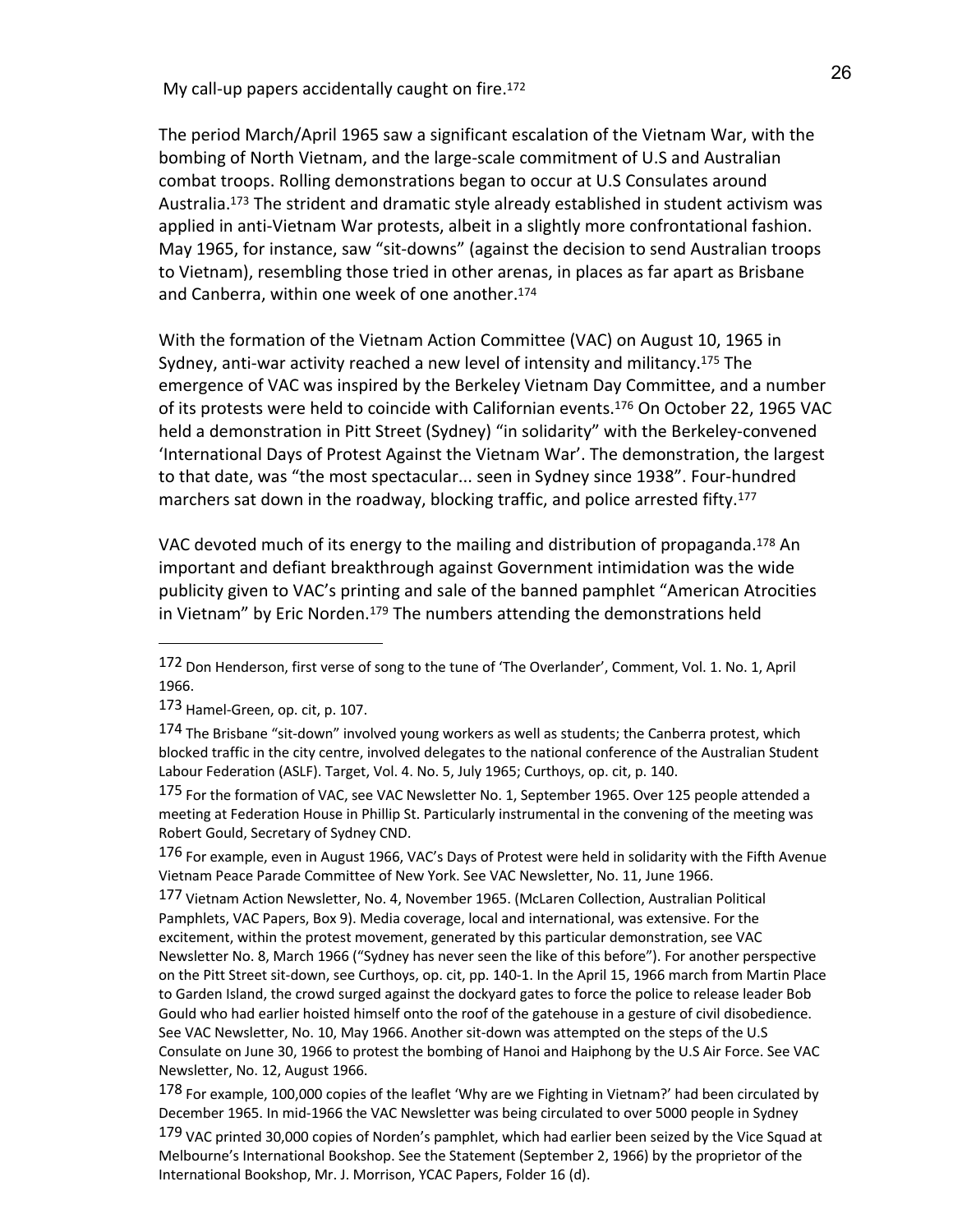My call-up papers accidentally caught on fire.[172]

The period March/April 1965 saw a significant escalation of the Vietnam War, with the bombing of North Vietnam, and the large-scale commitment of U.S and Australian combat troops. Rolling demonstrations began to occur at U.S Consulates around Australia.[173] The strident and dramatic style already established in student activism was applied in anti-Vietnam War protests, albeit in a slightly more confrontational fashion. May 1965, for instance, saw "sit-downs" (against the decision to send Australian troops to Vietnam), resembling those tried in other arenas, in places as far apart as Brisbane and Canberra, within one week of one another.[174]

With the formation of the Vietnam Action Committee (VAC) on August 10, 1965 in Sydney, anti-war activity reached a new level of intensity and militancy.[175] The emergence of VAC was inspired by the Berkeley Vietnam Day Committee, and a number of its protests were held to coincide with Californian events.[176] On October 22, 1965 VAC held a demonstration in Pitt Street (Sydney) "in solidarity" with the Berkeley-convened 'International Days of Protest Against the Vietnam War'. The demonstration, the largest to that date, was "the most spectacular... seen in Sydney since 1938". Four-hundred marchers sat down in the roadway, blocking traffic, and police arrested fifty.[177]

VAC devoted much of its energy to the mailing and distribution of propaganda.[178] An important and defiant breakthrough against Government intimidation was the wide publicity given to VAC's printing and sale of the banned pamphlet "American Atrocities in Vietnam" by Eric Norden.[179] The numbers attending the demonstrations held

---

[172] Don Henderson, first verse of song to the tune of 'The Overlander', Comment, Vol. 1. No. 1, April 1966.

[173] Hamel-Green, op. cit, p. 107.

[174] The Brisbane "sit-down" involved young workers as well as students; the Canberra protest, which blocked traffic in the city centre, involved delegates to the national conference of the Australian Student Labour Federation (ASLF). Target, Vol. 4. No. 5, July 1965; Curthoys, op. cit, p. 140.

[175] For the formation of VAC, see VAC Newsletter No. 1, September 1965. Over 125 people attended a meeting at Federation House in Phillip St. Particularly instrumental in the convening of the meeting was Robert Gould, Secretary of Sydney CND.

[176] For example, even in August 1966, VAC's Days of Protest were held in solidarity with the Fifth Avenue Vietnam Peace Parade Committee of New York. See VAC Newsletter, No. 11, June 1966.

[177] Vietnam Action Newsletter, No. 4, November 1965. (McLaren Collection, Australian Political Pamphlets, VAC Papers, Box 9). Media coverage, local and international, was extensive. For the excitement, within the protest movement, generated by this particular demonstration, see VAC Newsletter No. 8, March 1966 ("Sydney has never seen the like of this before"). For another perspective on the Pitt Street sit-down, see Curthoys, op. cit, pp. 140-1. In the April 15, 1966 march from Martin Place to Garden Island, the crowd surged against the dockyard gates to force the police to release leader Bob Gould who had earlier hoisted himself onto the roof of the gatehouse in a gesture of civil disobedience. See VAC Newsletter, No. 10, May 1966. Another sit-down was attempted on the steps of the U.S Consulate on June 30, 1966 to protest the bombing of Hanoi and Haiphong by the U.S Air Force. See VAC Newsletter, No. 12, August 1966.

[178] For example, 100,000 copies of the leaflet 'Why are we Fighting in Vietnam?' had been circulated by December 1965. In mid-1966 the VAC Newsletter was being circulated to over 5000 people in Sydney

[179] VAC printed 30,000 copies of Norden's pamphlet, which had earlier been seized by the Vice Squad at Melbourne's International Bookshop. See the Statement (September 2, 1966) by the proprietor of the International Bookshop, Mr. J. Morrison, YCAC Papers, Folder 16 (d).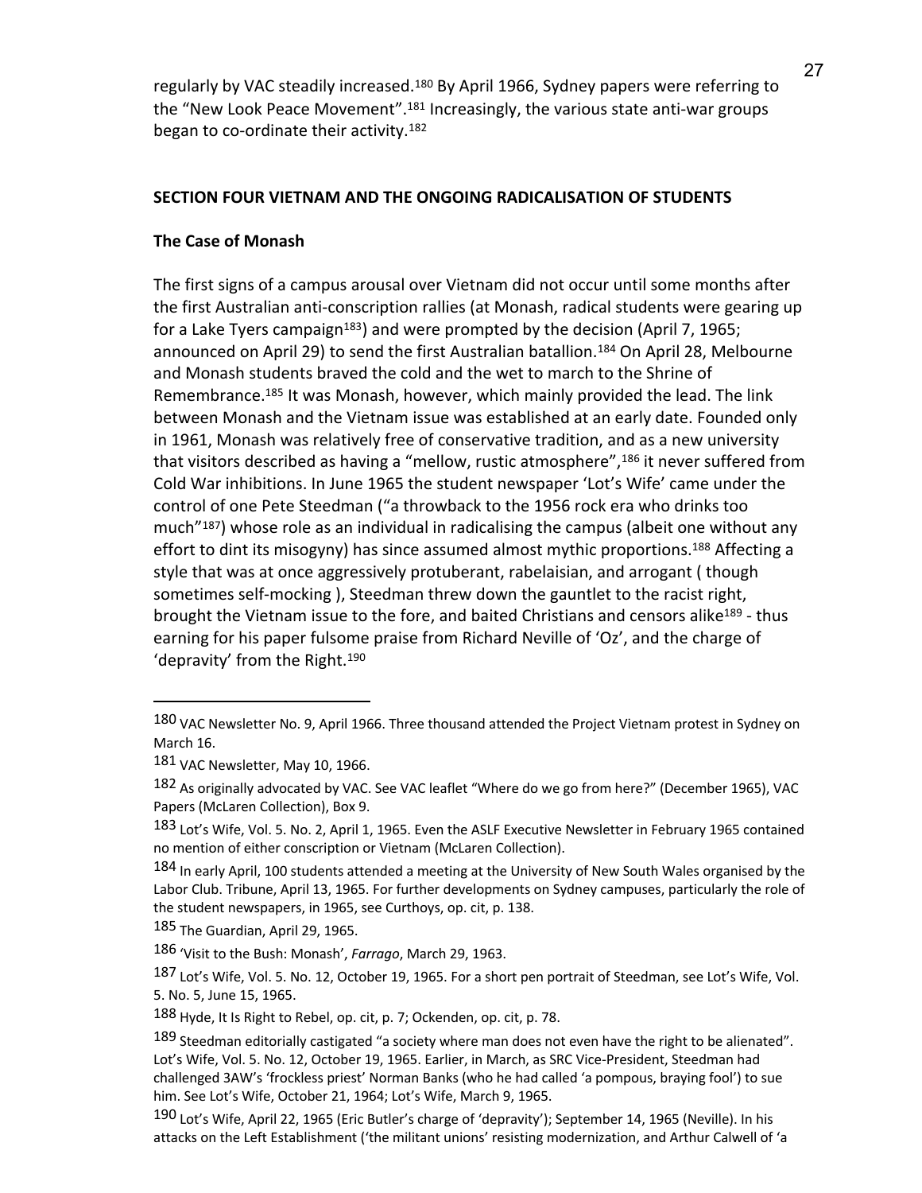regularly by VAC steadily increased.[180] By April 1966, Sydney papers were referring to the "New Look Peace Movement".[181] Increasingly, the various state anti-war groups began to co-ordinate their activity.[182]

## SECTION FOUR VIETNAM AND THE ONGOING RADICALISATION OF STUDENTS

### The Case of Monash

The first signs of a campus arousal over Vietnam did not occur until some months after the first Australian anti-conscription rallies (at Monash, radical students were gearing up for a Lake Tyers campaign[183]) and were prompted by the decision (April 7, 1965; announced on April 29) to send the first Australian batallion.[184] On April 28, Melbourne and Monash students braved the cold and the wet to march to the Shrine of Remembrance.[185] It was Monash, however, which mainly provided the lead. The link between Monash and the Vietnam issue was established at an early date. Founded only in 1961, Monash was relatively free of conservative tradition, and as a new university that visitors described as having a "mellow, rustic atmosphere",[186] it never suffered from Cold War inhibitions. In June 1965 the student newspaper 'Lot's Wife' came under the control of one Pete Steedman ("a throwback to the 1956 rock era who drinks too much"[187]) whose role as an individual in radicalising the campus (albeit one without any effort to dint its misogyny) has since assumed almost mythic proportions.[188] Affecting a style that was at once aggressively protuberant, rabelaisian, and arrogant ( though sometimes self-mocking ), Steedman threw down the gauntlet to the racist right, brought the Vietnam issue to the fore, and baited Christians and censors alike[189] - thus earning for his paper fulsome praise from Richard Neville of 'Oz', and the charge of 'depravity' from the Right.[190]

---

[180] VAC Newsletter No. 9, April 1966. Three thousand attended the Project Vietnam protest in Sydney on March 16.

[181] VAC Newsletter, May 10, 1966.

[182] As originally advocated by VAC. See VAC leaflet "Where do we go from here?" (December 1965), VAC Papers (McLaren Collection), Box 9.

[183] Lot's Wife, Vol. 5. No. 2, April 1, 1965. Even the ASLF Executive Newsletter in February 1965 contained no mention of either conscription or Vietnam (McLaren Collection).

[184] In early April, 100 students attended a meeting at the University of New South Wales organised by the Labor Club. Tribune, April 13, 1965. For further developments on Sydney campuses, particularly the role of the student newspapers, in 1965, see Curthoys, op. cit, p. 138.

[185] The Guardian, April 29, 1965.

[186] 'Visit to the Bush: Monash', *Farrago*, March 29, 1963.

[187] Lot's Wife, Vol. 5. No. 12, October 19, 1965. For a short pen portrait of Steedman, see Lot's Wife, Vol. 5. No. 5, June 15, 1965.

[188] Hyde, It Is Right to Rebel, op. cit, p. 7; Ockenden, op. cit, p. 78.

[189] Steedman editorially castigated "a society where man does not even have the right to be alienated". Lot's Wife, Vol. 5. No. 12, October 19, 1965. Earlier, in March, as SRC Vice-President, Steedman had challenged 3AW's 'frockless priest' Norman Banks (who he had called 'a pompous, braying fool') to sue him. See Lot's Wife, October 21, 1964; Lot's Wife, March 9, 1965.

[190] Lot's Wife, April 22, 1965 (Eric Butler's charge of 'depravity'); September 14, 1965 (Neville). In his attacks on the Left Establishment ('the militant unions' resisting modernization, and Arthur Calwell of 'a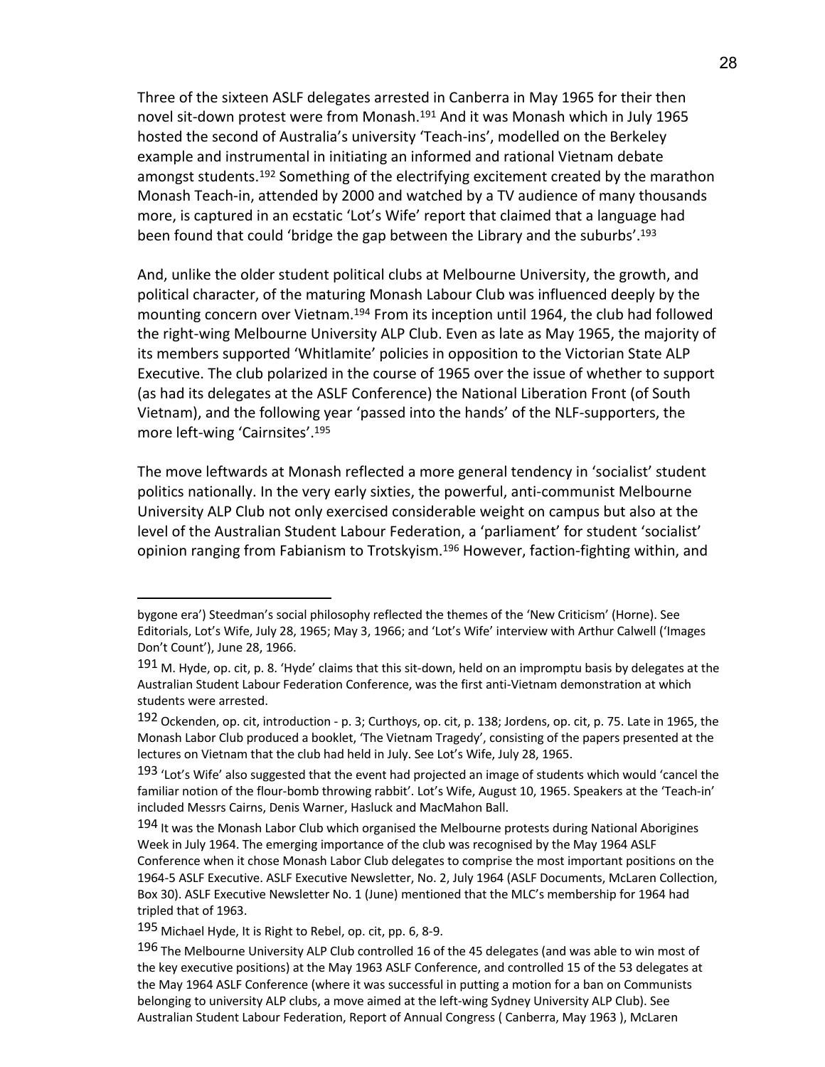Three of the sixteen ASLF delegates arrested in Canberra in May 1965 for their then novel sit-down protest were from Monash.[191] And it was Monash which in July 1965 hosted the second of Australia's university 'Teach-ins', modelled on the Berkeley example and instrumental in initiating an informed and rational Vietnam debate amongst students.[192] Something of the electrifying excitement created by the marathon Monash Teach-in, attended by 2000 and watched by a TV audience of many thousands more, is captured in an ecstatic 'Lot's Wife' report that claimed that a language had been found that could 'bridge the gap between the Library and the suburbs'.[193]

And, unlike the older student political clubs at Melbourne University, the growth, and political character, of the maturing Monash Labour Club was influenced deeply by the mounting concern over Vietnam.[194] From its inception until 1964, the club had followed the right-wing Melbourne University ALP Club. Even as late as May 1965, the majority of its members supported 'Whitlamite' policies in opposition to the Victorian State ALP Executive. The club polarized in the course of 1965 over the issue of whether to support (as had its delegates at the ASLF Conference) the National Liberation Front (of South Vietnam), and the following year 'passed into the hands' of the NLF-supporters, the more left-wing 'Cairnsites'.[195]

The move leftwards at Monash reflected a more general tendency in 'socialist' student politics nationally. In the very early sixties, the powerful, anti-communist Melbourne University ALP Club not only exercised considerable weight on campus but also at the level of the Australian Student Labour Federation, a 'parliament' for student 'socialist' opinion ranging from Fabianism to Trotskyism.[196] However, faction-fighting within, and

---

bygone era') Steedman's social philosophy reflected the themes of the 'New Criticism' (Horne). See Editorials, Lot's Wife, July 28, 1965; May 3, 1966; and 'Lot's Wife' interview with Arthur Calwell ('Images Don't Count'), June 28, 1966.

191 M. Hyde, op. cit, p. 8. 'Hyde' claims that this sit-down, held on an impromptu basis by delegates at the Australian Student Labour Federation Conference, was the first anti-Vietnam demonstration at which students were arrested.

192 Ockenden, op. cit, introduction - p. 3; Curthoys, op. cit, p. 138; Jordens, op. cit, p. 75. Late in 1965, the Monash Labor Club produced a booklet, 'The Vietnam Tragedy', consisting of the papers presented at the lectures on Vietnam that the club had held in July. See Lot's Wife, July 28, 1965.

193 'Lot's Wife' also suggested that the event had projected an image of students which would 'cancel the familiar notion of the flour-bomb throwing rabbit'. Lot's Wife, August 10, 1965. Speakers at the 'Teach-in' included Messrs Cairns, Denis Warner, Hasluck and MacMahon Ball.

194 It was the Monash Labor Club which organised the Melbourne protests during National Aborigines Week in July 1964. The emerging importance of the club was recognised by the May 1964 ASLF Conference when it chose Monash Labor Club delegates to comprise the most important positions on the 1964-5 ASLF Executive. ASLF Executive Newsletter, No. 2, July 1964 (ASLF Documents, McLaren Collection, Box 30). ASLF Executive Newsletter No. 1 (June) mentioned that the MLC's membership for 1964 had tripled that of 1963.

195 Michael Hyde, It is Right to Rebel, op. cit, pp. 6, 8-9.

196 The Melbourne University ALP Club controlled 16 of the 45 delegates (and was able to win most of the key executive positions) at the May 1963 ASLF Conference, and controlled 15 of the 53 delegates at the May 1964 ASLF Conference (where it was successful in putting a motion for a ban on Communists belonging to university ALP clubs, a move aimed at the left-wing Sydney University ALP Club). See Australian Student Labour Federation, Report of Annual Congress ( Canberra, May 1963 ), McLaren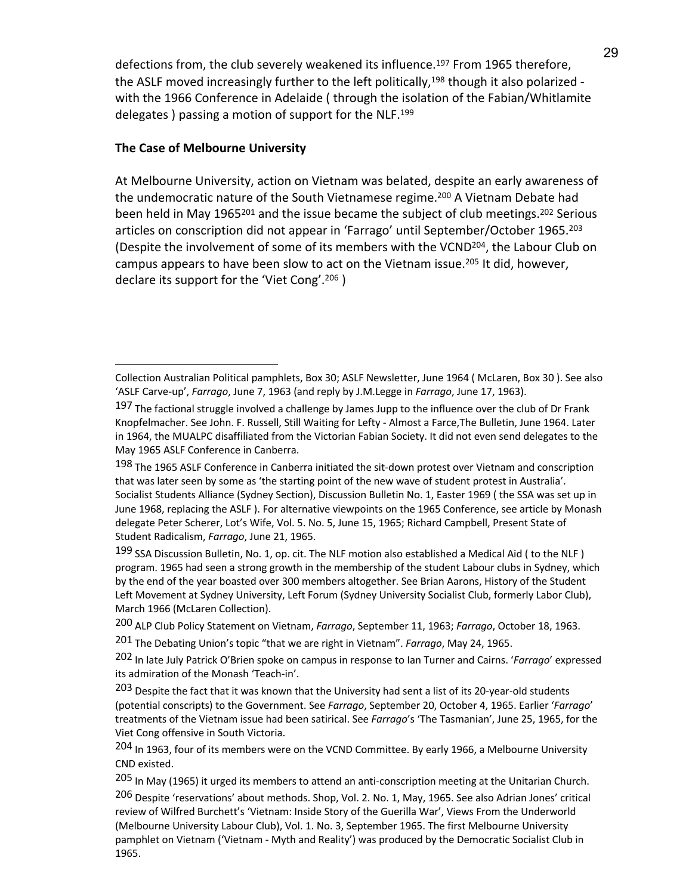defections from, the club severely weakened its influence.[197] From 1965 therefore, the ASLF moved increasingly further to the left politically,[198] though it also polarized - with the 1966 Conference in Adelaide ( through the isolation of the Fabian/Whitlamite delegates ) passing a motion of support for the NLF.[199]

**The Case of Melbourne University**

At Melbourne University, action on Vietnam was belated, despite an early awareness of the undemocratic nature of the South Vietnamese regime.[200] A Vietnam Debate had been held in May 1965[201] and the issue became the subject of club meetings.[202] Serious articles on conscription did not appear in 'Farrago' until September/October 1965.[203] (Despite the involvement of some of its members with the VCND[204], the Labour Club on campus appears to have been slow to act on the Vietnam issue.[205] It did, however, declare its support for the 'Viet Cong'.[206] )

---

Collection Australian Political pamphlets, Box 30; ASLF Newsletter, June 1964 ( McLaren, Box 30 ). See also 'ASLF Carve-up', *Farrago*, June 7, 1963 (and reply by J.M.Legge in *Farrago*, June 17, 1963).

197 The factional struggle involved a challenge by James Jupp to the influence over the club of Dr Frank Knopfelmacher. See John. F. Russell, Still Waiting for Lefty - Almost a Farce,The Bulletin, June 1964. Later in 1964, the MUALPC disaffiliated from the Victorian Fabian Society. It did not even send delegates to the May 1965 ASLF Conference in Canberra.

198 The 1965 ASLF Conference in Canberra initiated the sit-down protest over Vietnam and conscription that was later seen by some as 'the starting point of the new wave of student protest in Australia'. Socialist Students Alliance (Sydney Section), Discussion Bulletin No. 1, Easter 1969 ( the SSA was set up in June 1968, replacing the ASLF ). For alternative viewpoints on the 1965 Conference, see article by Monash delegate Peter Scherer, Lot's Wife, Vol. 5. No. 5, June 15, 1965; Richard Campbell, Present State of Student Radicalism, *Farrago*, June 21, 1965.

199 SSA Discussion Bulletin, No. 1, op. cit. The NLF motion also established a Medical Aid ( to the NLF ) program. 1965 had seen a strong growth in the membership of the student Labour clubs in Sydney, which by the end of the year boasted over 300 members altogether. See Brian Aarons, History of the Student Left Movement at Sydney University, Left Forum (Sydney University Socialist Club, formerly Labor Club), March 1966 (McLaren Collection).

200 ALP Club Policy Statement on Vietnam, *Farrago*, September 11, 1963; *Farrago*, October 18, 1963.

201 The Debating Union's topic "that we are right in Vietnam". *Farrago*, May 24, 1965.

202 In late July Patrick O'Brien spoke on campus in response to Ian Turner and Cairns. '*Farrago*' expressed its admiration of the Monash 'Teach-in'.

203 Despite the fact that it was known that the University had sent a list of its 20-year-old students (potential conscripts) to the Government. See *Farrago*, September 20, October 4, 1965. Earlier '*Farrago*' treatments of the Vietnam issue had been satirical. See *Farrago*'s 'The Tasmanian', June 25, 1965, for the Viet Cong offensive in South Victoria.

204 In 1963, four of its members were on the VCND Committee. By early 1966, a Melbourne University CND existed.

205 In May (1965) it urged its members to attend an anti-conscription meeting at the Unitarian Church.

206 Despite 'reservations' about methods. Shop, Vol. 2. No. 1, May, 1965. See also Adrian Jones' critical review of Wilfred Burchett's 'Vietnam: Inside Story of the Guerilla War', Views From the Underworld (Melbourne University Labour Club), Vol. 1. No. 3, September 1965. The first Melbourne University pamphlet on Vietnam ('Vietnam - Myth and Reality') was produced by the Democratic Socialist Club in 1965.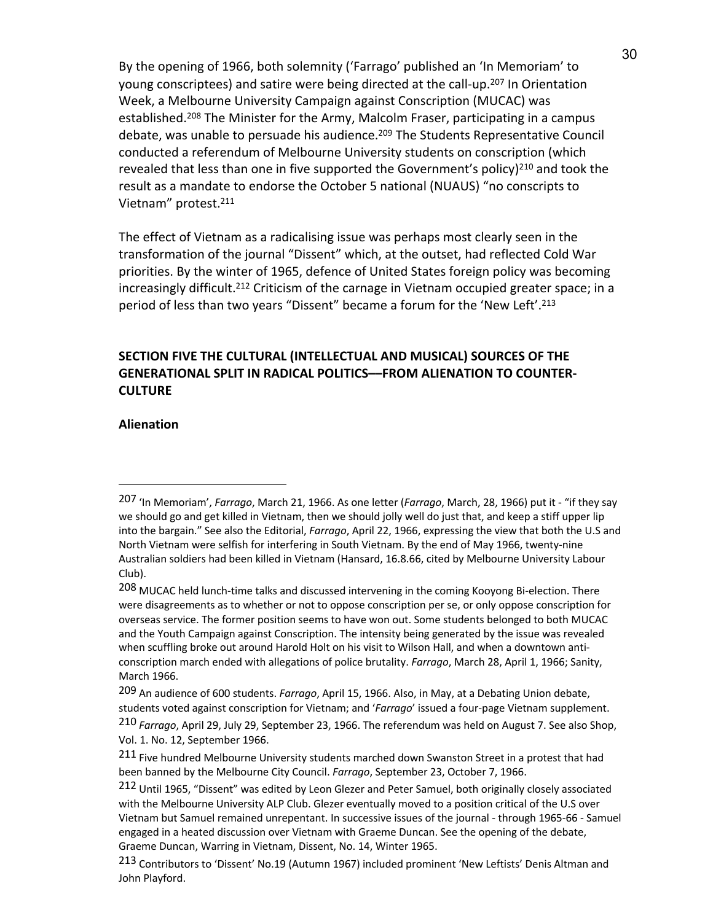By the opening of 1966, both solemnity ('Farrago' published an 'In Memoriam' to young conscriptees) and satire were being directed at the call-up.[207] In Orientation Week, a Melbourne University Campaign against Conscription (MUCAC) was established.[208] The Minister for the Army, Malcolm Fraser, participating in a campus debate, was unable to persuade his audience.[209] The Students Representative Council conducted a referendum of Melbourne University students on conscription (which revealed that less than one in five supported the Government's policy)[210] and took the result as a mandate to endorse the October 5 national (NUAUS) "no conscripts to Vietnam" protest.[211]

The effect of Vietnam as a radicalising issue was perhaps most clearly seen in the transformation of the journal "Dissent" which, at the outset, had reflected Cold War priorities. By the winter of 1965, defence of United States foreign policy was becoming increasingly difficult.[212] Criticism of the carnage in Vietnam occupied greater space; in a period of less than two years "Dissent" became a forum for the 'New Left'.[213]

## SECTION FIVE THE CULTURAL (INTELLECTUAL AND MUSICAL) SOURCES OF THE GENERATIONAL SPLIT IN RADICAL POLITICS—FROM ALIENATION TO COUNTER-CULTURE

### Alienation

---

[207] 'In Memoriam', *Farrago*, March 21, 1966. As one letter (*Farrago*, March, 28, 1966) put it - "if they say we should go and get killed in Vietnam, then we should jolly well do just that, and keep a stiff upper lip into the bargain." See also the Editorial, *Farrago*, April 22, 1966, expressing the view that both the U.S and North Vietnam were selfish for interfering in South Vietnam. By the end of May 1966, twenty-nine Australian soldiers had been killed in Vietnam (Hansard, 16.8.66, cited by Melbourne University Labour Club).

[208] MUCAC held lunch-time talks and discussed intervening in the coming Kooyong Bi-election. There were disagreements as to whether or not to oppose conscription per se, or only oppose conscription for overseas service. The former position seems to have won out. Some students belonged to both MUCAC and the Youth Campaign against Conscription. The intensity being generated by the issue was revealed when scuffling broke out around Harold Holt on his visit to Wilson Hall, and when a downtown anti-conscription march ended with allegations of police brutality. *Farrago*, March 28, April 1, 1966; Sanity, March 1966.

[209] An audience of 600 students. *Farrago*, April 15, 1966. Also, in May, at a Debating Union debate, students voted against conscription for Vietnam; and '*Farrago*' issued a four-page Vietnam supplement.

[210] *Farrago*, April 29, July 29, September 23, 1966. The referendum was held on August 7. See also Shop, Vol. 1. No. 12, September 1966.

[211] Five hundred Melbourne University students marched down Swanston Street in a protest that had been banned by the Melbourne City Council. *Farrago*, September 23, October 7, 1966.

[212] Until 1965, "Dissent" was edited by Leon Glezer and Peter Samuel, both originally closely associated with the Melbourne University ALP Club. Glezer eventually moved to a position critical of the U.S over Vietnam but Samuel remained unrepentant. In successive issues of the journal - through 1965-66 - Samuel engaged in a heated discussion over Vietnam with Graeme Duncan. See the opening of the debate, Graeme Duncan, Warring in Vietnam, Dissent, No. 14, Winter 1965.

[213] Contributors to 'Dissent' No.19 (Autumn 1967) included prominent 'New Leftists' Denis Altman and John Playford.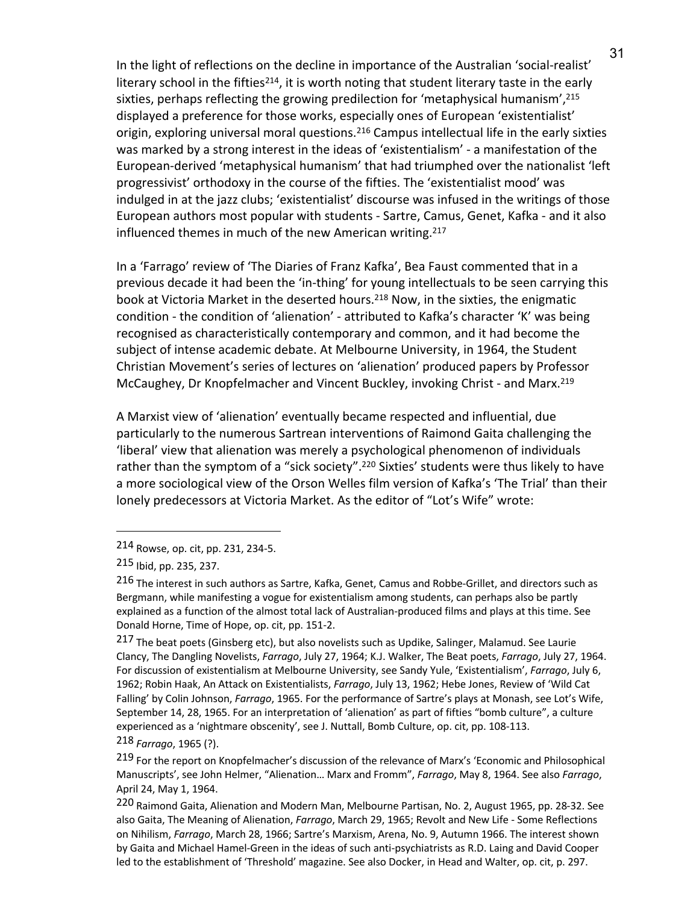In the light of reflections on the decline in importance of the Australian 'social-realist' literary school in the fifties[214], it is worth noting that student literary taste in the early sixties, perhaps reflecting the growing predilection for 'metaphysical humanism',[215] displayed a preference for those works, especially ones of European 'existentialist' origin, exploring universal moral questions.[216] Campus intellectual life in the early sixties was marked by a strong interest in the ideas of 'existentialism' - a manifestation of the European-derived 'metaphysical humanism' that had triumphed over the nationalist 'left progressivist' orthodoxy in the course of the fifties. The 'existentialist mood' was indulged in at the jazz clubs; 'existentialist' discourse was infused in the writings of those European authors most popular with students - Sartre, Camus, Genet, Kafka - and it also influenced themes in much of the new American writing.[217]

In a 'Farrago' review of 'The Diaries of Franz Kafka', Bea Faust commented that in a previous decade it had been the 'in-thing' for young intellectuals to be seen carrying this book at Victoria Market in the deserted hours.[218] Now, in the sixties, the enigmatic condition - the condition of 'alienation' - attributed to Kafka's character 'K' was being recognised as characteristically contemporary and common, and it had become the subject of intense academic debate. At Melbourne University, in 1964, the Student Christian Movement's series of lectures on 'alienation' produced papers by Professor McCaughey, Dr Knopfelmacher and Vincent Buckley, invoking Christ - and Marx.[219]

A Marxist view of 'alienation' eventually became respected and influential, due particularly to the numerous Sartrean interventions of Raimond Gaita challenging the 'liberal' view that alienation was merely a psychological phenomenon of individuals rather than the symptom of a "sick society".[220] Sixties' students were thus likely to have a more sociological view of the Orson Welles film version of Kafka's 'The Trial' than their lonely predecessors at Victoria Market. As the editor of "Lot's Wife" wrote:

---

214 Rowse, op. cit, pp. 231, 234-5.

215 Ibid, pp. 235, 237.

216 The interest in such authors as Sartre, Kafka, Genet, Camus and Robbe-Grillet, and directors such as Bergmann, while manifesting a vogue for existentialism among students, can perhaps also be partly explained as a function of the almost total lack of Australian-produced films and plays at this time. See Donald Horne, Time of Hope, op. cit, pp. 151-2.

217 The beat poets (Ginsberg etc), but also novelists such as Updike, Salinger, Malamud. See Laurie Clancy, The Dangling Novelists, *Farrago*, July 27, 1964; K.J. Walker, The Beat poets, *Farrago*, July 27, 1964. For discussion of existentialism at Melbourne University, see Sandy Yule, 'Existentialism', *Farrago*, July 6, 1962; Robin Haak, An Attack on Existentialists, *Farrago*, July 13, 1962; Hebe Jones, Review of 'Wild Cat Falling' by Colin Johnson, *Farrago*, 1965. For the performance of Sartre's plays at Monash, see Lot's Wife, September 14, 28, 1965. For an interpretation of 'alienation' as part of fifties "bomb culture", a culture experienced as a 'nightmare obscenity', see J. Nuttall, Bomb Culture, op. cit, pp. 108-113.

218 *Farrago*, 1965 (?).

219 For the report on Knopfelmacher's discussion of the relevance of Marx's 'Economic and Philosophical Manuscripts', see John Helmer, "Alienation… Marx and Fromm", *Farrago*, May 8, 1964. See also *Farrago*, April 24, May 1, 1964.

220 Raimond Gaita, Alienation and Modern Man, Melbourne Partisan, No. 2, August 1965, pp. 28-32. See also Gaita, The Meaning of Alienation, *Farrago*, March 29, 1965; Revolt and New Life - Some Reflections on Nihilism, *Farrago*, March 28, 1966; Sartre's Marxism, Arena, No. 9, Autumn 1966. The interest shown by Gaita and Michael Hamel-Green in the ideas of such anti-psychiatrists as R.D. Laing and David Cooper led to the establishment of 'Threshold' magazine. See also Docker, in Head and Walter, op. cit, p. 297.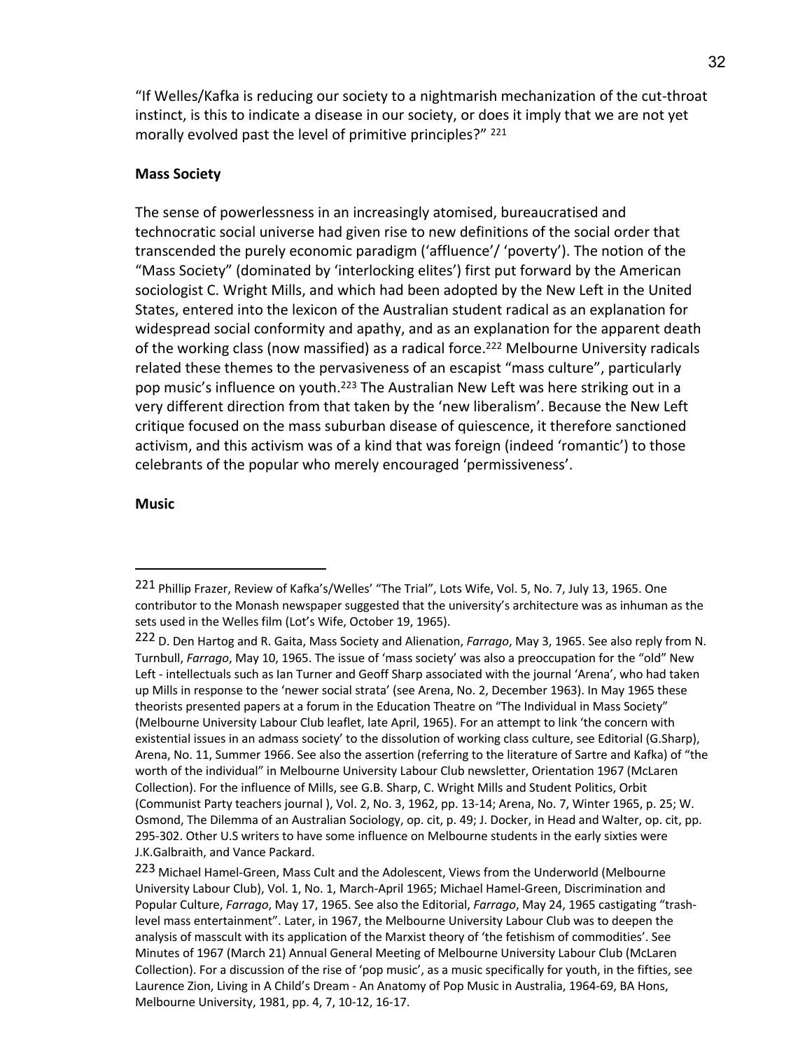"If Welles/Kafka is reducing our society to a nightmarish mechanization of the cut-throat instinct, is this to indicate a disease in our society, or does it imply that we are not yet morally evolved past the level of primitive principles?" [221]

**Mass Society**

The sense of powerlessness in an increasingly atomised, bureaucratised and technocratic social universe had given rise to new definitions of the social order that transcended the purely economic paradigm ('affluence'/ 'poverty'). The notion of the "Mass Society" (dominated by 'interlocking elites') first put forward by the American sociologist C. Wright Mills, and which had been adopted by the New Left in the United States, entered into the lexicon of the Australian student radical as an explanation for widespread social conformity and apathy, and as an explanation for the apparent death of the working class (now massified) as a radical force.[222] Melbourne University radicals related these themes to the pervasiveness of an escapist "mass culture", particularly pop music's influence on youth.[223] The Australian New Left was here striking out in a very different direction from that taken by the 'new liberalism'. Because the New Left critique focused on the mass suburban disease of quiescence, it therefore sanctioned activism, and this activism was of a kind that was foreign (indeed 'romantic') to those celebrants of the popular who merely encouraged 'permissiveness'.

**Music**

---

[221] Phillip Frazer, Review of Kafka's/Welles' "The Trial", Lots Wife, Vol. 5, No. 7, July 13, 1965. One contributor to the Monash newspaper suggested that the university's architecture was as inhuman as the sets used in the Welles film (Lot's Wife, October 19, 1965).

[222] D. Den Hartog and R. Gaita, Mass Society and Alienation, *Farrago*, May 3, 1965. See also reply from N. Turnbull, *Farrago*, May 10, 1965. The issue of 'mass society' was also a preoccupation for the "old" New Left - intellectuals such as Ian Turner and Geoff Sharp associated with the journal 'Arena', who had taken up Mills in response to the 'newer social strata' (see Arena, No. 2, December 1963). In May 1965 these theorists presented papers at a forum in the Education Theatre on "The Individual in Mass Society" (Melbourne University Labour Club leaflet, late April, 1965). For an attempt to link 'the concern with existential issues in an admass society' to the dissolution of working class culture, see Editorial (G.Sharp), Arena, No. 11, Summer 1966. See also the assertion (referring to the literature of Sartre and Kafka) of "the worth of the individual" in Melbourne University Labour Club newsletter, Orientation 1967 (McLaren Collection). For the influence of Mills, see G.B. Sharp, C. Wright Mills and Student Politics, Orbit (Communist Party teachers journal ), Vol. 2, No. 3, 1962, pp. 13-14; Arena, No. 7, Winter 1965, p. 25; W. Osmond, The Dilemma of an Australian Sociology, op. cit, p. 49; J. Docker, in Head and Walter, op. cit, pp. 295-302. Other U.S writers to have some influence on Melbourne students in the early sixties were J.K.Galbraith, and Vance Packard.

[223] Michael Hamel-Green, Mass Cult and the Adolescent, Views from the Underworld (Melbourne University Labour Club), Vol. 1, No. 1, March-April 1965; Michael Hamel-Green, Discrimination and Popular Culture, *Farrago*, May 17, 1965. See also the Editorial, *Farrago*, May 24, 1965 castigating "trash-level mass entertainment". Later, in 1967, the Melbourne University Labour Club was to deepen the analysis of masscult with its application of the Marxist theory of 'the fetishism of commodities'. See Minutes of 1967 (March 21) Annual General Meeting of Melbourne University Labour Club (McLaren Collection). For a discussion of the rise of 'pop music', as a music specifically for youth, in the fifties, see Laurence Zion, Living in A Child's Dream - An Anatomy of Pop Music in Australia, 1964-69, BA Hons, Melbourne University, 1981, pp. 4, 7, 10-12, 16-17.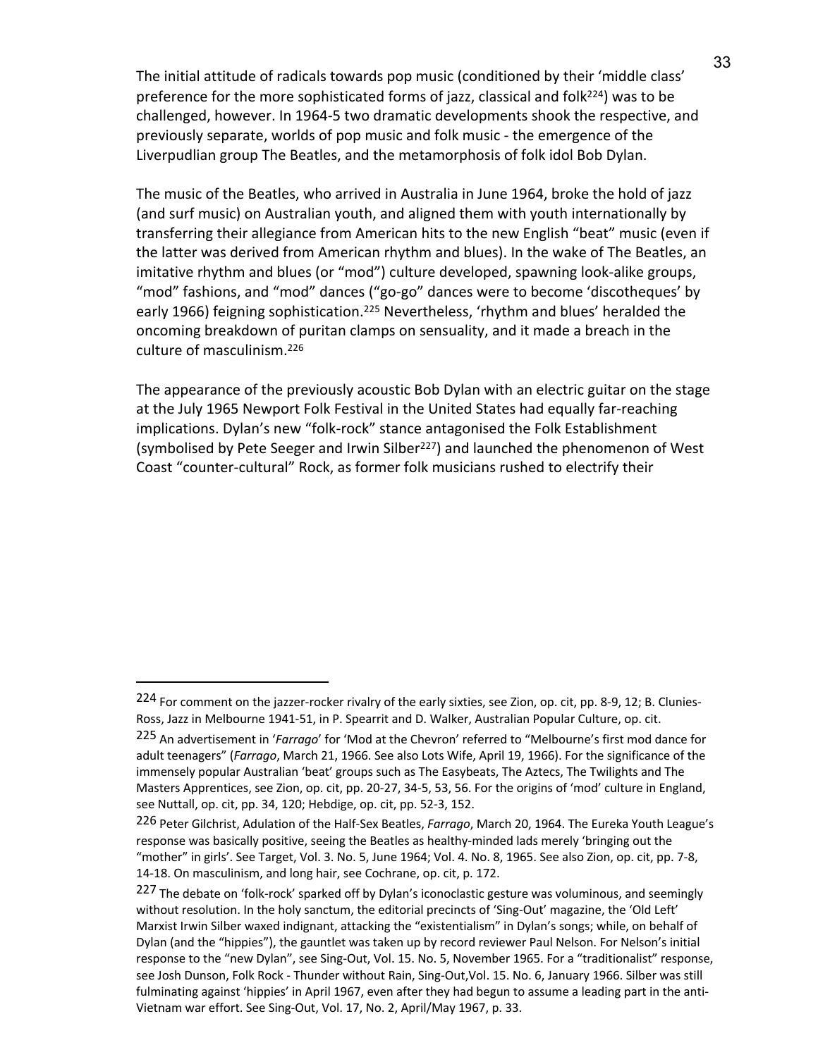The initial attitude of radicals towards pop music (conditioned by their 'middle class' preference for the more sophisticated forms of jazz, classical and folk[224]) was to be challenged, however. In 1964-5 two dramatic developments shook the respective, and previously separate, worlds of pop music and folk music - the emergence of the Liverpudlian group The Beatles, and the metamorphosis of folk idol Bob Dylan.

The music of the Beatles, who arrived in Australia in June 1964, broke the hold of jazz (and surf music) on Australian youth, and aligned them with youth internationally by transferring their allegiance from American hits to the new English "beat" music (even if the latter was derived from American rhythm and blues). In the wake of The Beatles, an imitative rhythm and blues (or "mod") culture developed, spawning look-alike groups, "mod" fashions, and "mod" dances ("go-go" dances were to become 'discotheques' by early 1966) feigning sophistication.[225] Nevertheless, 'rhythm and blues' heralded the oncoming breakdown of puritan clamps on sensuality, and it made a breach in the culture of masculinism.[226]

The appearance of the previously acoustic Bob Dylan with an electric guitar on the stage at the July 1965 Newport Folk Festival in the United States had equally far-reaching implications. Dylan's new "folk-rock" stance antagonised the Folk Establishment (symbolised by Pete Seeger and Irwin Silber[227]) and launched the phenomenon of West Coast "counter-cultural" Rock, as former folk musicians rushed to electrify their

---

[224] For comment on the jazzer-rocker rivalry of the early sixties, see Zion, op. cit, pp. 8-9, 12; B. Clunies-Ross, Jazz in Melbourne 1941-51, in P. Spearrit and D. Walker, Australian Popular Culture, op. cit.

[225] An advertisement in '*Farrago*' for 'Mod at the Chevron' referred to "Melbourne's first mod dance for adult teenagers" (*Farrago*, March 21, 1966. See also Lots Wife, April 19, 1966). For the significance of the immensely popular Australian 'beat' groups such as The Easybeats, The Aztecs, The Twilights and The Masters Apprentices, see Zion, op. cit, pp. 20-27, 34-5, 53, 56. For the origins of 'mod' culture in England, see Nuttall, op. cit, pp. 34, 120; Hebdige, op. cit, pp. 52-3, 152.

[226] Peter Gilchrist, Adulation of the Half-Sex Beatles, *Farrago*, March 20, 1964. The Eureka Youth League's response was basically positive, seeing the Beatles as healthy-minded lads merely 'bringing out the "mother" in girls'. See Target, Vol. 3. No. 5, June 1964; Vol. 4. No. 8, 1965. See also Zion, op. cit, pp. 7-8, 14-18. On masculinism, and long hair, see Cochrane, op. cit, p. 172.

[227] The debate on 'folk-rock' sparked off by Dylan's iconoclastic gesture was voluminous, and seemingly without resolution. In the holy sanctum, the editorial precincts of 'Sing-Out' magazine, the 'Old Left' Marxist Irwin Silber waxed indignant, attacking the "existentialism" in Dylan's songs; while, on behalf of Dylan (and the "hippies"), the gauntlet was taken up by record reviewer Paul Nelson. For Nelson's initial response to the "new Dylan", see Sing-Out, Vol. 15. No. 5, November 1965. For a "traditionalist" response, see Josh Dunson, Folk Rock - Thunder without Rain, Sing-Out,Vol. 15. No. 6, January 1966. Silber was still fulminating against 'hippies' in April 1967, even after they had begun to assume a leading part in the anti-Vietnam war effort. See Sing-Out, Vol. 17, No. 2, April/May 1967, p. 33.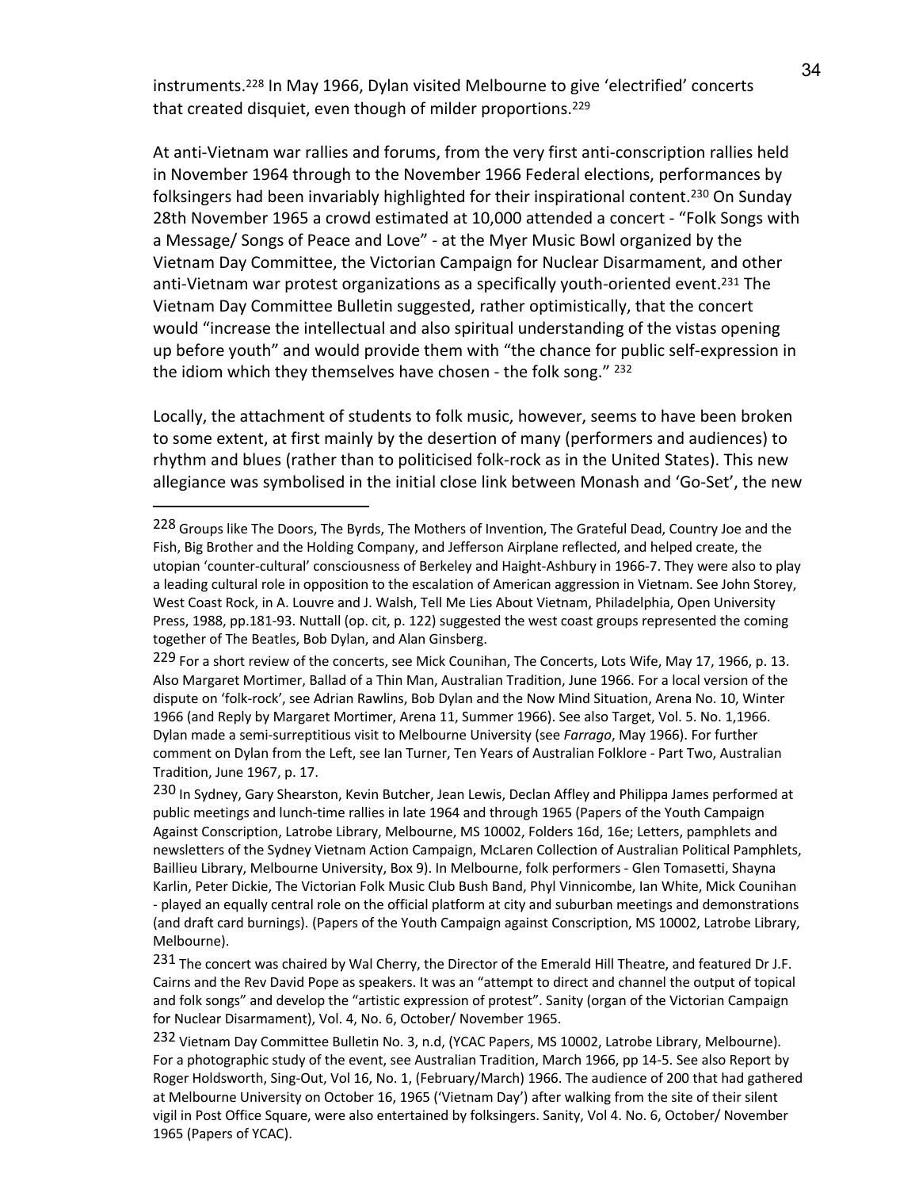instruments.[228] In May 1966, Dylan visited Melbourne to give 'electrified' concerts that created disquiet, even though of milder proportions.[229]

At anti-Vietnam war rallies and forums, from the very first anti-conscription rallies held in November 1964 through to the November 1966 Federal elections, performances by folksingers had been invariably highlighted for their inspirational content.[230] On Sunday 28th November 1965 a crowd estimated at 10,000 attended a concert - "Folk Songs with a Message/ Songs of Peace and Love" - at the Myer Music Bowl organized by the Vietnam Day Committee, the Victorian Campaign for Nuclear Disarmament, and other anti-Vietnam war protest organizations as a specifically youth-oriented event.[231] The Vietnam Day Committee Bulletin suggested, rather optimistically, that the concert would "increase the intellectual and also spiritual understanding of the vistas opening up before youth" and would provide them with "the chance for public self-expression in the idiom which they themselves have chosen - the folk song." [232]

Locally, the attachment of students to folk music, however, seems to have been broken to some extent, at first mainly by the desertion of many (performers and audiences) to rhythm and blues (rather than to politicised folk-rock as in the United States). This new allegiance was symbolised in the initial close link between Monash and 'Go-Set', the new

---

[228] Groups like The Doors, The Byrds, The Mothers of Invention, The Grateful Dead, Country Joe and the Fish, Big Brother and the Holding Company, and Jefferson Airplane reflected, and helped create, the utopian 'counter-cultural' consciousness of Berkeley and Haight-Ashbury in 1966-7. They were also to play a leading cultural role in opposition to the escalation of American aggression in Vietnam. See John Storey, West Coast Rock, in A. Louvre and J. Walsh, Tell Me Lies About Vietnam, Philadelphia, Open University Press, 1988, pp.181-93. Nuttall (op. cit, p. 122) suggested the west coast groups represented the coming together of The Beatles, Bob Dylan, and Alan Ginsberg.

[229] For a short review of the concerts, see Mick Counihan, The Concerts, Lots Wife, May 17, 1966, p. 13. Also Margaret Mortimer, Ballad of a Thin Man, Australian Tradition, June 1966. For a local version of the dispute on 'folk-rock', see Adrian Rawlins, Bob Dylan and the Now Mind Situation, Arena No. 10, Winter 1966 (and Reply by Margaret Mortimer, Arena 11, Summer 1966). See also Target, Vol. 5. No. 1,1966. Dylan made a semi-surreptitious visit to Melbourne University (see *Farrago*, May 1966). For further comment on Dylan from the Left, see Ian Turner, Ten Years of Australian Folklore - Part Two, Australian Tradition, June 1967, p. 17.

[230] In Sydney, Gary Shearston, Kevin Butcher, Jean Lewis, Declan Affley and Philippa James performed at public meetings and lunch-time rallies in late 1964 and through 1965 (Papers of the Youth Campaign Against Conscription, Latrobe Library, Melbourne, MS 10002, Folders 16d, 16e; Letters, pamphlets and newsletters of the Sydney Vietnam Action Campaign, McLaren Collection of Australian Political Pamphlets, Baillieu Library, Melbourne University, Box 9). In Melbourne, folk performers - Glen Tomasetti, Shayna Karlin, Peter Dickie, The Victorian Folk Music Club Bush Band, Phyl Vinnicombe, Ian White, Mick Counihan - played an equally central role on the official platform at city and suburban meetings and demonstrations (and draft card burnings). (Papers of the Youth Campaign against Conscription, MS 10002, Latrobe Library, Melbourne).

[231] The concert was chaired by Wal Cherry, the Director of the Emerald Hill Theatre, and featured Dr J.F. Cairns and the Rev David Pope as speakers. It was an "attempt to direct and channel the output of topical and folk songs" and develop the "artistic expression of protest". Sanity (organ of the Victorian Campaign for Nuclear Disarmament), Vol. 4, No. 6, October/ November 1965.

[232] Vietnam Day Committee Bulletin No. 3, n.d, (YCAC Papers, MS 10002, Latrobe Library, Melbourne). For a photographic study of the event, see Australian Tradition, March 1966, pp 14-5. See also Report by Roger Holdsworth, Sing-Out, Vol 16, No. 1, (February/March) 1966. The audience of 200 that had gathered at Melbourne University on October 16, 1965 ('Vietnam Day') after walking from the site of their silent vigil in Post Office Square, were also entertained by folksingers. Sanity, Vol 4. No. 6, October/ November 1965 (Papers of YCAC).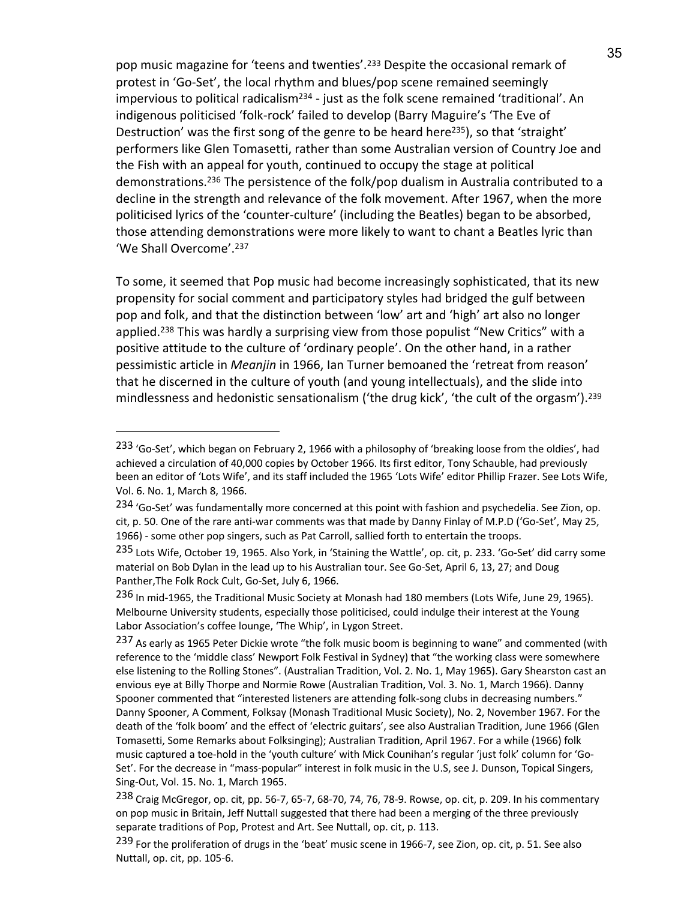pop music magazine for 'teens and twenties'.[233] Despite the occasional remark of protest in 'Go-Set', the local rhythm and blues/pop scene remained seemingly impervious to political radicalism[234] - just as the folk scene remained 'traditional'. An indigenous politicised 'folk-rock' failed to develop (Barry Maguire's 'The Eve of Destruction' was the first song of the genre to be heard here[235]), so that 'straight' performers like Glen Tomasetti, rather than some Australian version of Country Joe and the Fish with an appeal for youth, continued to occupy the stage at political demonstrations.[236] The persistence of the folk/pop dualism in Australia contributed to a decline in the strength and relevance of the folk movement. After 1967, when the more politicised lyrics of the 'counter-culture' (including the Beatles) began to be absorbed, those attending demonstrations were more likely to want to chant a Beatles lyric than 'We Shall Overcome'.[237]

To some, it seemed that Pop music had become increasingly sophisticated, that its new propensity for social comment and participatory styles had bridged the gulf between pop and folk, and that the distinction between 'low' art and 'high' art also no longer applied.[238] This was hardly a surprising view from those populist "New Critics" with a positive attitude to the culture of 'ordinary people'. On the other hand, in a rather pessimistic article in *Meanjin* in 1966, Ian Turner bemoaned the 'retreat from reason' that he discerned in the culture of youth (and young intellectuals), and the slide into mindlessness and hedonistic sensationalism ('the drug kick', 'the cult of the orgasm').[239]

---

[233] 'Go-Set', which began on February 2, 1966 with a philosophy of 'breaking loose from the oldies', had achieved a circulation of 40,000 copies by October 1966. Its first editor, Tony Schauble, had previously been an editor of 'Lots Wife', and its staff included the 1965 'Lots Wife' editor Phillip Frazer. See Lots Wife, Vol. 6. No. 1, March 8, 1966.

[234] 'Go-Set' was fundamentally more concerned at this point with fashion and psychedelia. See Zion, op. cit, p. 50. One of the rare anti-war comments was that made by Danny Finlay of M.P.D ('Go-Set', May 25, 1966) - some other pop singers, such as Pat Carroll, sallied forth to entertain the troops.

[235] Lots Wife, October 19, 1965. Also York, in 'Staining the Wattle', op. cit, p. 233. 'Go-Set' did carry some material on Bob Dylan in the lead up to his Australian tour. See Go-Set, April 6, 13, 27; and Doug Panther,The Folk Rock Cult, Go-Set, July 6, 1966.

[236] In mid-1965, the Traditional Music Society at Monash had 180 members (Lots Wife, June 29, 1965). Melbourne University students, especially those politicised, could indulge their interest at the Young Labor Association's coffee lounge, 'The Whip', in Lygon Street.

[237] As early as 1965 Peter Dickie wrote "the folk music boom is beginning to wane" and commented (with reference to the 'middle class' Newport Folk Festival in Sydney) that "the working class were somewhere else listening to the Rolling Stones". (Australian Tradition, Vol. 2. No. 1, May 1965). Gary Shearston cast an envious eye at Billy Thorpe and Normie Rowe (Australian Tradition, Vol. 3. No. 1, March 1966). Danny Spooner commented that "interested listeners are attending folk-song clubs in decreasing numbers." Danny Spooner, A Comment, Folksay (Monash Traditional Music Society), No. 2, November 1967. For the death of the 'folk boom' and the effect of 'electric guitars', see also Australian Tradition, June 1966 (Glen Tomasetti, Some Remarks about Folksinging); Australian Tradition, April 1967. For a while (1966) folk music captured a toe-hold in the 'youth culture' with Mick Counihan's regular 'just folk' column for 'Go-Set'. For the decrease in "mass-popular" interest in folk music in the U.S, see J. Dunson, Topical Singers, Sing-Out, Vol. 15. No. 1, March 1965.

[238] Craig McGregor, op. cit, pp. 56-7, 65-7, 68-70, 74, 76, 78-9. Rowse, op. cit, p. 209. In his commentary on pop music in Britain, Jeff Nuttall suggested that there had been a merging of the three previously separate traditions of Pop, Protest and Art. See Nuttall, op. cit, p. 113.

[239] For the proliferation of drugs in the 'beat' music scene in 1966-7, see Zion, op. cit, p. 51. See also Nuttall, op. cit, pp. 105-6.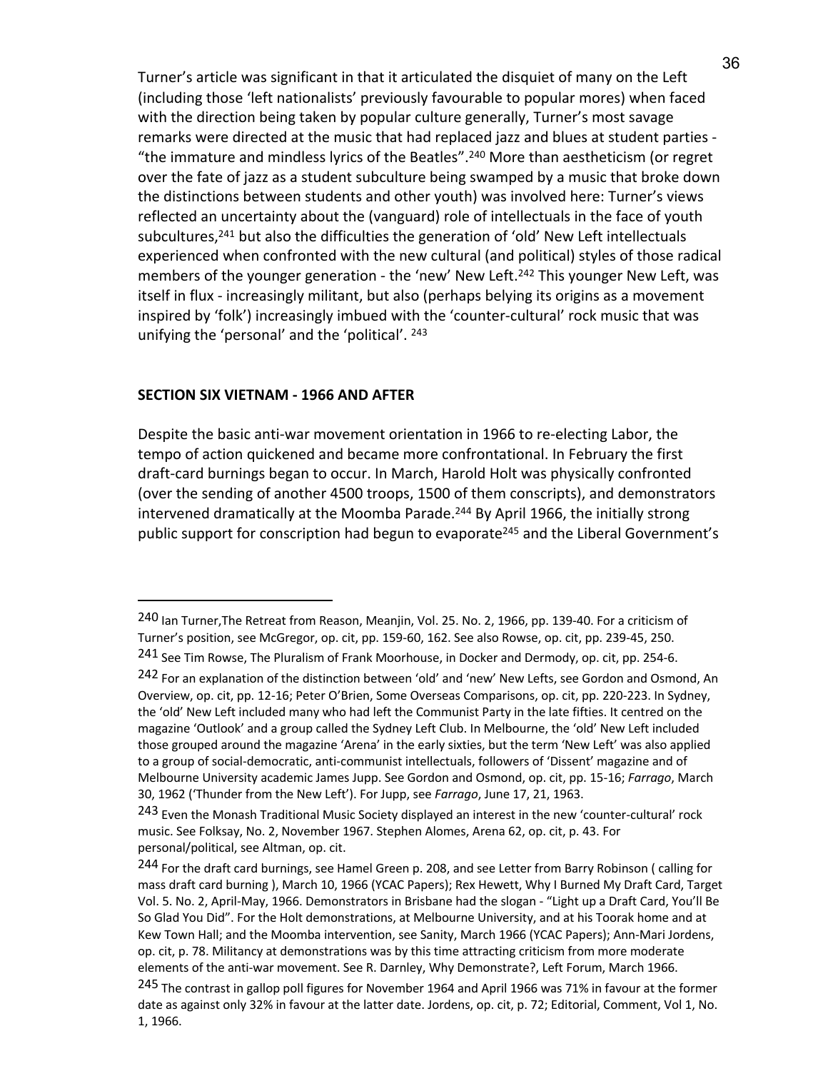Turner's article was significant in that it articulated the disquiet of many on the Left (including those 'left nationalists' previously favourable to popular mores) when faced with the direction being taken by popular culture generally, Turner's most savage remarks were directed at the music that had replaced jazz and blues at student parties - "the immature and mindless lyrics of the Beatles".[240] More than aestheticism (or regret over the fate of jazz as a student subculture being swamped by a music that broke down the distinctions between students and other youth) was involved here: Turner's views reflected an uncertainty about the (vanguard) role of intellectuals in the face of youth subcultures,[241] but also the difficulties the generation of 'old' New Left intellectuals experienced when confronted with the new cultural (and political) styles of those radical members of the younger generation - the 'new' New Left.[242] This younger New Left, was itself in flux - increasingly militant, but also (perhaps belying its origins as a movement inspired by 'folk') increasingly imbued with the 'counter-cultural' rock music that was unifying the 'personal' and the 'political'. [243]

**SECTION SIX VIETNAM - 1966 AND AFTER**

Despite the basic anti-war movement orientation in 1966 to re-electing Labor, the tempo of action quickened and became more confrontational. In February the first draft-card burnings began to occur. In March, Harold Holt was physically confronted (over the sending of another 4500 troops, 1500 of them conscripts), and demonstrators intervened dramatically at the Moomba Parade.[244] By April 1966, the initially strong public support for conscription had begun to evaporate[245] and the Liberal Government's

---

240 Ian Turner,The Retreat from Reason, Meanjin, Vol. 25. No. 2, 1966, pp. 139-40. For a criticism of Turner's position, see McGregor, op. cit, pp. 159-60, 162. See also Rowse, op. cit, pp. 239-45, 250.

241 See Tim Rowse, The Pluralism of Frank Moorhouse, in Docker and Dermody, op. cit, pp. 254-6.

242 For an explanation of the distinction between 'old' and 'new' New Lefts, see Gordon and Osmond, An Overview, op. cit, pp. 12-16; Peter O'Brien, Some Overseas Comparisons, op. cit, pp. 220-223. In Sydney, the 'old' New Left included many who had left the Communist Party in the late fifties. It centred on the magazine 'Outlook' and a group called the Sydney Left Club. In Melbourne, the 'old' New Left included those grouped around the magazine 'Arena' in the early sixties, but the term 'New Left' was also applied to a group of social-democratic, anti-communist intellectuals, followers of 'Dissent' magazine and of Melbourne University academic James Jupp. See Gordon and Osmond, op. cit, pp. 15-16; *Farrago*, March 30, 1962 ('Thunder from the New Left'). For Jupp, see *Farrago*, June 17, 21, 1963.

243 Even the Monash Traditional Music Society displayed an interest in the new 'counter-cultural' rock music. See Folksay, No. 2, November 1967. Stephen Alomes, Arena 62, op. cit, p. 43. For personal/political, see Altman, op. cit.

244 For the draft card burnings, see Hamel Green p. 208, and see Letter from Barry Robinson ( calling for mass draft card burning ), March 10, 1966 (YCAC Papers); Rex Hewett, Why I Burned My Draft Card, Target Vol. 5. No. 2, April-May, 1966. Demonstrators in Brisbane had the slogan - "Light up a Draft Card, You'll Be So Glad You Did". For the Holt demonstrations, at Melbourne University, and at his Toorak home and at Kew Town Hall; and the Moomba intervention, see Sanity, March 1966 (YCAC Papers); Ann-Mari Jordens, op. cit, p. 78. Militancy at demonstrations was by this time attracting criticism from more moderate elements of the anti-war movement. See R. Darnley, Why Demonstrate?, Left Forum, March 1966.

245 The contrast in gallop poll figures for November 1964 and April 1966 was 71% in favour at the former date as against only 32% in favour at the latter date. Jordens, op. cit, p. 72; Editorial, Comment, Vol 1, No. 1, 1966.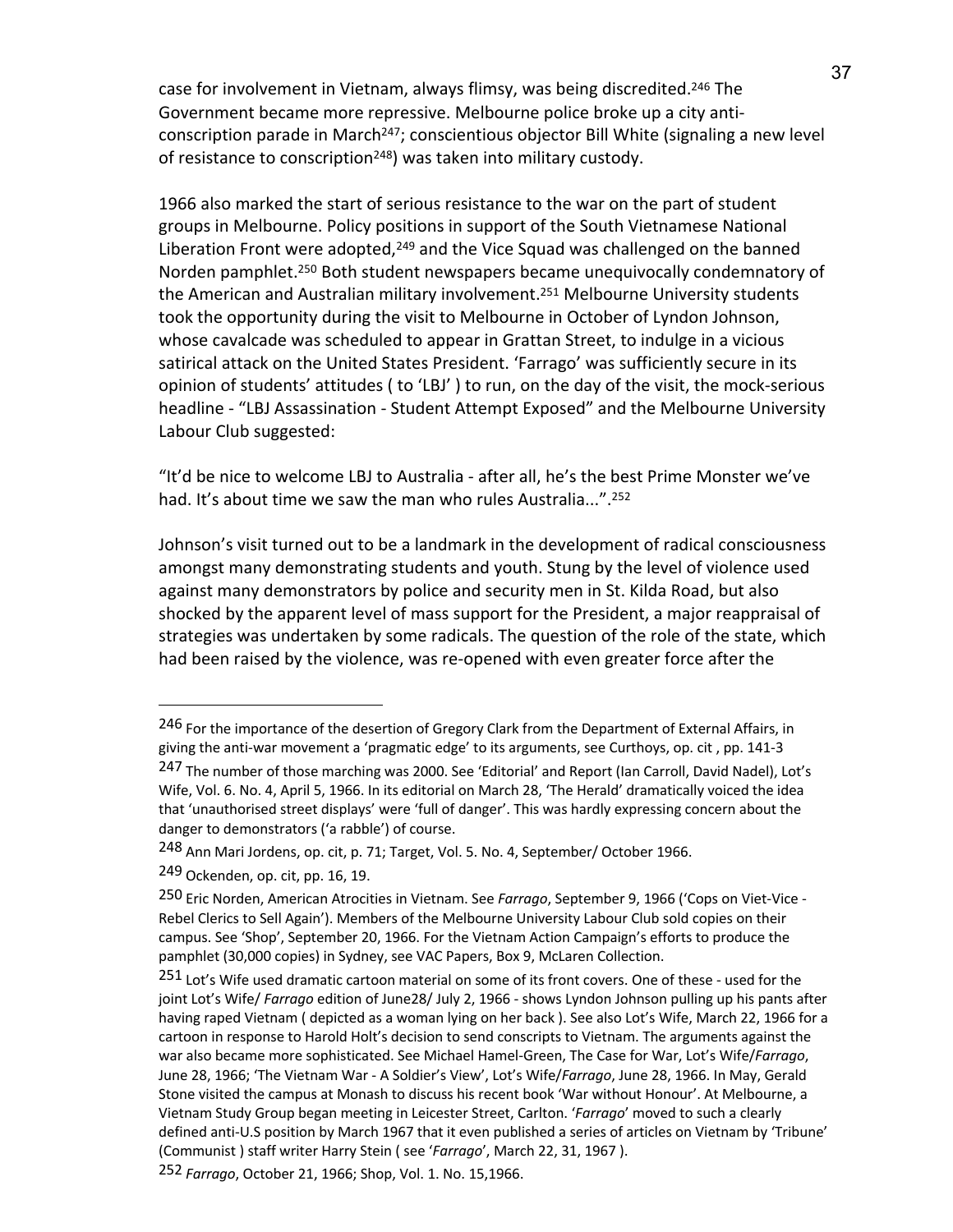case for involvement in Vietnam, always flimsy, was being discredited.[246] The Government became more repressive. Melbourne police broke up a city anti-conscription parade in March[247]; conscientious objector Bill White (signaling a new level of resistance to conscription[248]) was taken into military custody.

1966 also marked the start of serious resistance to the war on the part of student groups in Melbourne. Policy positions in support of the South Vietnamese National Liberation Front were adopted,[249] and the Vice Squad was challenged on the banned Norden pamphlet.[250] Both student newspapers became unequivocally condemnatory of the American and Australian military involvement.[251] Melbourne University students took the opportunity during the visit to Melbourne in October of Lyndon Johnson, whose cavalcade was scheduled to appear in Grattan Street, to indulge in a vicious satirical attack on the United States President. 'Farrago' was sufficiently secure in its opinion of students' attitudes ( to 'LBJ' ) to run, on the day of the visit, the mock-serious headline - "LBJ Assassination - Student Attempt Exposed" and the Melbourne University Labour Club suggested:

"It'd be nice to welcome LBJ to Australia - after all, he's the best Prime Monster we've had. It's about time we saw the man who rules Australia...".[252]

Johnson's visit turned out to be a landmark in the development of radical consciousness amongst many demonstrating students and youth. Stung by the level of violence used against many demonstrators by police and security men in St. Kilda Road, but also shocked by the apparent level of mass support for the President, a major reappraisal of strategies was undertaken by some radicals. The question of the role of the state, which had been raised by the violence, was re-opened with even greater force after the

---

[246] For the importance of the desertion of Gregory Clark from the Department of External Affairs, in giving the anti-war movement a 'pragmatic edge' to its arguments, see Curthoys, op. cit , pp. 141-3

[247] The number of those marching was 2000. See 'Editorial' and Report (Ian Carroll, David Nadel), Lot's Wife, Vol. 6. No. 4, April 5, 1966. In its editorial on March 28, 'The Herald' dramatically voiced the idea that 'unauthorised street displays' were 'full of danger'. This was hardly expressing concern about the danger to demonstrators ('a rabble') of course.

[248] Ann Mari Jordens, op. cit, p. 71; Target, Vol. 5. No. 4, September/ October 1966.

[249] Ockenden, op. cit, pp. 16, 19.

[250] Eric Norden, American Atrocities in Vietnam. See *Farrago*, September 9, 1966 ('Cops on Viet-Vice - Rebel Clerics to Sell Again'). Members of the Melbourne University Labour Club sold copies on their campus. See 'Shop', September 20, 1966. For the Vietnam Action Campaign's efforts to produce the pamphlet (30,000 copies) in Sydney, see VAC Papers, Box 9, McLaren Collection.

[251] Lot's Wife used dramatic cartoon material on some of its front covers. One of these - used for the joint Lot's Wife/ *Farrago* edition of June28/ July 2, 1966 - shows Lyndon Johnson pulling up his pants after having raped Vietnam ( depicted as a woman lying on her back ). See also Lot's Wife, March 22, 1966 for a cartoon in response to Harold Holt's decision to send conscripts to Vietnam. The arguments against the war also became more sophisticated. See Michael Hamel-Green, The Case for War, Lot's Wife/*Farrago*, June 28, 1966; 'The Vietnam War - A Soldier's View', Lot's Wife/*Farrago*, June 28, 1966. In May, Gerald Stone visited the campus at Monash to discuss his recent book 'War without Honour'. At Melbourne, a Vietnam Study Group began meeting in Leicester Street, Carlton. '*Farrago*' moved to such a clearly defined anti-U.S position by March 1967 that it even published a series of articles on Vietnam by 'Tribune' (Communist ) staff writer Harry Stein ( see '*Farrago*', March 22, 31, 1967 ).

[252] *Farrago*, October 21, 1966; Shop, Vol. 1. No. 15,1966.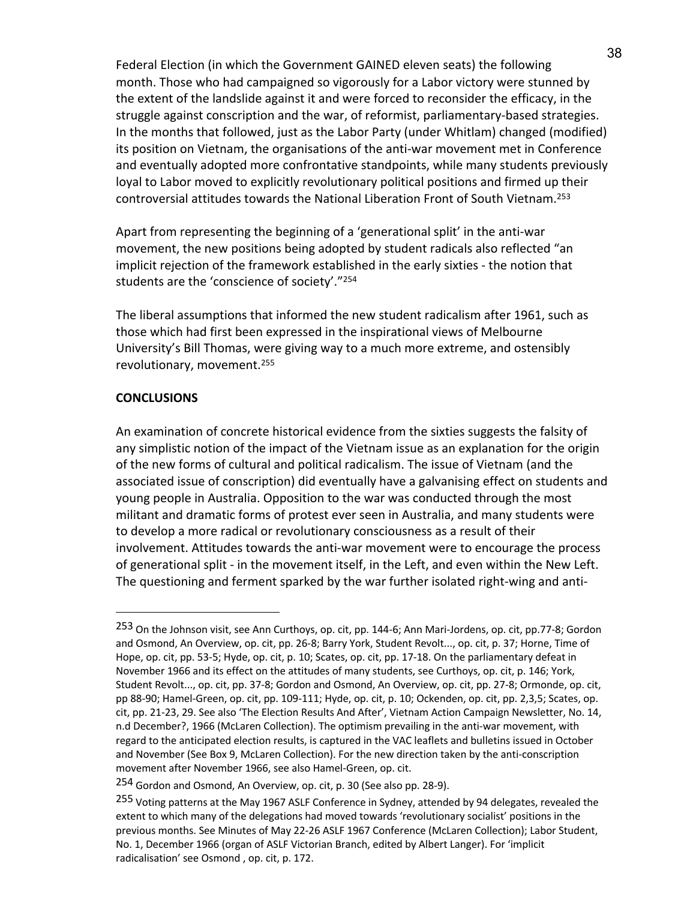Federal Election (in which the Government GAINED eleven seats) the following month. Those who had campaigned so vigorously for a Labor victory were stunned by the extent of the landslide against it and were forced to reconsider the efficacy, in the struggle against conscription and the war, of reformist, parliamentary-based strategies. In the months that followed, just as the Labor Party (under Whitlam) changed (modified) its position on Vietnam, the organisations of the anti-war movement met in Conference and eventually adopted more confrontative standpoints, while many students previously loyal to Labor moved to explicitly revolutionary political positions and firmed up their controversial attitudes towards the National Liberation Front of South Vietnam.[253]

Apart from representing the beginning of a 'generational split' in the anti-war movement, the new positions being adopted by student radicals also reflected "an implicit rejection of the framework established in the early sixties - the notion that students are the 'conscience of society'."[254]

The liberal assumptions that informed the new student radicalism after 1961, such as those which had first been expressed in the inspirational views of Melbourne University's Bill Thomas, were giving way to a much more extreme, and ostensibly revolutionary, movement.[255]

**CONCLUSIONS**

An examination of concrete historical evidence from the sixties suggests the falsity of any simplistic notion of the impact of the Vietnam issue as an explanation for the origin of the new forms of cultural and political radicalism. The issue of Vietnam (and the associated issue of conscription) did eventually have a galvanising effect on students and young people in Australia. Opposition to the war was conducted through the most militant and dramatic forms of protest ever seen in Australia, and many students were to develop a more radical or revolutionary consciousness as a result of their involvement. Attitudes towards the anti-war movement were to encourage the process of generational split - in the movement itself, in the Left, and even within the New Left. The questioning and ferment sparked by the war further isolated right-wing and anti-

---

[253] On the Johnson visit, see Ann Curthoys, op. cit, pp. 144-6; Ann Mari-Jordens, op. cit, pp.77-8; Gordon and Osmond, An Overview, op. cit, pp. 26-8; Barry York, Student Revolt..., op. cit, p. 37; Horne, Time of Hope, op. cit, pp. 53-5; Hyde, op. cit, p. 10; Scates, op. cit, pp. 17-18. On the parliamentary defeat in November 1966 and its effect on the attitudes of many students, see Curthoys, op. cit, p. 146; York, Student Revolt..., op. cit, pp. 37-8; Gordon and Osmond, An Overview, op. cit, pp. 27-8; Ormonde, op. cit, pp 88-90; Hamel-Green, op. cit, pp. 109-111; Hyde, op. cit, p. 10; Ockenden, op. cit, pp. 2,3,5; Scates, op. cit, pp. 21-23, 29. See also 'The Election Results And After', Vietnam Action Campaign Newsletter, No. 14, n.d December?, 1966 (McLaren Collection). The optimism prevailing in the anti-war movement, with regard to the anticipated election results, is captured in the VAC leaflets and bulletins issued in October and November (See Box 9, McLaren Collection). For the new direction taken by the anti-conscription movement after November 1966, see also Hamel-Green, op. cit.

[254] Gordon and Osmond, An Overview, op. cit, p. 30 (See also pp. 28-9).

[255] Voting patterns at the May 1967 ASLF Conference in Sydney, attended by 94 delegates, revealed the extent to which many of the delegations had moved towards 'revolutionary socialist' positions in the previous months. See Minutes of May 22-26 ASLF 1967 Conference (McLaren Collection); Labor Student, No. 1, December 1966 (organ of ASLF Victorian Branch, edited by Albert Langer). For 'implicit radicalisation' see Osmond , op. cit, p. 172.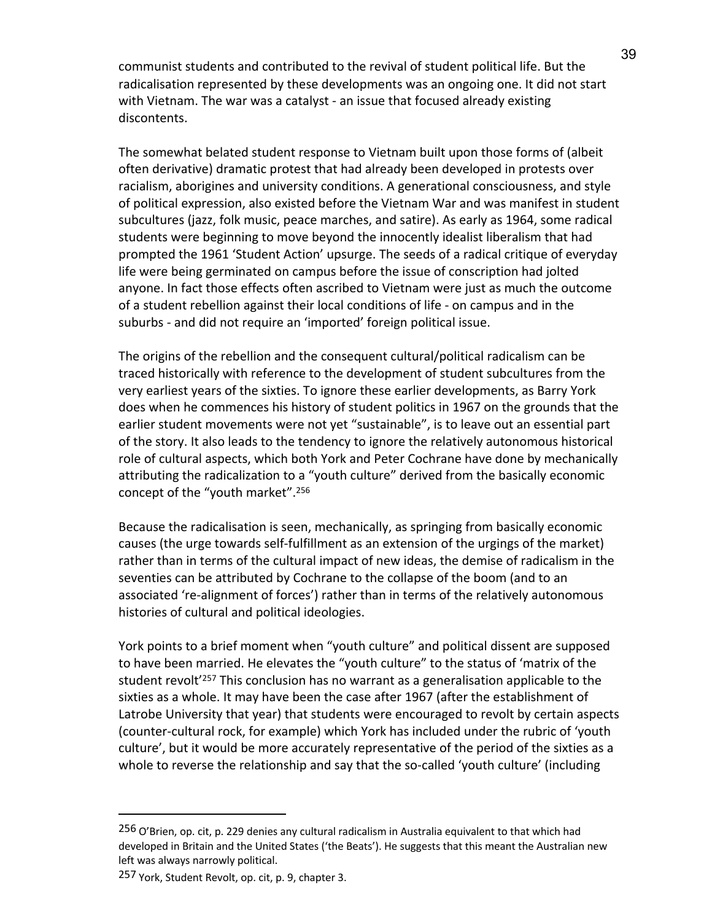communist students and contributed to the revival of student political life. But the radicalisation represented by these developments was an ongoing one. It did not start with Vietnam. The war was a catalyst - an issue that focused already existing discontents.

The somewhat belated student response to Vietnam built upon those forms of (albeit often derivative) dramatic protest that had already been developed in protests over racialism, aborigines and university conditions. A generational consciousness, and style of political expression, also existed before the Vietnam War and was manifest in student subcultures (jazz, folk music, peace marches, and satire). As early as 1964, some radical students were beginning to move beyond the innocently idealist liberalism that had prompted the 1961 'Student Action' upsurge. The seeds of a radical critique of everyday life were being germinated on campus before the issue of conscription had jolted anyone. In fact those effects often ascribed to Vietnam were just as much the outcome of a student rebellion against their local conditions of life - on campus and in the suburbs - and did not require an 'imported' foreign political issue.

The origins of the rebellion and the consequent cultural/political radicalism can be traced historically with reference to the development of student subcultures from the very earliest years of the sixties. To ignore these earlier developments, as Barry York does when he commences his history of student politics in 1967 on the grounds that the earlier student movements were not yet "sustainable", is to leave out an essential part of the story. It also leads to the tendency to ignore the relatively autonomous historical role of cultural aspects, which both York and Peter Cochrane have done by mechanically attributing the radicalization to a "youth culture" derived from the basically economic concept of the "youth market".[256]

Because the radicalisation is seen, mechanically, as springing from basically economic causes (the urge towards self-fulfillment as an extension of the urgings of the market) rather than in terms of the cultural impact of new ideas, the demise of radicalism in the seventies can be attributed by Cochrane to the collapse of the boom (and to an associated 're-alignment of forces') rather than in terms of the relatively autonomous histories of cultural and political ideologies.

York points to a brief moment when "youth culture" and political dissent are supposed to have been married. He elevates the "youth culture" to the status of 'matrix of the student revolt'[257] This conclusion has no warrant as a generalisation applicable to the sixties as a whole. It may have been the case after 1967 (after the establishment of Latrobe University that year) that students were encouraged to revolt by certain aspects (counter-cultural rock, for example) which York has included under the rubric of 'youth culture', but it would be more accurately representative of the period of the sixties as a whole to reverse the relationship and say that the so-called 'youth culture' (including

---

[256] O'Brien, op. cit, p. 229 denies any cultural radicalism in Australia equivalent to that which had developed in Britain and the United States ('the Beats'). He suggests that this meant the Australian new left was always narrowly political.

[257] York, Student Revolt, op. cit, p. 9, chapter 3.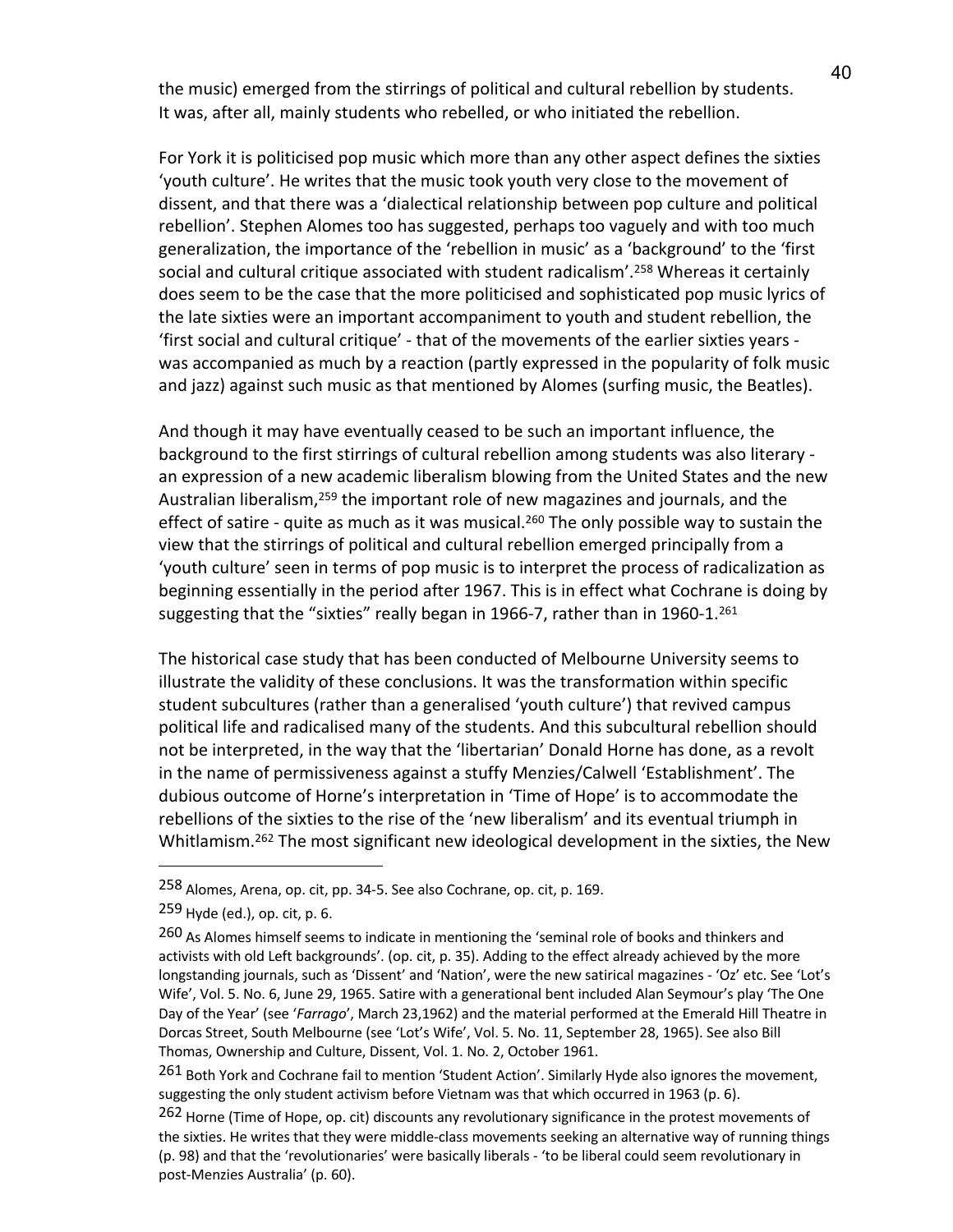the music) emerged from the stirrings of political and cultural rebellion by students. It was, after all, mainly students who rebelled, or who initiated the rebellion.

For York it is politicised pop music which more than any other aspect defines the sixties 'youth culture'. He writes that the music took youth very close to the movement of dissent, and that there was a 'dialectical relationship between pop culture and political rebellion'. Stephen Alomes too has suggested, perhaps too vaguely and with too much generalization, the importance of the 'rebellion in music' as a 'background' to the 'first social and cultural critique associated with student radicalism'.[258] Whereas it certainly does seem to be the case that the more politicised and sophisticated pop music lyrics of the late sixties were an important accompaniment to youth and student rebellion, the 'first social and cultural critique' - that of the movements of the earlier sixties years - was accompanied as much by a reaction (partly expressed in the popularity of folk music and jazz) against such music as that mentioned by Alomes (surfing music, the Beatles).

And though it may have eventually ceased to be such an important influence, the background to the first stirrings of cultural rebellion among students was also literary - an expression of a new academic liberalism blowing from the United States and the new Australian liberalism,[259] the important role of new magazines and journals, and the effect of satire - quite as much as it was musical.[260] The only possible way to sustain the view that the stirrings of political and cultural rebellion emerged principally from a 'youth culture' seen in terms of pop music is to interpret the process of radicalization as beginning essentially in the period after 1967. This is in effect what Cochrane is doing by suggesting that the "sixties" really began in 1966-7, rather than in 1960-1.[261]

The historical case study that has been conducted of Melbourne University seems to illustrate the validity of these conclusions. It was the transformation within specific student subcultures (rather than a generalised 'youth culture') that revived campus political life and radicalised many of the students. And this subcultural rebellion should not be interpreted, in the way that the 'libertarian' Donald Horne has done, as a revolt in the name of permissiveness against a stuffy Menzies/Calwell 'Establishment'. The dubious outcome of Horne's interpretation in 'Time of Hope' is to accommodate the rebellions of the sixties to the rise of the 'new liberalism' and its eventual triumph in Whitlamism.[262] The most significant new ideological development in the sixties, the New

---

[258] Alomes, Arena, op. cit, pp. 34-5. See also Cochrane, op. cit, p. 169.

[259] Hyde (ed.), op. cit, p. 6.

[260] As Alomes himself seems to indicate in mentioning the 'seminal role of books and thinkers and activists with old Left backgrounds'. (op. cit, p. 35). Adding to the effect already achieved by the more longstanding journals, such as 'Dissent' and 'Nation', were the new satirical magazines - 'Oz' etc. See 'Lot's Wife', Vol. 5. No. 6, June 29, 1965. Satire with a generational bent included Alan Seymour's play 'The One Day of the Year' (see '*Farrago*', March 23,1962) and the material performed at the Emerald Hill Theatre in Dorcas Street, South Melbourne (see 'Lot's Wife', Vol. 5. No. 11, September 28, 1965). See also Bill Thomas, Ownership and Culture, Dissent, Vol. 1. No. 2, October 1961.

[261] Both York and Cochrane fail to mention 'Student Action'. Similarly Hyde also ignores the movement, suggesting the only student activism before Vietnam was that which occurred in 1963 (p. 6).

[262] Horne (Time of Hope, op. cit) discounts any revolutionary significance in the protest movements of the sixties. He writes that they were middle-class movements seeking an alternative way of running things (p. 98) and that the 'revolutionaries' were basically liberals - 'to be liberal could seem revolutionary in post-Menzies Australia' (p. 60).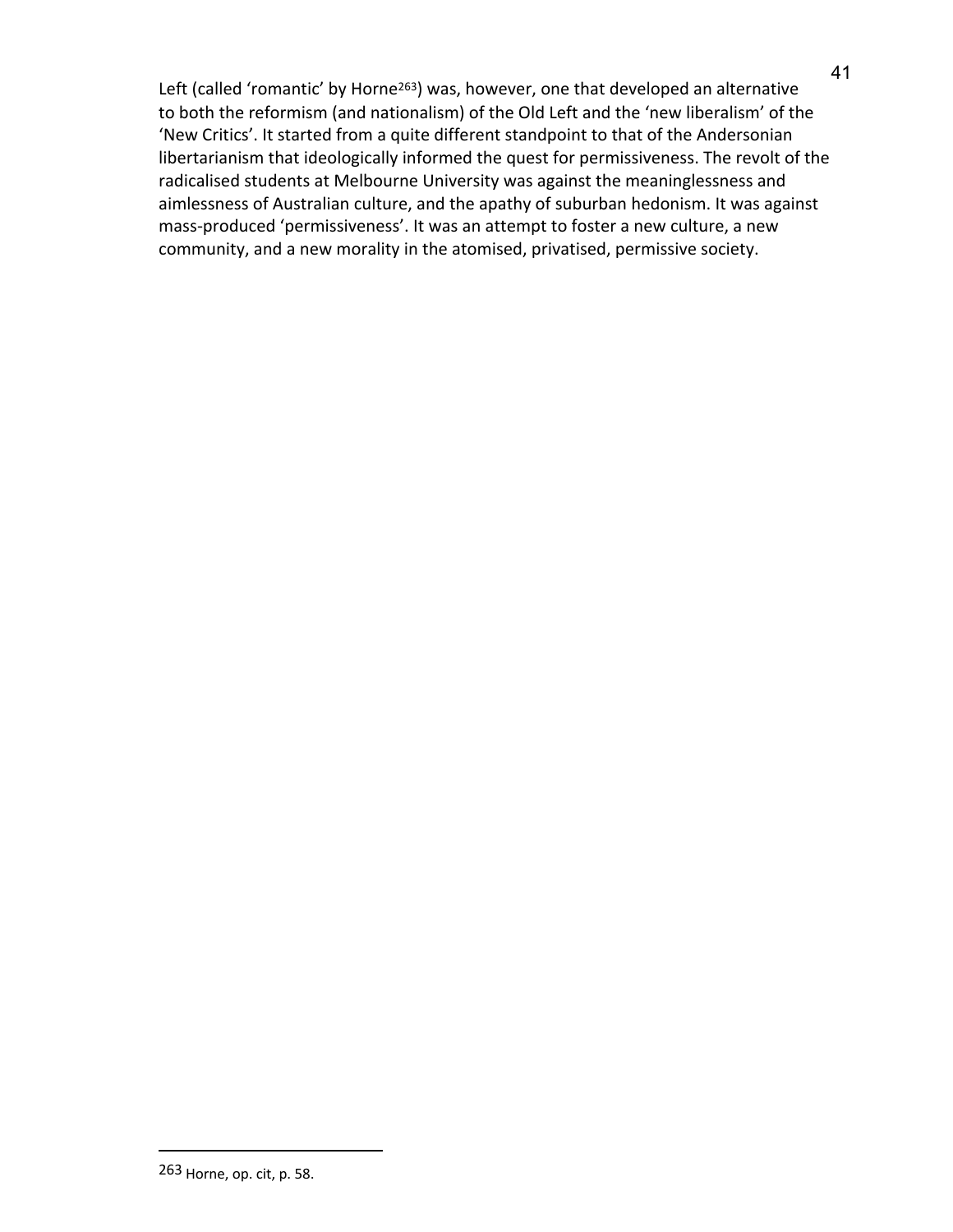Left (called 'romantic' by Horne[263]) was, however, one that developed an alternative to both the reformism (and nationalism) of the Old Left and the 'new liberalism' of the 'New Critics'. It started from a quite different standpoint to that of the Andersonian libertarianism that ideologically informed the quest for permissiveness. The revolt of the radicalised students at Melbourne University was against the meaninglessness and aimlessness of Australian culture, and the apathy of suburban hedonism. It was against mass-produced 'permissiveness'. It was an attempt to foster a new culture, a new community, and a new morality in the atomised, privatised, permissive society.

---

263 Horne, op. cit, p. 58.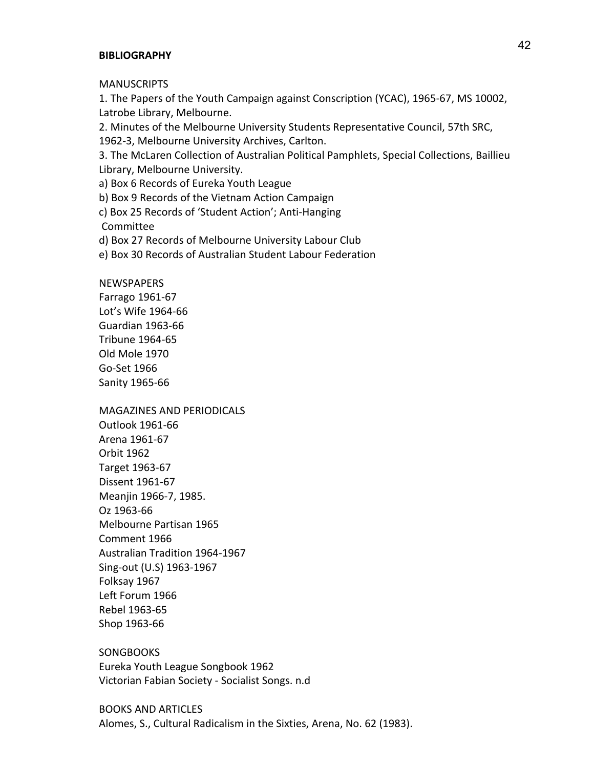**BIBLIOGRAPHY**

MANUSCRIPTS

1. The Papers of the Youth Campaign against Conscription (YCAC), 1965-67, MS 10002, Latrobe Library, Melbourne.
2. Minutes of the Melbourne University Students Representative Council, 57th SRC, 1962-3, Melbourne University Archives, Carlton.
3. The McLaren Collection of Australian Political Pamphlets, Special Collections, Baillieu Library, Melbourne University.

a) Box 6 Records of Eureka Youth League
b) Box 9 Records of the Vietnam Action Campaign
c) Box 25 Records of 'Student Action'; Anti-Hanging Committee
d) Box 27 Records of Melbourne University Labour Club
e) Box 30 Records of Australian Student Labour Federation

NEWSPAPERS

Farrago 1961-67
Lot's Wife 1964-66
Guardian 1963-66
Tribune 1964-65
Old Mole 1970
Go-Set 1966
Sanity 1965-66

MAGAZINES AND PERIODICALS

Outlook 1961-66
Arena 1961-67
Orbit 1962
Target 1963-67
Dissent 1961-67
Meanjin 1966-7, 1985.
Oz 1963-66
Melbourne Partisan 1965
Comment 1966
Australian Tradition 1964-1967
Sing-out (U.S) 1963-1967
Folksay 1967
Left Forum 1966
Rebel 1963-65
Shop 1963-66

SONGBOOKS

Eureka Youth League Songbook 1962
Victorian Fabian Society - Socialist Songs. n.d

BOOKS AND ARTICLES

Alomes, S., Cultural Radicalism in the Sixties, Arena, No. 62 (1983).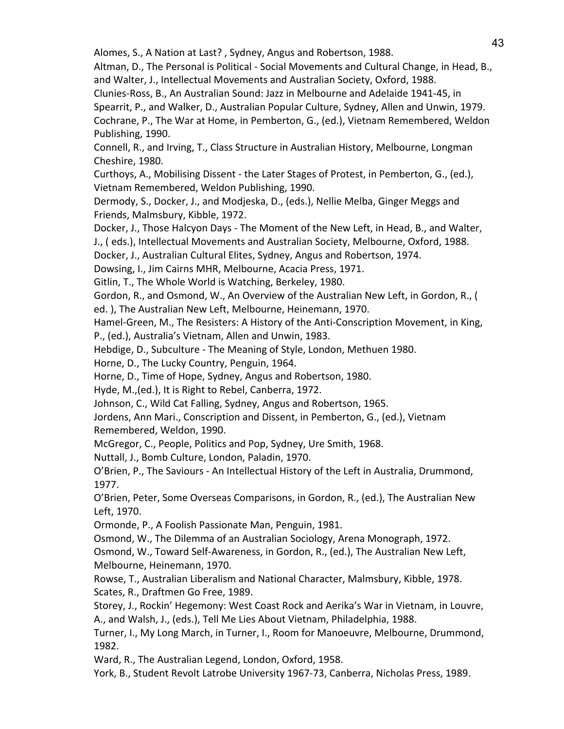Alomes, S., A Nation at Last? , Sydney, Angus and Robertson, 1988.

Altman, D., The Personal is Political - Social Movements and Cultural Change, in Head, B., and Walter, J., Intellectual Movements and Australian Society, Oxford, 1988.

Clunies-Ross, B., An Australian Sound: Jazz in Melbourne and Adelaide 1941-45, in Spearrit, P., and Walker, D., Australian Popular Culture, Sydney, Allen and Unwin, 1979.

Cochrane, P., The War at Home, in Pemberton, G., (ed.), Vietnam Remembered, Weldon Publishing, 1990.

Connell, R., and Irving, T., Class Structure in Australian History, Melbourne, Longman Cheshire, 1980.

Curthoys, A., Mobilising Dissent - the Later Stages of Protest, in Pemberton, G., (ed.), Vietnam Remembered, Weldon Publishing, 1990.

Dermody, S., Docker, J., and Modjeska, D., (eds.), Nellie Melba, Ginger Meggs and Friends, Malmsbury, Kibble, 1972.

Docker, J., Those Halcyon Days - The Moment of the New Left, in Head, B., and Walter, J., ( eds.), Intellectual Movements and Australian Society, Melbourne, Oxford, 1988.

Docker, J., Australian Cultural Elites, Sydney, Angus and Robertson, 1974.

Dowsing, I., Jim Cairns MHR, Melbourne, Acacia Press, 1971.

Gitlin, T., The Whole World is Watching, Berkeley, 1980.

Gordon, R., and Osmond, W., An Overview of the Australian New Left, in Gordon, R., ( ed. ), The Australian New Left, Melbourne, Heinemann, 1970.

Hamel-Green, M., The Resisters: A History of the Anti-Conscription Movement, in King, P., (ed.), Australia's Vietnam, Allen and Unwin, 1983.

Hebdige, D., Subculture - The Meaning of Style, London, Methuen 1980.

Horne, D., The Lucky Country, Penguin, 1964.

Horne, D., Time of Hope, Sydney, Angus and Robertson, 1980.

Hyde, M.,(ed.), It is Right to Rebel, Canberra, 1972.

Johnson, C., Wild Cat Falling, Sydney, Angus and Robertson, 1965.

Jordens, Ann Mari., Conscription and Dissent, in Pemberton, G., (ed.), Vietnam Remembered, Weldon, 1990.

McGregor, C., People, Politics and Pop, Sydney, Ure Smith, 1968.

Nuttall, J., Bomb Culture, London, Paladin, 1970.

O'Brien, P., The Saviours - An Intellectual History of the Left in Australia, Drummond, 1977.

O'Brien, Peter, Some Overseas Comparisons, in Gordon, R., (ed.), The Australian New Left, 1970.

Ormonde, P., A Foolish Passionate Man, Penguin, 1981.

Osmond, W., The Dilemma of an Australian Sociology, Arena Monograph, 1972.

Osmond, W., Toward Self-Awareness, in Gordon, R., (ed.), The Australian New Left, Melbourne, Heinemann, 1970.

Rowse, T., Australian Liberalism and National Character, Malmsbury, Kibble, 1978.

Scates, R., Draftmen Go Free, 1989.

Storey, J., Rockin' Hegemony: West Coast Rock and Aerika's War in Vietnam, in Louvre, A., and Walsh, J., (eds.), Tell Me Lies About Vietnam, Philadelphia, 1988.

Turner, I., My Long March, in Turner, I., Room for Manoeuvre, Melbourne, Drummond, 1982.

Ward, R., The Australian Legend, London, Oxford, 1958.

York, B., Student Revolt Latrobe University 1967-73, Canberra, Nicholas Press, 1989.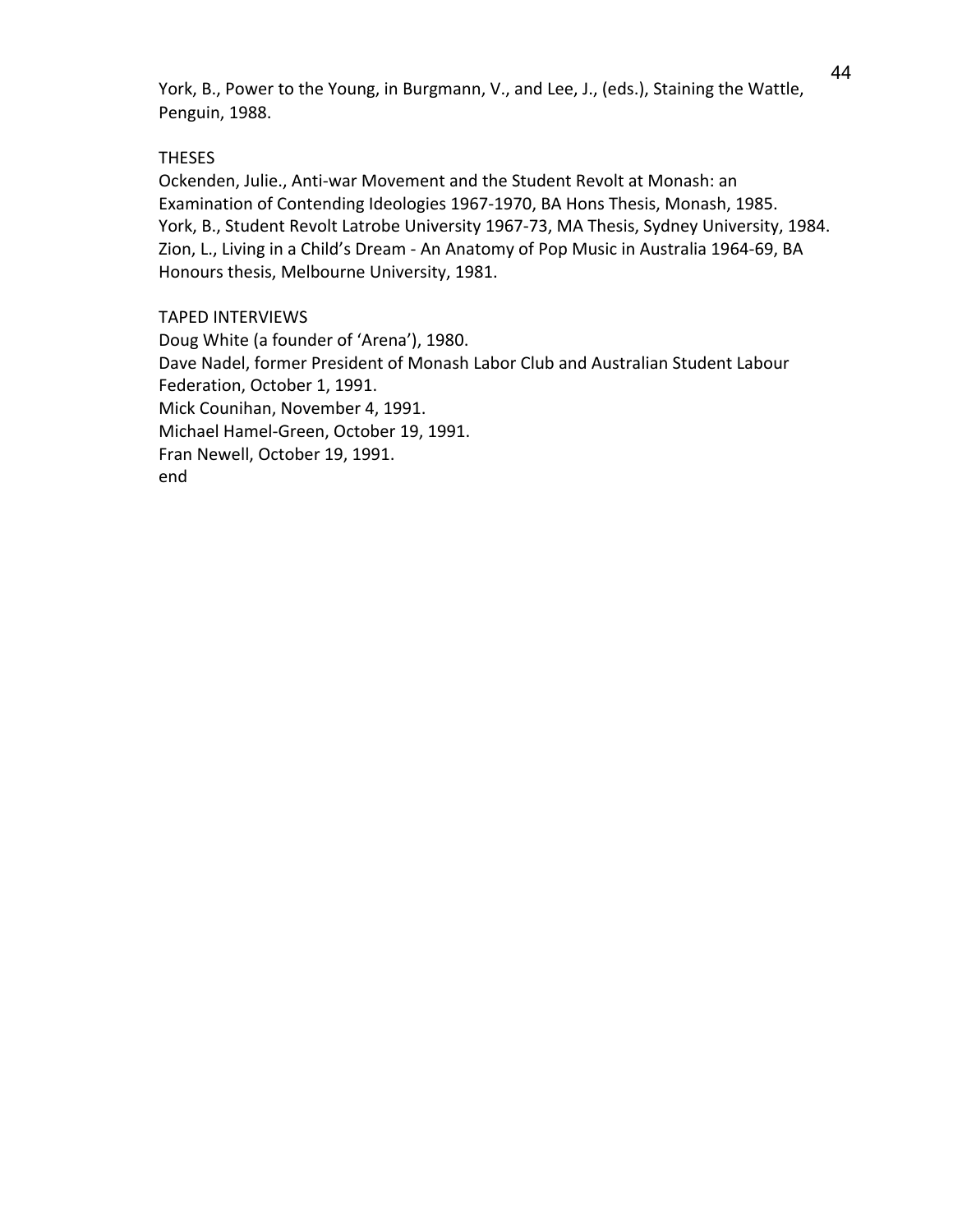York, B., Power to the Young, in Burgmann, V., and Lee, J., (eds.), Staining the Wattle, Penguin, 1988.

THESES

Ockenden, Julie., Anti-war Movement and the Student Revolt at Monash: an Examination of Contending Ideologies 1967-1970, BA Hons Thesis, Monash, 1985.
York, B., Student Revolt Latrobe University 1967-73, MA Thesis, Sydney University, 1984.
Zion, L., Living in a Child's Dream - An Anatomy of Pop Music in Australia 1964-69, BA Honours thesis, Melbourne University, 1981.

TAPED INTERVIEWS

Doug White (a founder of 'Arena'), 1980.
Dave Nadel, former President of Monash Labor Club and Australian Student Labour Federation, October 1, 1991.
Mick Counihan, November 4, 1991.
Michael Hamel-Green, October 19, 1991.
Fran Newell, October 19, 1991.
end